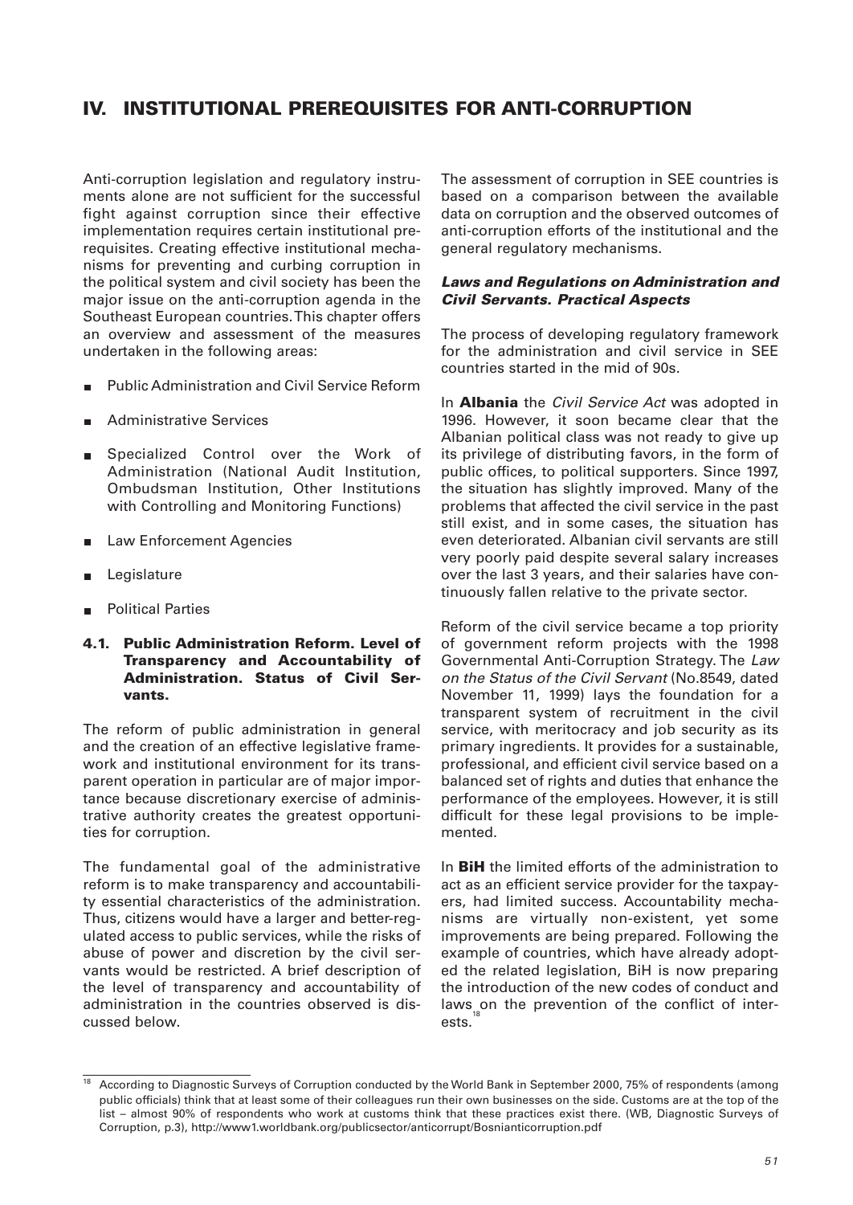# IV. INSTITUTIONAL PREREQUISITES FOR ANTI-CORRUPTION

Anti-corruption legislation and regulatory instruments alone are not sufficient for the successful fight against corruption since their effective implementation requires certain institutional prerequisites. Creating effective institutional mechanisms for preventing and curbing corruption in the political system and civil society has been the major issue on the anti-corruption agenda in the Southeast European countries. This chapter offers an overview and assessment of the measures undertaken in the following areas:

- Public Administration and Civil Service Reform
- Administrative Services
- Specialized Control over the Work of Administration (National Audit Institution, Ombudsman Institution, Other Institutions with Controlling and Monitoring Functions)
- Law Enforcement Agencies
- Legislature
- Political Parties

## 4.1. Public Administration Reform. Level of Transparency and Accountability of Administration. Status of Civil Servants.

The reform of public administration in general and the creation of an effective legislative framework and institutional environment for its transparent operation in particular are of major importance because discretionary exercise of administrative authority creates the greatest opportunities for corruption.

The fundamental goal of the administrative reform is to make transparency and accountability essential characteristics of the administration. Thus, citizens would have a larger and better-regulated access to public services, while the risks of abuse of power and discretion by the civil servants would be restricted. A brief description of the level of transparency and accountability of administration in the countries observed is discussed below.

The assessment of corruption in SEE countries is based on a comparison between the available data on corruption and the observed outcomes of anti-corruption efforts of the institutional and the general regulatory mechanisms.

### *Laws and Regulations on Administration and Civil Servants. Practical Aspects*

The process of developing regulatory framework for the administration and civil service in SEE countries started in the mid of 90s.

In **Albania** the *Civil Service Act* was adopted in 1996. However, it soon became clear that the Albanian political class was not ready to give up its privilege of distributing favors, in the form of public offices, to political supporters. Since 1997, the situation has slightly improved. Many of the problems that affected the civil service in the past still exist, and in some cases, the situation has even deteriorated. Albanian civil servants are still very poorly paid despite several salary increases over the last 3 years, and their salaries have continuously fallen relative to the private sector.

Reform of the civil service became a top priority of government reform projects with the 1998 Governmental Anti-Corruption Strategy. The *Law on the Status of the Civil Servant* (No.8549, dated November 11, 1999) lays the foundation for a transparent system of recruitment in the civil service, with meritocracy and job security as its primary ingredients. It provides for a sustainable, professional, and efficient civil service based on a balanced set of rights and duties that enhance the performance of the employees. However, it is still difficult for these legal provisions to be implemented.

In **BiH** the limited efforts of the administration to act as an efficient service provider for the taxpayers, had limited success. Accountability mechanisms are virtually non-existent, yet some improvements are being prepared. Following the example of countries, which have already adopted the related legislation, BiH is now preparing the introduction of the new codes of conduct and laws on the prevention of the conflict of interests.[18]

---

[18] According to Diagnostic Surveys of Corruption conducted by the World Bank in September 2000, 75% of respondents (among public officials) think that at least some of their colleagues run their own businesses on the side. Customs are at the top of the list – almost 90% of respondents who work at customs think that these practices exist there. (WB, Diagnostic Surveys of Corruption, p.3), http://www1.worldbank.org/publicsector/anticorrupt/Bosnianticorruption.pdf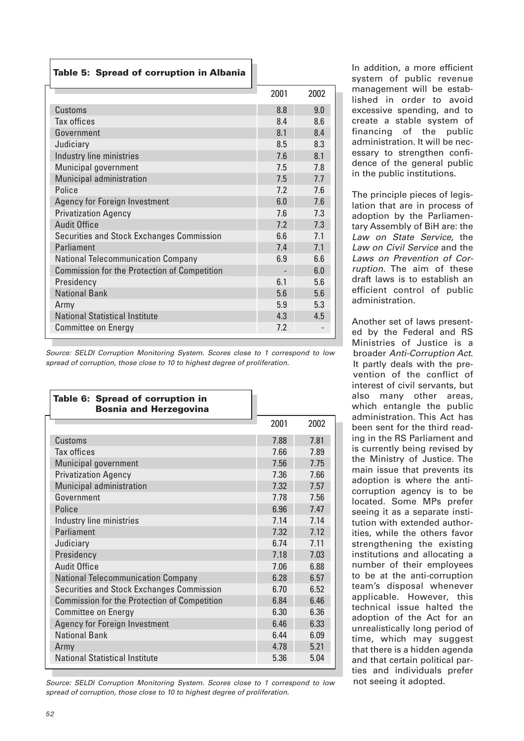**Table 5: Spread of corruption in Albania**

| | 2001 | 2002 |
|---|---|---|
| Customs | 8.8 | 9.0 |
| Tax offices | 8.4 | 8.6 |
| Government | 8.1 | 8.4 |
| Judiciary | 8.5 | 8.3 |
| Industry line ministries | 7.6 | 8.1 |
| Municipal government | 7.5 | 7.8 |
| Municipal administration | 7.5 | 7.7 |
| Police | 7.2 | 7.6 |
| Agency for Foreign Investment | 6.0 | 7.6 |
| Privatization Agency | 7.6 | 7.3 |
| Audit Office | 7.2 | 7.3 |
| Securities and Stock Exchanges Commission | 6.6 | 7.1 |
| Parliament | 7.4 | 7.1 |
| National Telecommunication Company | 6.9 | 6.6 |
| Commission for the Protection of Competition | - | 6.0 |
| Presidency | 6.1 | 5.6 |
| National Bank | 5.6 | 5.6 |
| Army | 5.9 | 5.3 |
| National Statistical Institute | 4.3 | 4.5 |
| Committee on Energy | 7.2 | - |

*Source: SELDI Corruption Monitoring System. Scores close to 1 correspond to low spread of corruption, those close to 10 to highest degree of proliferation.*

**Table 6: Spread of corruption in Bosnia and Herzegovina**

| | 2001 | 2002 |
|---|---|---|
| Customs | 7.88 | 7.81 |
| Tax offices | 7.66 | 7.89 |
| Municipal government | 7.56 | 7.75 |
| Privatization Agency | 7.36 | 7.66 |
| Municipal administration | 7.32 | 7.57 |
| Government | 7.78 | 7.56 |
| Police | 6.96 | 7.47 |
| Industry line ministries | 7.14 | 7.14 |
| Parliament | 7.32 | 7.12 |
| Judiciary | 6.74 | 7.11 |
| Presidency | 7.18 | 7.03 |
| Audit Office | 7.06 | 6.88 |
| National Telecommunication Company | 6.28 | 6.57 |
| Securities and Stock Exchanges Commission | 6.70 | 6.52 |
| Commission for the Protection of Competition | 6.84 | 6.46 |
| Committee on Energy | 6.30 | 6.36 |
| Agency for Foreign Investment | 6.46 | 6.33 |
| National Bank | 6.44 | 6.09 |
| Army | 4.78 | 5.21 |
| National Statistical Institute | 5.36 | 5.04 |

*Source: SELDI Corruption Monitoring System. Scores close to 1 correspond to low spread of corruption, those close to 10 to highest degree of proliferation.*

In addition, a more efficient system of public revenue management will be established in order to avoid excessive spending, and to create a stable system of financing of the public administration. It will be necessary to strengthen confidence of the general public in the public institutions.

The principle pieces of legislation that are in process of adoption by the Parliamentary Assembly of BiH are: the *Law on State Service,* the *Law on Civil Service* and the *Laws on Prevention of Corruption.* The aim of these draft laws is to establish an efficient control of public administration.

Another set of laws presented by the Federal and RS Ministries of Justice is a broader *Anti-Corruption Act*. It partly deals with the prevention of the conflict of interest of civil servants, but also many other areas, which entangle the public administration. This Act has been sent for the third reading in the RS Parliament and is currently being revised by the Ministry of Justice. The main issue that prevents its adoption is where the anti-corruption agency is to be located. Some MPs prefer seeing it as a separate institution with extended authorities, while the others favor strengthening the existing institutions and allocating a number of their employees to be at the anti-corruption team's disposal whenever applicable. However, this technical issue halted the adoption of the Act for an unrealistically long period of time, which may suggest that there is a hidden agenda and that certain political parties and individuals prefer not seeing it adopted.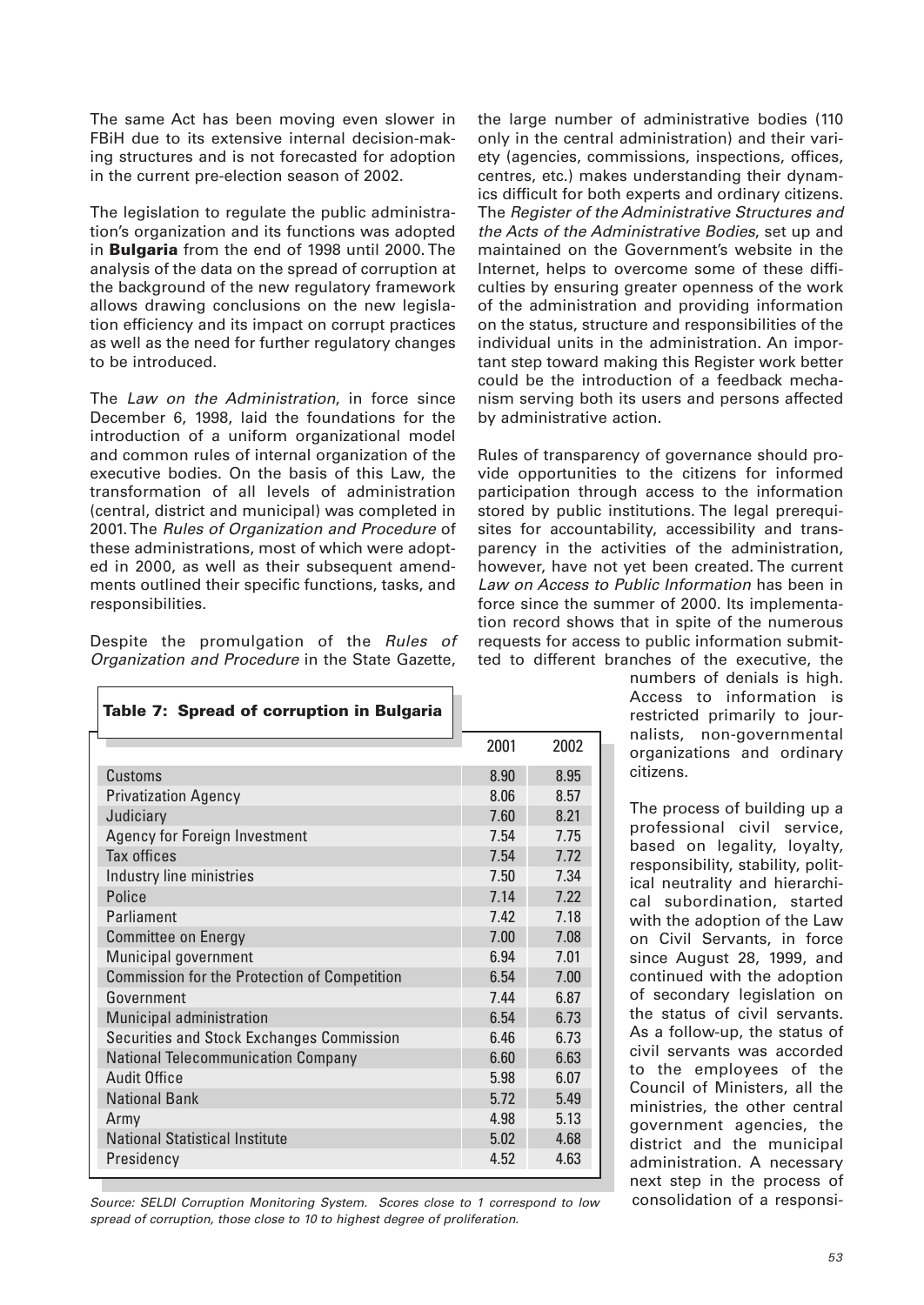The same Act has been moving even slower in FBiH due to its extensive internal decision-making structures and is not forecasted for adoption in the current pre-election season of 2002.

The legislation to regulate the public administration's organization and its functions was adopted in **Bulgaria** from the end of 1998 until 2000. The analysis of the data on the spread of corruption at the background of the new regulatory framework allows drawing conclusions on the new legislation efficiency and its impact on corrupt practices as well as the need for further regulatory changes to be introduced.

The *Law on the Administration*, in force since December 6, 1998, laid the foundations for the introduction of a uniform organizational model and common rules of internal organization of the executive bodies. On the basis of this Law, the transformation of all levels of administration (central, district and municipal) was completed in 2001. The *Rules of Organization and Procedure* of these administrations, most of which were adopted in 2000, as well as their subsequent amendments outlined their specific functions, tasks, and responsibilities.

Despite the promulgation of the *Rules of Organization and Procedure* in the State Gazette, the large number of administrative bodies (110 only in the central administration) and their variety (agencies, commissions, inspections, offices, centres, etc.) makes understanding their dynamics difficult for both experts and ordinary citizens. The *Register of the Administrative Structures and the Acts of the Administrative Bodies*, set up and maintained on the Government's website in the Internet, helps to overcome some of these difficulties by ensuring greater openness of the work of the administration and providing information on the status, structure and responsibilities of the individual units in the administration. An important step toward making this Register work better could be the introduction of a feedback mechanism serving both its users and persons affected by administrative action.

Rules of transparency of governance should provide opportunities to the citizens for informed participation through access to the information stored by public institutions. The legal prerequisites for accountability, accessibility and transparency in the activities of the administration, however, have not yet been created. The current *Law on Access to Public Information* has been in force since the summer of 2000. Its implementation record shows that in spite of the numerous requests for access to public information submitted to different branches of the executive, the numbers of denials is high. Access to information is restricted primarily to journalists, non-governmental organizations and ordinary citizens.

The process of building up a professional civil service, based on legality, loyalty, responsibility, stability, political neutrality and hierarchical subordination, started with the adoption of the Law on Civil Servants, in force since August 28, 1999, and continued with the adoption of secondary legislation on the status of civil servants. As a follow-up, the status of civil servants was accorded to the employees of the Council of Ministers, all the ministries, the other central government agencies, the district and the municipal administration. A necessary next step in the process of consolidation of a responsi-

**Table 7: Spread of corruption in Bulgaria**

| | 2001 | 2002 |
|---|---|---|
| Customs | 8.90 | 8.95 |
| Privatization Agency | 8.06 | 8.57 |
| Judiciary | 7.60 | 8.21 |
| Agency for Foreign Investment | 7.54 | 7.75 |
| Tax offices | 7.54 | 7.72 |
| Industry line ministries | 7.50 | 7.34 |
| Police | 7.14 | 7.22 |
| Parliament | 7.42 | 7.18 |
| Committee on Energy | 7.00 | 7.08 |
| Municipal government | 6.94 | 7.01 |
| Commission for the Protection of Competition | 6.54 | 7.00 |
| Government | 7.44 | 6.87 |
| Municipal administration | 6.54 | 6.73 |
| Securities and Stock Exchanges Commission | 6.46 | 6.73 |
| National Telecommunication Company | 6.60 | 6.63 |
| Audit Office | 5.98 | 6.07 |
| National Bank | 5.72 | 5.49 |
| Army | 4.98 | 5.13 |
| National Statistical Institute | 5.02 | 4.68 |
| Presidency | 4.52 | 4.63 |

*Source: SELDI Corruption Monitoring System. Scores close to 1 correspond to low spread of corruption, those close to 10 to highest degree of proliferation.*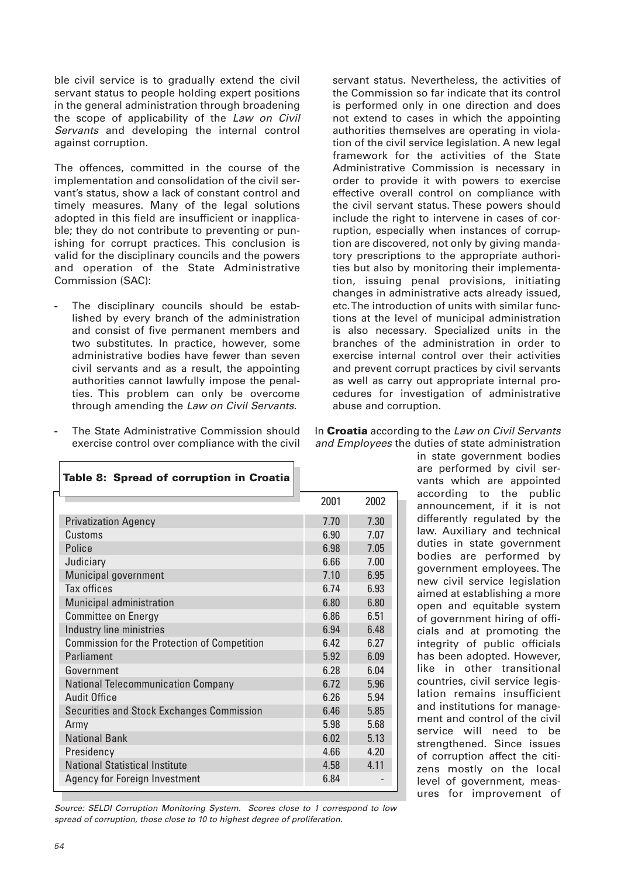ble civil service is to gradually extend the civil servant status to people holding expert positions in the general administration through broadening the scope of applicability of the *Law on Civil Servants* and developing the internal control against corruption.

The offences, committed in the course of the implementation and consolidation of the civil servant's status, show a lack of constant control and timely measures. Many of the legal solutions adopted in this field are insufficient or inapplicable; they do not contribute to preventing or punishing for corrupt practices. This conclusion is valid for the disciplinary councils and the powers and operation of the State Administrative Commission (SAC):

- The disciplinary councils should be established by every branch of the administration and consist of five permanent members and two substitutes. In practice, however, some administrative bodies have fewer than seven civil servants and as a result, the appointing authorities cannot lawfully impose the penalties. This problem can only be overcome through amending the *Law on Civil Servants*.

- The State Administrative Commission should exercise control over compliance with the civil servant status. Nevertheless, the activities of the Commission so far indicate that its control is performed only in one direction and does not extend to cases in which the appointing authorities themselves are operating in violation of the civil service legislation. A new legal framework for the activities of the State Administrative Commission is necessary in order to provide it with powers to exercise effective overall control on compliance with the civil servant status. These powers should include the right to intervene in cases of corruption, especially when instances of corruption are discovered, not only by giving mandatory prescriptions to the appropriate authorities but also by monitoring their implementation, issuing penal provisions, initiating changes in administrative acts already issued, etc. The introduction of units with similar functions at the level of municipal administration is also necessary. Specialized units in the branches of the administration in order to exercise internal control over their activities and prevent corrupt practices by civil servants as well as carry out appropriate internal procedures for investigation of administrative abuse and corruption.

In **Croatia** according to the *Law on Civil Servants and Employees* the duties of state administration in state government bodies are performed by civil servants which are appointed according to the public announcement, if it is not differently regulated by the law. Auxiliary and technical duties in state government bodies are performed by government employees. The new civil service legislation aimed at establishing a more open and equitable system of government hiring of officials and at promoting the integrity of public officials has been adopted. However, like in other transitional countries, civil service legislation remains insufficient and institutions for management and control of the civil service will need to be strengthened. Since issues of corruption affect the citizens mostly on the local level of government, measures for improvement of

**Table 8: Spread of corruption in Croatia**

| | 2001 | 2002 |
|---|---|---|
| Privatization Agency | 7.70 | 7.30 |
| Customs | 6.90 | 7.07 |
| Police | 6.98 | 7.05 |
| Judiciary | 6.66 | 7.00 |
| Municipal government | 7.10 | 6.95 |
| Tax offices | 6.74 | 6.93 |
| Municipal administration | 6.80 | 6.80 |
| Committee on Energy | 6.86 | 6.51 |
| Industry line ministries | 6.94 | 6.48 |
| Commission for the Protection of Competition | 6.42 | 6.27 |
| Parliament | 5.92 | 6.09 |
| Government | 6.28 | 6.04 |
| National Telecommunication Company | 6.72 | 5.96 |
| Audit Office | 6.26 | 5.94 |
| Securities and Stock Exchanges Commission | 6.46 | 5.85 |
| Army | 5.98 | 5.68 |
| National Bank | 6.02 | 5.13 |
| Presidency | 4.66 | 4.20 |
| National Statistical Institute | 4.58 | 4.11 |
| Agency for Foreign Investment | 6.84 | - |

*Source: SELDI Corruption Monitoring System. Scores close to 1 correspond to low spread of corruption, those close to 10 to highest degree of proliferation.*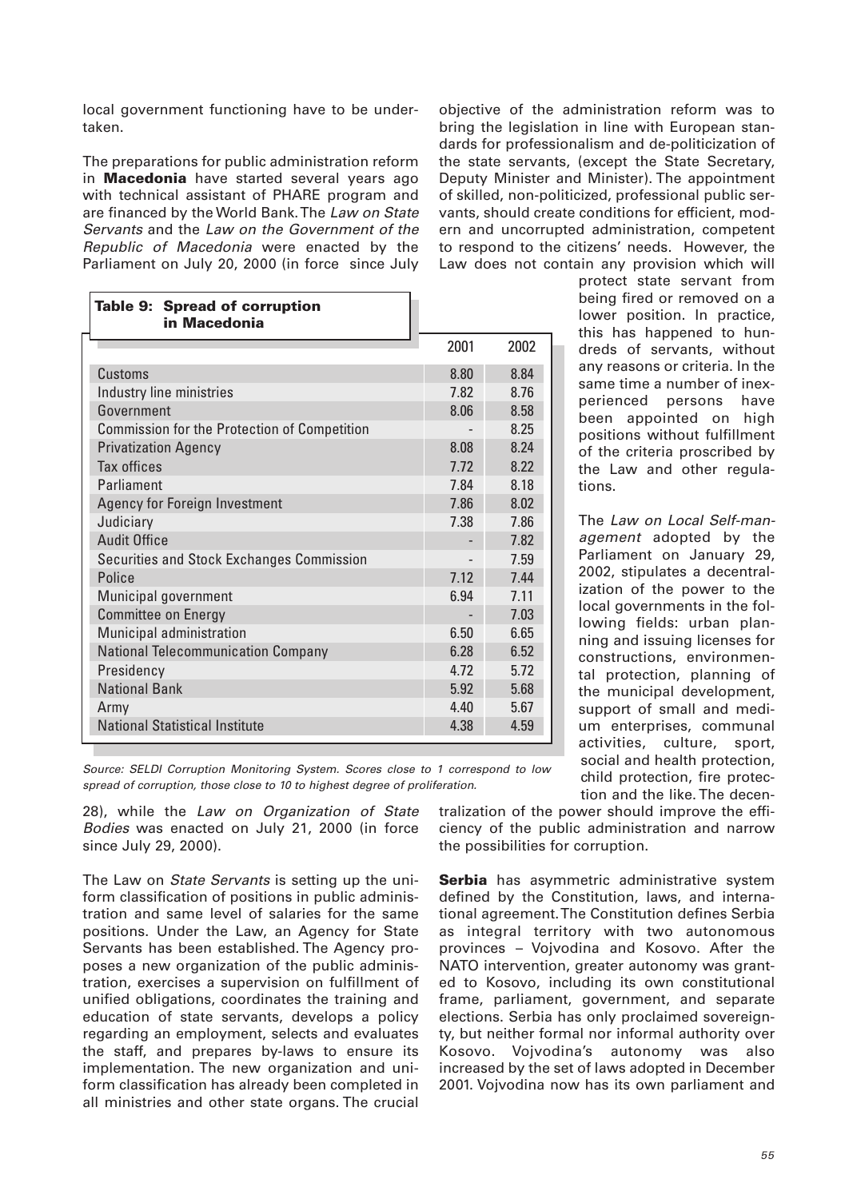local government functioning have to be undertaken.

The preparations for public administration reform in **Macedonia** have started several years ago with technical assistant of PHARE program and are financed by the World Bank. The *Law on State Servants* and the *Law on the Government of the Republic of Macedonia* were enacted by the Parliament on July 20, 2000 (in force since July 28), while the *Law on Organization of State Bodies* was enacted on July 21, 2000 (in force since July 29, 2000).

**Table 9: Spread of corruption in Macedonia**

| | 2001 | 2002 |
|---|---|---|
| Customs | 8.80 | 8.84 |
| Industry line ministries | 7.82 | 8.76 |
| Government | 8.06 | 8.58 |
| Commission for the Protection of Competition | - | 8.25 |
| Privatization Agency | 8.08 | 8.24 |
| Tax offices | 7.72 | 8.22 |
| Parliament | 7.84 | 8.18 |
| Agency for Foreign Investment | 7.86 | 8.02 |
| Judiciary | 7.38 | 7.86 |
| Audit Office | - | 7.82 |
| Securities and Stock Exchanges Commission | - | 7.59 |
| Police | 7.12 | 7.44 |
| Municipal government | 6.94 | 7.11 |
| Committee on Energy | - | 7.03 |
| Municipal administration | 6.50 | 6.65 |
| National Telecommunication Company | 6.28 | 6.52 |
| Presidency | 4.72 | 5.72 |
| National Bank | 5.92 | 5.68 |
| Army | 4.40 | 5.67 |
| National Statistical Institute | 4.38 | 4.59 |

*Source: SELDI Corruption Monitoring System. Scores close to 1 correspond to low spread of corruption, those close to 10 to highest degree of proliferation.*

The Law on *State Servants* is setting up the uniform classification of positions in public administration and same level of salaries for the same positions. Under the Law, an Agency for State Servants has been established. The Agency proposes a new organization of the public administration, exercises a supervision on fulfillment of unified obligations, coordinates the training and education of state servants, develops a policy regarding an employment, selects and evaluates the staff, and prepares by-laws to ensure its implementation. The new organization and uniform classification has already been completed in all ministries and other state organs. The crucial objective of the administration reform was to bring the legislation in line with European standards for professionalism and de-politicization of the state servants, (except the State Secretary, Deputy Minister and Minister). The appointment of skilled, non-politicized, professional public servants, should create conditions for efficient, modern and uncorrupted administration, competent to respond to the citizens' needs. However, the Law does not contain any provision which will protect state servant from being fired or removed on a lower position. In practice, this has happened to hundreds of servants, without any reasons or criteria. In the same time a number of inexperienced persons have been appointed on high positions without fulfillment of the criteria proscribed by the Law and other regulations.

The *Law on Local Self-management* adopted by the Parliament on January 29, 2002, stipulates a decentralization of the power to the local governments in the following fields: urban planning and issuing licenses for constructions, environmental protection, planning of the municipal development, support of small and medium enterprises, communal activities, culture, sport, social and health protection, child protection, fire protection and the like. The decentralization of the power should improve the efficiency of the public administration and narrow the possibilities for corruption.

**Serbia** has asymmetric administrative system defined by the Constitution, laws, and international agreement. The Constitution defines Serbia as integral territory with two autonomous provinces – Vojvodina and Kosovo. After the NATO intervention, greater autonomy was granted to Kosovo, including its own constitutional frame, parliament, government, and separate elections. Serbia has only proclaimed sovereignty, but neither formal nor informal authority over Kosovo. Vojvodina's autonomy was also increased by the set of laws adopted in December 2001. Vojvodina now has its own parliament and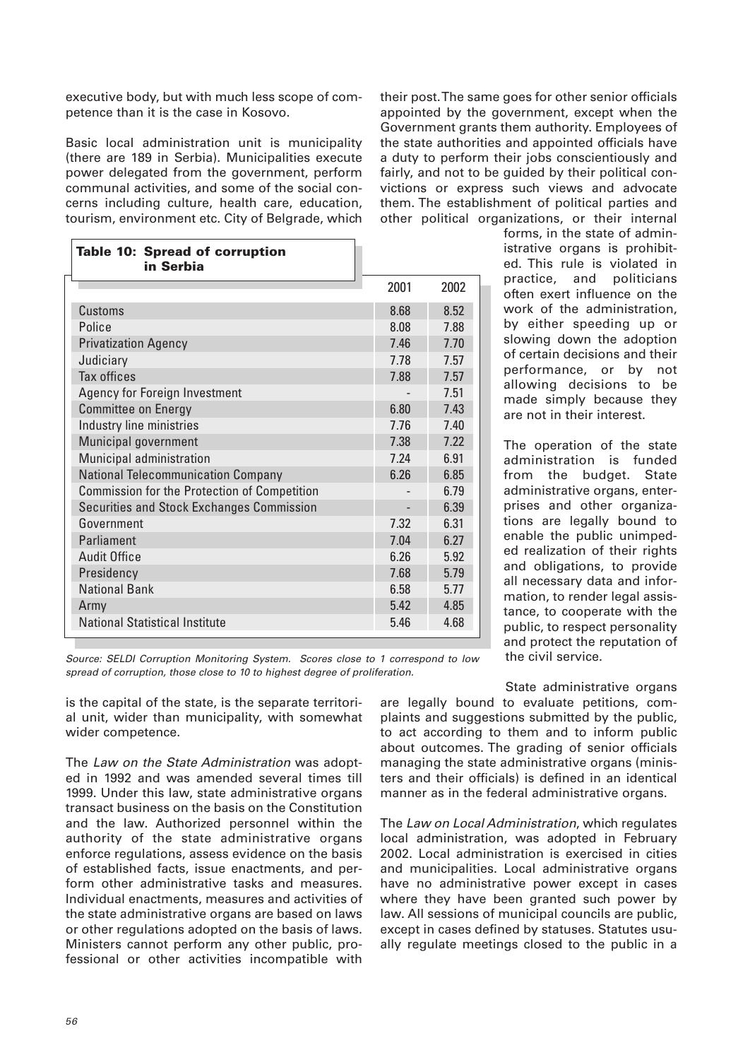executive body, but with much less scope of competence than it is the case in Kosovo.

Basic local administration unit is municipality (there are 189 in Serbia). Municipalities execute power delegated from the government, perform communal activities, and some of the social concerns including culture, health care, education, tourism, environment etc. City of Belgrade, which is the capital of the state, is the separate territorial unit, wider than municipality, with somewhat wider competence.

**Table 10: Spread of corruption in Serbia**

| | 2001 | 2002 |
|---|---|---|
| Customs | 8.68 | 8.52 |
| Police | 8.08 | 7.88 |
| Privatization Agency | 7.46 | 7.70 |
| Judiciary | 7.78 | 7.57 |
| Tax offices | 7.88 | 7.57 |
| Agency for Foreign Investment | - | 7.51 |
| Committee on Energy | 6.80 | 7.43 |
| Industry line ministries | 7.76 | 7.40 |
| Municipal government | 7.38 | 7.22 |
| Municipal administration | 7.24 | 6.91 |
| National Telecommunication Company | 6.26 | 6.85 |
| Commission for the Protection of Competition | - | 6.79 |
| Securities and Stock Exchanges Commission | - | 6.39 |
| Government | 7.32 | 6.31 |
| Parliament | 7.04 | 6.27 |
| Audit Office | 6.26 | 5.92 |
| Presidency | 7.68 | 5.79 |
| National Bank | 6.58 | 5.77 |
| Army | 5.42 | 4.85 |
| National Statistical Institute | 5.46 | 4.68 |

*Source: SELDI Corruption Monitoring System. Scores close to 1 correspond to low spread of corruption, those close to 10 to highest degree of proliferation.*

The *Law on the State Administration* was adopted in 1992 and was amended several times till 1999. Under this law, state administrative organs transact business on the basis on the Constitution and the law. Authorized personnel within the authority of the state administrative organs enforce regulations, assess evidence on the basis of established facts, issue enactments, and perform other administrative tasks and measures. Individual enactments, measures and activities of the state administrative organs are based on laws or other regulations adopted on the basis of laws. Ministers cannot perform any other public, professional or other activities incompatible with their post. The same goes for other senior officials appointed by the government, except when the Government grants them authority. Employees of the state authorities and appointed officials have a duty to perform their jobs conscientiously and fairly, and not to be guided by their political convictions or express such views and advocate them. The establishment of political parties and other political organizations, or their internal forms, in the state of administrative organs is prohibited. This rule is violated in practice, and politicians often exert influence on the work of the administration, by either speeding up or slowing down the adoption of certain decisions and their performance, or by not allowing decisions to be made simply because they are not in their interest.

The operation of the state administration is funded from the budget. State administrative organs, enterprises and other organizations are legally bound to enable the public unimpeded realization of their rights and obligations, to provide all necessary data and information, to render legal assistance, to cooperate with the public, to respect personality and protect the reputation of the civil service.

State administrative organs are legally bound to evaluate petitions, complaints and suggestions submitted by the public, to act according to them and to inform public about outcomes. The grading of senior officials managing the state administrative organs (ministers and their officials) is defined in an identical manner as in the federal administrative organs.

The *Law on Local Administration*, which regulates local administration, was adopted in February 2002. Local administration is exercised in cities and municipalities. Local administrative organs have no administrative power except in cases where they have been granted such power by law. All sessions of municipal councils are public, except in cases defined by statuses. Statutes usually regulate meetings closed to the public in a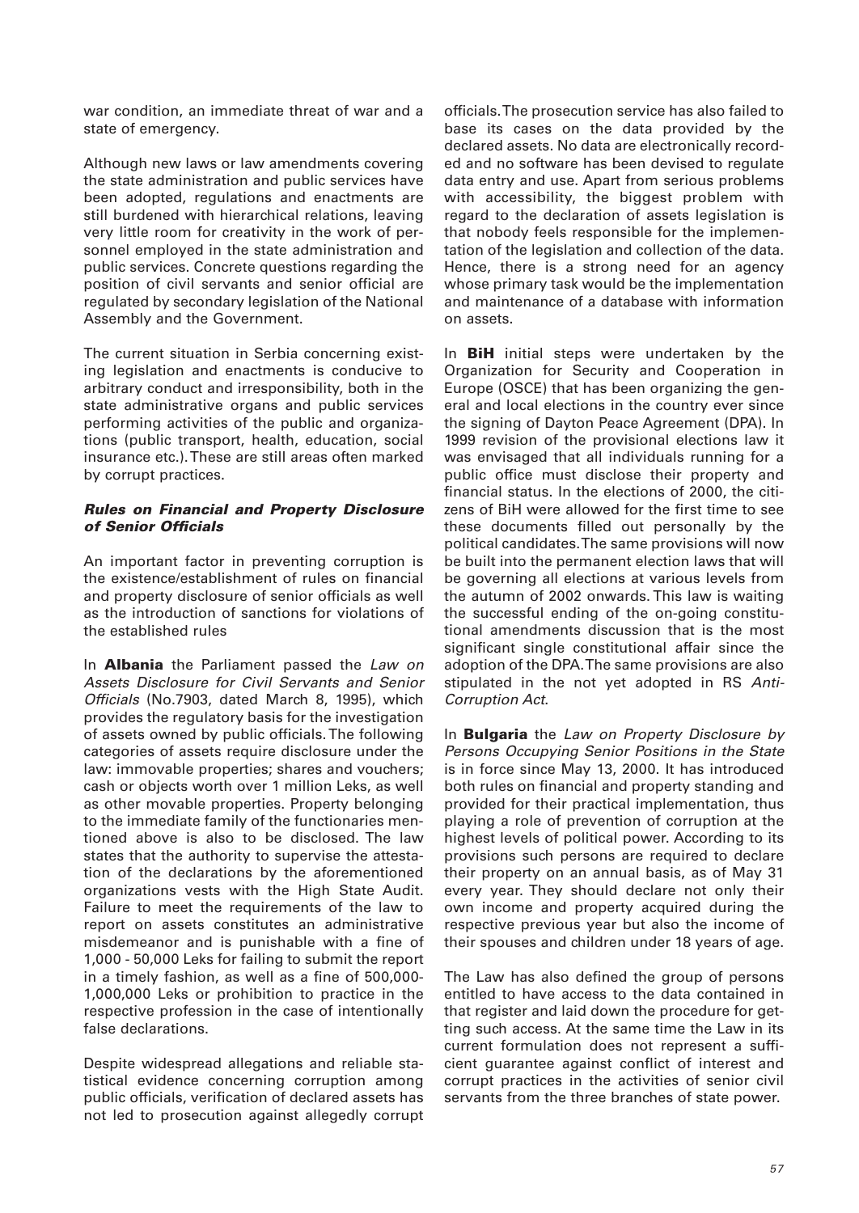war condition, an immediate threat of war and a state of emergency.

Although new laws or law amendments covering the state administration and public services have been adopted, regulations and enactments are still burdened with hierarchical relations, leaving very little room for creativity in the work of personnel employed in the state administration and public services. Concrete questions regarding the position of civil servants and senior official are regulated by secondary legislation of the National Assembly and the Government.

The current situation in Serbia concerning existing legislation and enactments is conducive to arbitrary conduct and irresponsibility, both in the state administrative organs and public services performing activities of the public and organizations (public transport, health, education, social insurance etc.). These are still areas often marked by corrupt practices.

### *Rules on Financial and Property Disclosure of Senior Officials*

An important factor in preventing corruption is the existence/establishment of rules on financial and property disclosure of senior officials as well as the introduction of sanctions for violations of the established rules

In **Albania** the Parliament passed the *Law on Assets Disclosure for Civil Servants and Senior Officials* (No.7903, dated March 8, 1995), which provides the regulatory basis for the investigation of assets owned by public officials. The following categories of assets require disclosure under the law: immovable properties; shares and vouchers; cash or objects worth over 1 million Leks, as well as other movable properties. Property belonging to the immediate family of the functionaries mentioned above is also to be disclosed. The law states that the authority to supervise the attestation of the declarations by the aforementioned organizations vests with the High State Audit. Failure to meet the requirements of the law to report on assets constitutes an administrative misdemeanor and is punishable with a fine of 1,000 - 50,000 Leks for failing to submit the report in a timely fashion, as well as a fine of 500,000-1,000,000 Leks or prohibition to practice in the respective profession in the case of intentionally false declarations.

Despite widespread allegations and reliable statistical evidence concerning corruption among public officials, verification of declared assets has not led to prosecution against allegedly corrupt officials. The prosecution service has also failed to base its cases on the data provided by the declared assets. No data are electronically recorded and no software has been devised to regulate data entry and use. Apart from serious problems with accessibility, the biggest problem with regard to the declaration of assets legislation is that nobody feels responsible for the implementation of the legislation and collection of the data. Hence, there is a strong need for an agency whose primary task would be the implementation and maintenance of a database with information on assets.

In **BiH** initial steps were undertaken by the Organization for Security and Cooperation in Europe (OSCE) that has been organizing the general and local elections in the country ever since the signing of Dayton Peace Agreement (DPA). In 1999 revision of the provisional elections law it was envisaged that all individuals running for a public office must disclose their property and financial status. In the elections of 2000, the citizens of BiH were allowed for the first time to see these documents filled out personally by the political candidates. The same provisions will now be built into the permanent election laws that will be governing all elections at various levels from the autumn of 2002 onwards. This law is waiting the successful ending of the on-going constitutional amendments discussion that is the most significant single constitutional affair since the adoption of the DPA. The same provisions are also stipulated in the not yet adopted in RS *Anti-Corruption Act*.

In **Bulgaria** the *Law on Property Disclosure by Persons Occupying Senior Positions in the State* is in force since May 13, 2000. It has introduced both rules on financial and property standing and provided for their practical implementation, thus playing a role of prevention of corruption at the highest levels of political power. According to its provisions such persons are required to declare their property on an annual basis, as of May 31 every year. They should declare not only their own income and property acquired during the respective previous year but also the income of their spouses and children under 18 years of age.

The Law has also defined the group of persons entitled to have access to the data contained in that register and laid down the procedure for getting such access. At the same time the Law in its current formulation does not represent a sufficient guarantee against conflict of interest and corrupt practices in the activities of senior civil servants from the three branches of state power.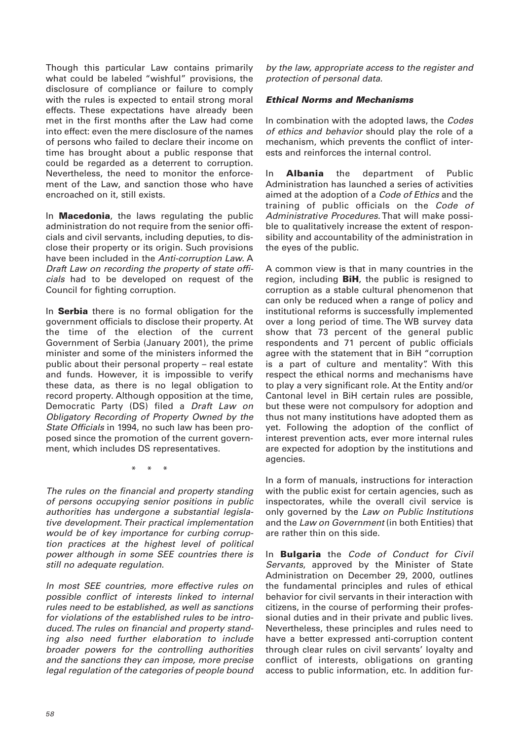Though this particular Law contains primarily what could be labeled "wishful" provisions, the disclosure of compliance or failure to comply with the rules is expected to entail strong moral effects. These expectations have already been met in the first months after the Law had come into effect: even the mere disclosure of the names of persons who failed to declare their income on time has brought about a public response that could be regarded as a deterrent to corruption. Nevertheless, the need to monitor the enforcement of the Law, and sanction those who have encroached on it, still exists.

In **Macedonia**, the laws regulating the public administration do not require from the senior officials and civil servants, including deputies, to disclose their property or its origin. Such provisions have been included in the *Anti-corruption Law*. A *Draft Law on recording the property of state officials* had to be developed on request of the Council for fighting corruption.

In **Serbia** there is no formal obligation for the government officials to disclose their property. At the time of the election of the current Government of Serbia (January 2001), the prime minister and some of the ministers informed the public about their personal property – real estate and funds. However, it is impossible to verify these data, as there is no legal obligation to record property. Although opposition at the time, Democratic Party (DS) filed a *Draft Law on Obligatory Recording of Property Owned by the State Officials* in 1994, no such law has been proposed since the promotion of the current government, which includes DS representatives.

\* \* \*

*The rules on the financial and property standing of persons occupying senior positions in public authorities has undergone a substantial legislative development. Their practical implementation would be of key importance for curbing corruption practices at the highest level of political power although in some SEE countries there is still no adequate regulation.*

*In most SEE countries, more effective rules on possible conflict of interests linked to internal rules need to be established, as well as sanctions for violations of the established rules to be introduced. The rules on financial and property standing also need further elaboration to include broader powers for the controlling authorities and the sanctions they can impose, more precise legal regulation of the categories of people bound by the law, appropriate access to the register and protection of personal data.*

### *Ethical Norms and Mechanisms*

In combination with the adopted laws, the *Codes of ethics and behavior* should play the role of a mechanism, which prevents the conflict of interests and reinforces the internal control.

In **Albania** the department of Public Administration has launched a series of activities aimed at the adoption of a *Code of Ethics* and the training of public officials on the *Code of Administrative Procedures*. That will make possible to qualitatively increase the extent of responsibility and accountability of the administration in the eyes of the public.

A common view is that in many countries in the region, including **BiH**, the public is resigned to corruption as a stable cultural phenomenon that can only be reduced when a range of policy and institutional reforms is successfully implemented over a long period of time. The WB survey data show that 73 percent of the general public respondents and 71 percent of public officials agree with the statement that in BiH "corruption is a part of culture and mentality". With this respect the ethical norms and mechanisms have to play a very significant role. At the Entity and/or Cantonal level in BiH certain rules are possible, but these were not compulsory for adoption and thus not many institutions have adopted them as yet. Following the adoption of the conflict of interest prevention acts, ever more internal rules are expected for adoption by the institutions and agencies.

In a form of manuals, instructions for interaction with the public exist for certain agencies, such as inspectorates, while the overall civil service is only governed by the *Law on Public Institutions* and the *Law on Government* (in both Entities) that are rather thin on this side.

In **Bulgaria** the *Code of Conduct for Civil Servants*, approved by the Minister of State Administration on December 29, 2000, outlines the fundamental principles and rules of ethical behavior for civil servants in their interaction with citizens, in the course of performing their professional duties and in their private and public lives. Nevertheless, these principles and rules need to have a better expressed anti-corruption content through clear rules on civil servants' loyalty and conflict of interests, obligations on granting access to public information, etc. In addition fur-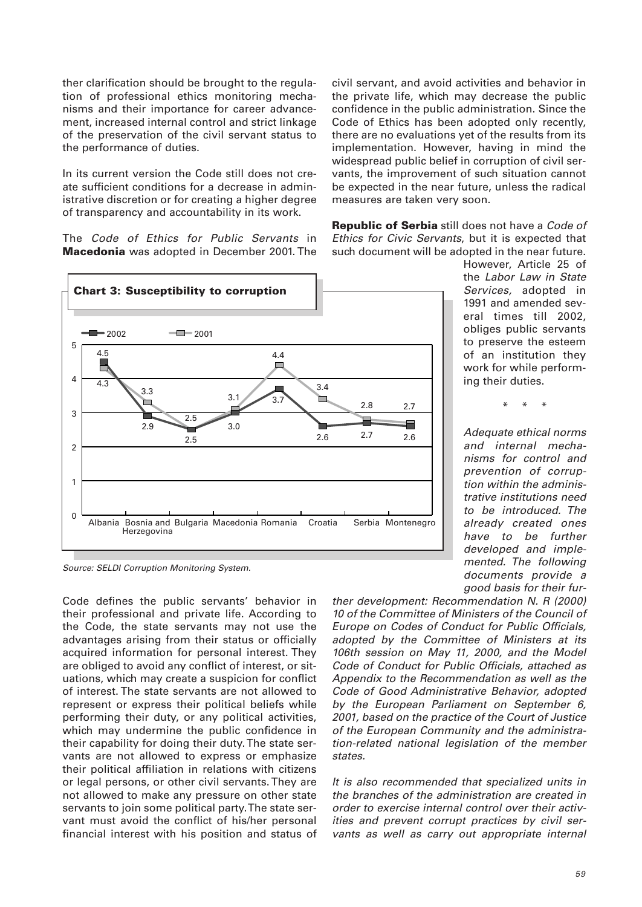ther clarification should be brought to the regulation of professional ethics monitoring mechanisms and their importance for career advancement, increased internal control and strict linkage of the preservation of the civil servant status to the performance of duties.

In its current version the Code still does not create sufficient conditions for a decrease in administrative discretion or for creating a higher degree of transparency and accountability in its work.

The *Code of Ethics for Public Servants* in **Macedonia** was adopted in December 2001. The Code defines the public servants' behavior in their professional and private life. According to the Code, the state servants may not use the advantages arising from their status or officially acquired information for personal interest. They are obliged to avoid any conflict of interest, or situations, which may create a suspicion for conflict of interest. The state servants are not allowed to represent or express their political beliefs while performing their duty, or any political activities, which may undermine the public confidence in their capability for doing their duty. The state servants are not allowed to express or emphasize their political affiliation in relations with citizens or legal persons, or other civil servants. They are not allowed to make any pressure on other state servants to join some political party. The state servant must avoid the conflict of his/her personal financial interest with his position and status of civil servant, and avoid activities and behavior in the private life, which may decrease the public confidence in the public administration. Since the Code of Ethics has been adopted only recently, there are no evaluations yet of the results from its implementation. However, having in mind the widespread public belief in corruption of civil servants, the improvement of such situation cannot be expected in the near future, unless the radical measures are taken very soon.

**Chart 3: Susceptibility to corruption**

| | Albania | Bosnia and Herzegovina | Bulgaria | Macedonia | Romania | Croatia | Serbia | Montenegro |
|---|---|---|---|---|---|---|---|---|
| 2002 | 4.5 | 2.9 | 2.5 | 3.0 | 3.7 | 2.6 | 2.7 | 2.6 |
| 2001 | 4.3 | 3.3 | 2.5 | 3.1 | 4.4 | 3.4 | 2.8 | 2.7 |

*Source: SELDI Corruption Monitoring System.*

**Republic of Serbia** still does not have a *Code of Ethics for Civic Servants*, but it is expected that such document will be adopted in the near future. However, Article 25 of the *Labor Law in State Services,* adopted in 1991 and amended several times till 2002, obliges public servants to preserve the esteem of an institution they work for while performing their duties.

\* \* \*

*Adequate ethical norms and internal mechanisms for control and prevention of corruption within the administrative institutions need to be introduced. The already created ones have to be further developed and implemented. The following documents provide a good basis for their further development: Recommendation N. R (2000) 10 of the Committee of Ministers of the Council of Europe on Codes of Conduct for Public Officials, adopted by the Committee of Ministers at its 106th session on May 11, 2000, and the Model Code of Conduct for Public Officials, attached as Appendix to the Recommendation as well as the Code of Good Administrative Behavior, adopted by the European Parliament on September 6, 2001, based on the practice of the Court of Justice of the European Community and the administration-related national legislation of the member states.*

*It is also recommended that specialized units in the branches of the administration are created in order to exercise internal control over their activities and prevent corrupt practices by civil servants as well as carry out appropriate internal*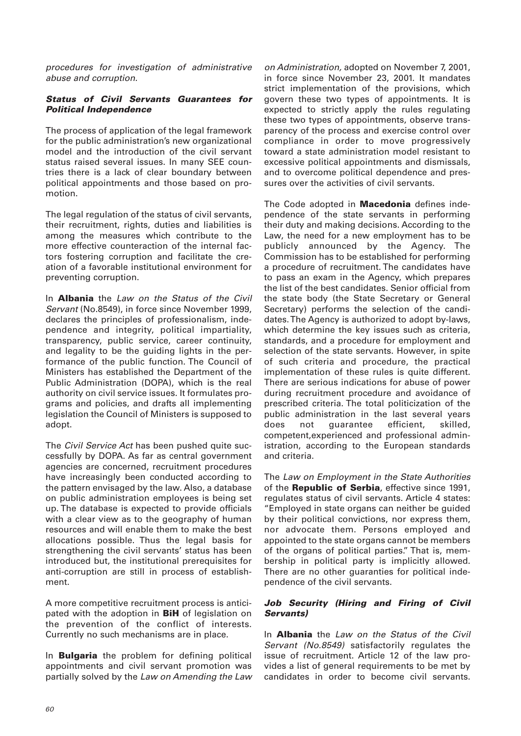*procedures for investigation of administrative abuse and corruption.*

### *Status of Civil Servants Guarantees for Political Independence*

The process of application of the legal framework for the public administration's new organizational model and the introduction of the civil servant status raised several issues. In many SEE countries there is a lack of clear boundary between political appointments and those based on promotion.

The legal regulation of the status of civil servants, their recruitment, rights, duties and liabilities is among the measures which contribute to the more effective counteraction of the internal factors fostering corruption and facilitate the creation of a favorable institutional environment for preventing corruption.

In **Albania** the *Law on the Status of the Civil Servant* (No.8549), in force since November 1999, declares the principles of professionalism, independence and integrity, political impartiality, transparency, public service, career continuity, and legality to be the guiding lights in the performance of the public function. The Council of Ministers has established the Department of the Public Administration (DOPA), which is the real authority on civil service issues. It formulates programs and policies, and drafts all implementing legislation the Council of Ministers is supposed to adopt.

The *Civil Service Act* has been pushed quite successfully by DOPA. As far as central government agencies are concerned, recruitment procedures have increasingly been conducted according to the pattern envisaged by the law. Also, a database on public administration employees is being set up. The database is expected to provide officials with a clear view as to the geography of human resources and will enable them to make the best allocations possible. Thus the legal basis for strengthening the civil servants' status has been introduced but, the institutional prerequisites for anti-corruption are still in process of establishment.

A more competitive recruitment process is anticipated with the adoption in **BiH** of legislation on the prevention of the conflict of interests. Currently no such mechanisms are in place.

In **Bulgaria** the problem for defining political appointments and civil servant promotion was partially solved by the *Law on Amending the Law on Administration,* adopted on November 7, 2001, in force since November 23, 2001. It mandates strict implementation of the provisions, which govern these two types of appointments. It is expected to strictly apply the rules regulating these two types of appointments, observe transparency of the process and exercise control over compliance in order to move progressively toward a state administration model resistant to excessive political appointments and dismissals, and to overcome political dependence and pressures over the activities of civil servants.

The Code adopted in **Macedonia** defines independence of the state servants in performing their duty and making decisions. According to the Law, the need for a new employment has to be publicly announced by the Agency. The Commission has to be established for performing a procedure of recruitment. The candidates have to pass an exam in the Agency, which prepares the list of the best candidates. Senior official from the state body (the State Secretary or General Secretary) performs the selection of the candidates. The Agency is authorized to adopt by-laws, which determine the key issues such as criteria, standards, and a procedure for employment and selection of the state servants. However, in spite of such criteria and procedure, the practical implementation of these rules is quite different. There are serious indications for abuse of power during recruitment procedure and avoidance of prescribed criteria. The total politicization of the public administration in the last several years does not guarantee efficient, skilled, competent,experienced and professional administration, according to the European standards and criteria.

The *Law on Employment in the State Authorities* of the **Republic of Serbia**, effective since 1991, regulates status of civil servants. Article 4 states: "Employed in state organs can neither be guided by their political convictions, nor express them, nor advocate them. Persons employed and appointed to the state organs cannot be members of the organs of political parties." That is, membership in political party is implicitly allowed. There are no other guaranties for political independence of the civil servants.

### *Job Security (Hiring and Firing of Civil Servants)*

In **Albania** the *Law on the Status of the Civil Servant (No.8549)* satisfactorily regulates the issue of recruitment. Article 12 of the law provides a list of general requirements to be met by candidates in order to become civil servants.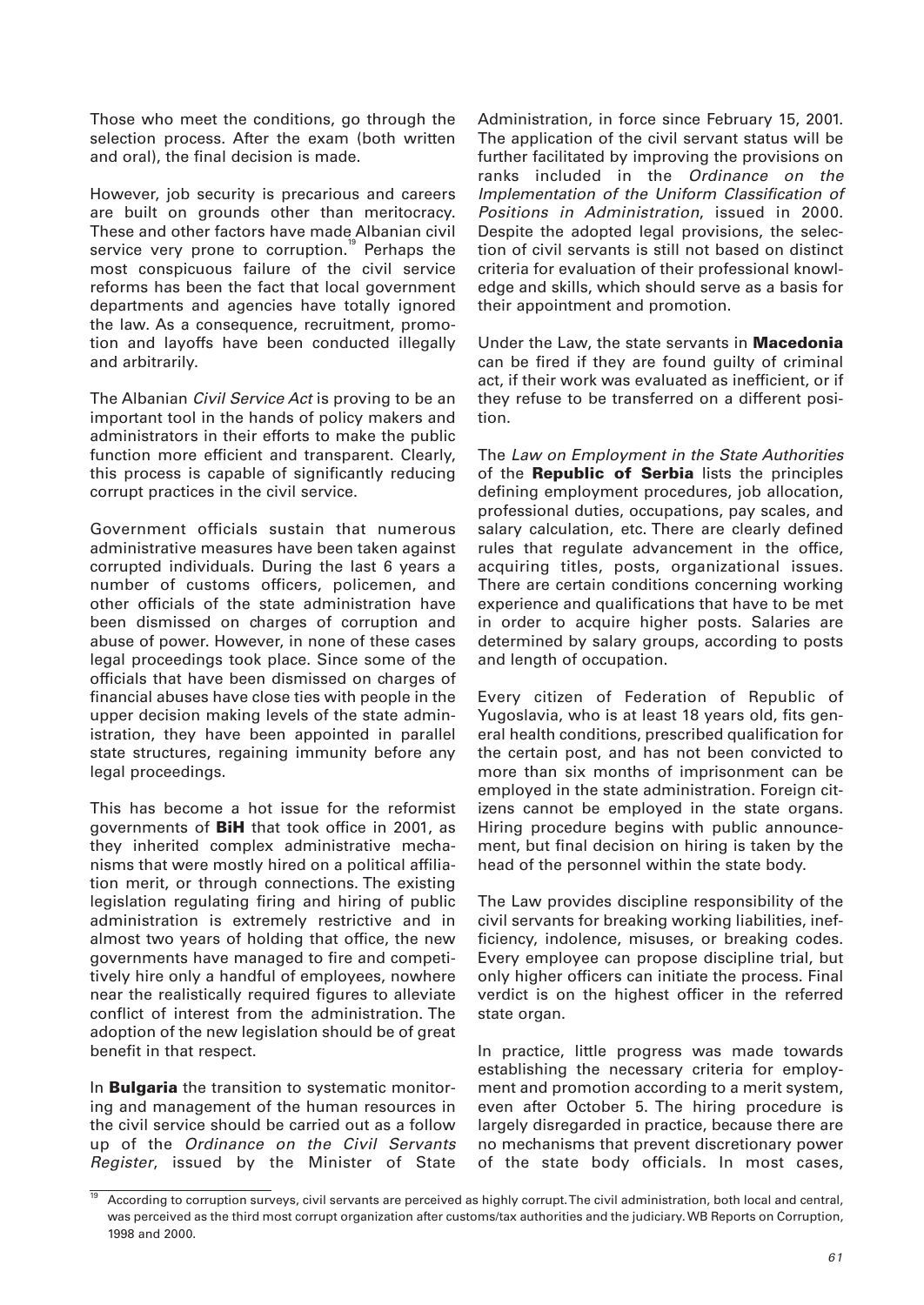Those who meet the conditions, go through the selection process. After the exam (both written and oral), the final decision is made.

However, job security is precarious and careers are built on grounds other than meritocracy. These and other factors have made Albanian civil service very prone to corruption.[19] Perhaps the most conspicuous failure of the civil service reforms has been the fact that local government departments and agencies have totally ignored the law. As a consequence, recruitment, promotion and layoffs have been conducted illegally and arbitrarily.

The Albanian *Civil Service Act* is proving to be an important tool in the hands of policy makers and administrators in their efforts to make the public function more efficient and transparent. Clearly, this process is capable of significantly reducing corrupt practices in the civil service.

Government officials sustain that numerous administrative measures have been taken against corrupted individuals. During the last 6 years a number of customs officers, policemen, and other officials of the state administration have been dismissed on charges of corruption and abuse of power. However, in none of these cases legal proceedings took place. Since some of the officials that have been dismissed on charges of financial abuses have close ties with people in the upper decision making levels of the state administration, they have been appointed in parallel state structures, regaining immunity before any legal proceedings.

This has become a hot issue for the reformist governments of **BiH** that took office in 2001, as they inherited complex administrative mechanisms that were mostly hired on a political affiliation merit, or through connections. The existing legislation regulating firing and hiring of public administration is extremely restrictive and in almost two years of holding that office, the new governments have managed to fire and competitively hire only a handful of employees, nowhere near the realistically required figures to alleviate conflict of interest from the administration. The adoption of the new legislation should be of great benefit in that respect.

In **Bulgaria** the transition to systematic monitoring and management of the human resources in the civil service should be carried out as a follow up of the *Ordinance on the Civil Servants Register*, issued by the Minister of State Administration, in force since February 15, 2001. The application of the civil servant status will be further facilitated by improving the provisions on ranks included in the *Ordinance on the Implementation of the Uniform Classification of Positions in Administration*, issued in 2000. Despite the adopted legal provisions, the selection of civil servants is still not based on distinct criteria for evaluation of their professional knowledge and skills, which should serve as a basis for their appointment and promotion.

Under the Law, the state servants in **Macedonia** can be fired if they are found guilty of criminal act, if their work was evaluated as inefficient, or if they refuse to be transferred on a different position.

The *Law on Employment in the State Authorities* of the **Republic of Serbia** lists the principles defining employment procedures, job allocation, professional duties, occupations, pay scales, and salary calculation, etc. There are clearly defined rules that regulate advancement in the office, acquiring titles, posts, organizational issues. There are certain conditions concerning working experience and qualifications that have to be met in order to acquire higher posts. Salaries are determined by salary groups, according to posts and length of occupation.

Every citizen of Federation of Republic of Yugoslavia, who is at least 18 years old, fits general health conditions, prescribed qualification for the certain post, and has not been convicted to more than six months of imprisonment can be employed in the state administration. Foreign citizens cannot be employed in the state organs. Hiring procedure begins with public announcement, but final decision on hiring is taken by the head of the personnel within the state body.

The Law provides discipline responsibility of the civil servants for breaking working liabilities, inefficiency, indolence, misuses, or breaking codes. Every employee can propose discipline trial, but only higher officers can initiate the process. Final verdict is on the highest officer in the referred state organ.

In practice, little progress was made towards establishing the necessary criteria for employment and promotion according to a merit system, even after October 5. The hiring procedure is largely disregarded in practice, because there are no mechanisms that prevent discretionary power of the state body officials. In most cases,

[19] According to corruption surveys, civil servants are perceived as highly corrupt. The civil administration, both local and central, was perceived as the third most corrupt organization after customs/tax authorities and the judiciary. WB Reports on Corruption, 1998 and 2000.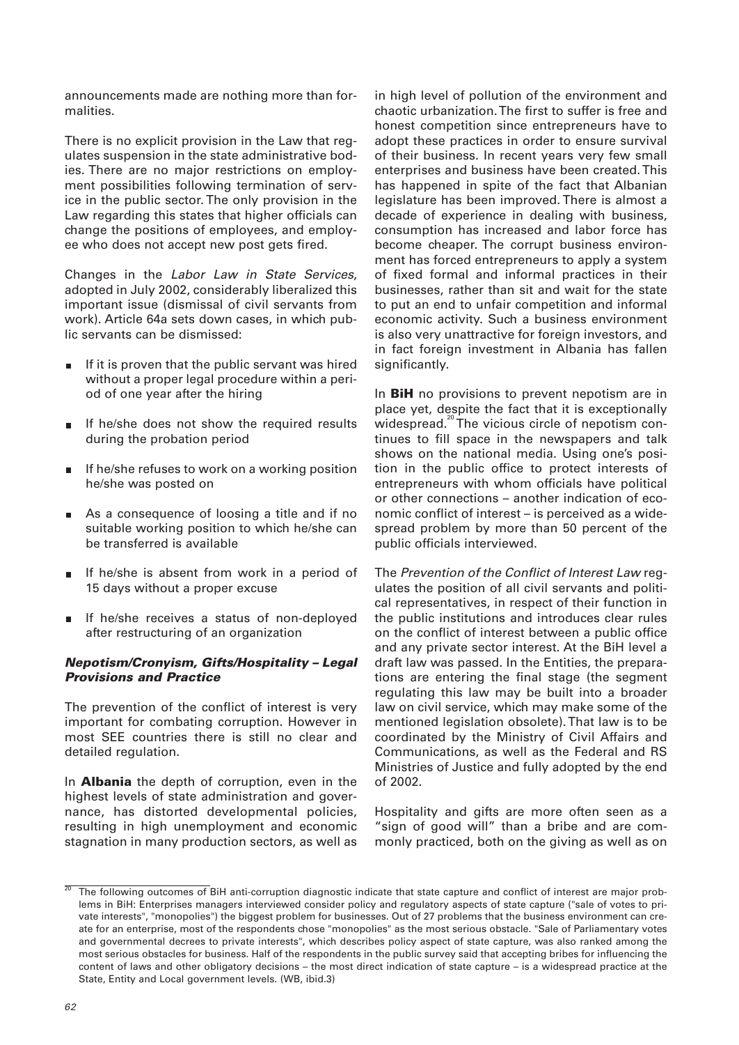announcements made are nothing more than formalities.

There is no explicit provision in the Law that regulates suspension in the state administrative bodies. There are no major restrictions on employment possibilities following termination of service in the public sector. The only provision in the Law regarding this states that higher officials can change the positions of employees, and employee who does not accept new post gets fired.

Changes in the *Labor Law in State Services*, adopted in July 2002, considerably liberalized this important issue (dismissal of civil servants from work). Article 64a sets down cases, in which public servants can be dismissed:

- If it is proven that the public servant was hired without a proper legal procedure within a period of one year after the hiring
- If he/she does not show the required results during the probation period
- If he/she refuses to work on a working position he/she was posted on
- As a consequence of loosing a title and if no suitable working position to which he/she can be transferred is available
- If he/she is absent from work in a period of 15 days without a proper excuse
- If he/she receives a status of non-deployed after restructuring of an organization

### *Nepotism/Cronyism, Gifts/Hospitality – Legal Provisions and Practice*

The prevention of the conflict of interest is very important for combating corruption. However in most SEE countries there is still no clear and detailed regulation.

In **Albania** the depth of corruption, even in the highest levels of state administration and governance, has distorted developmental policies, resulting in high unemployment and economic stagnation in many production sectors, as well as in high level of pollution of the environment and chaotic urbanization. The first to suffer is free and honest competition since entrepreneurs have to adopt these practices in order to ensure survival of their business. In recent years very few small enterprises and business have been created. This has happened in spite of the fact that Albanian legislature has been improved. There is almost a decade of experience in dealing with business, consumption has increased and labor force has become cheaper. The corrupt business environment has forced entrepreneurs to apply a system of fixed formal and informal practices in their businesses, rather than sit and wait for the state to put an end to unfair competition and informal economic activity. Such a business environment is also very unattractive for foreign investors, and in fact foreign investment in Albania has fallen significantly.

In **BiH** no provisions to prevent nepotism are in place yet, despite the fact that it is exceptionally widespread.[20] The vicious circle of nepotism continues to fill space in the newspapers and talk shows on the national media. Using one's position in the public office to protect interests of entrepreneurs with whom officials have political or other connections – another indication of economic conflict of interest – is perceived as a widespread problem by more than 50 percent of the public officials interviewed.

The *Prevention of the Conflict of Interest Law* regulates the position of all civil servants and political representatives, in respect of their function in the public institutions and introduces clear rules on the conflict of interest between a public office and any private sector interest. At the BiH level a draft law was passed. In the Entities, the preparations are entering the final stage (the segment regulating this law may be built into a broader law on civil service, which may make some of the mentioned legislation obsolete). That law is to be coordinated by the Ministry of Civil Affairs and Communications, as well as the Federal and RS Ministries of Justice and fully adopted by the end of 2002.

Hospitality and gifts are more often seen as a "sign of good will" than a bribe and are commonly practiced, both on the giving as well as on

---

[20] The following outcomes of BiH anti-corruption diagnostic indicate that state capture and conflict of interest are major problems in BiH: Enterprises managers interviewed consider policy and regulatory aspects of state capture ("sale of votes to private interests", "monopolies") the biggest problem for businesses. Out of 27 problems that the business environment can create for an enterprise, most of the respondents chose "monopolies" as the most serious obstacle. "Sale of Parliamentary votes and governmental decrees to private interests", which describes policy aspect of state capture, was also ranked among the most serious obstacles for business. Half of the respondents in the public survey said that accepting bribes for influencing the content of laws and other obligatory decisions – the most direct indication of state capture – is a widespread practice at the State, Entity and Local government levels. (WB, ibid.3)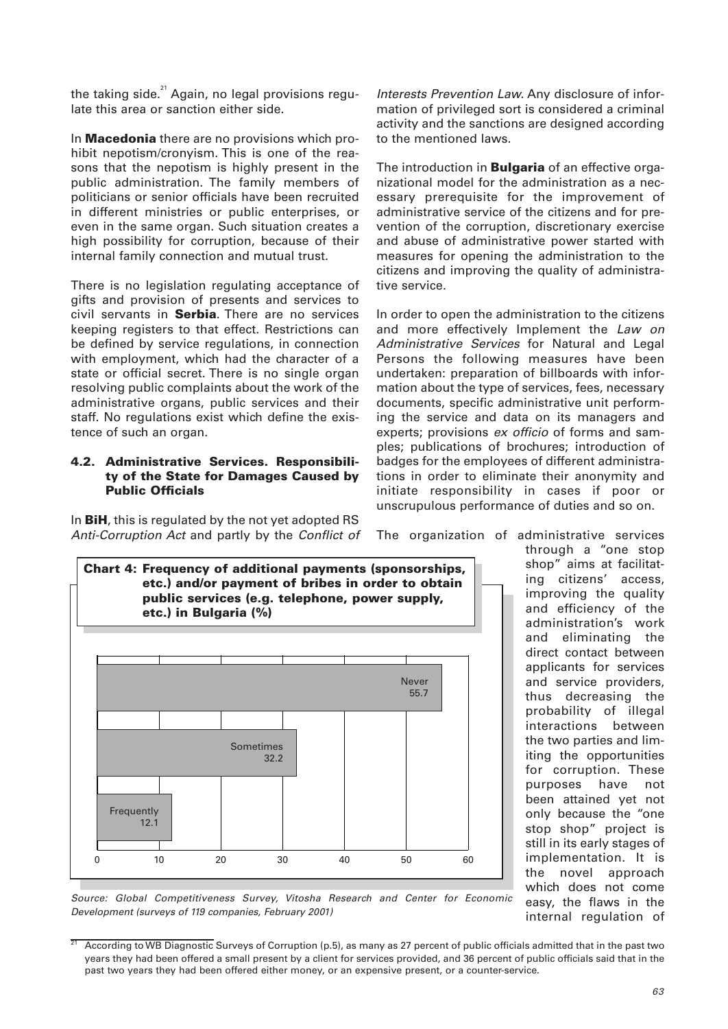the taking side.[21] Again, no legal provisions regulate this area or sanction either side.

In **Macedonia** there are no provisions which prohibit nepotism/cronyism. This is one of the reasons that the nepotism is highly present in the public administration. The family members of politicians or senior officials have been recruited in different ministries or public enterprises, or even in the same organ. Such situation creates a high possibility for corruption, because of their internal family connection and mutual trust.

There is no legislation regulating acceptance of gifts and provision of presents and services to civil servants in **Serbia**. There are no services keeping registers to that effect. Restrictions can be defined by service regulations, in connection with employment, which had the character of a state or official secret. There is no single organ resolving public complaints about the work of the administrative organs, public services and their staff. No regulations exist which define the existence of such an organ.

### 4.2. Administrative Services. Responsibility of the State for Damages Caused by Public Officials

In **BiH**, this is regulated by the not yet adopted RS *Anti-Corruption Act* and partly by the *Conflict of Interests Prevention Law*. Any disclosure of information of privileged sort is considered a criminal activity and the sanctions are designed according to the mentioned laws.

The introduction in **Bulgaria** of an effective organizational model for the administration as a necessary prerequisite for the improvement of administrative service of the citizens and for prevention of the corruption, discretionary exercise and abuse of administrative power started with measures for opening the administration to the citizens and improving the quality of administrative service.

In order to open the administration to the citizens and more effectively Implement the *Law on Administrative Services* for Natural and Legal Persons the following measures have been undertaken: preparation of billboards with information about the type of services, fees, necessary documents, specific administrative unit performing the service and data on its managers and experts; provisions *ex officio* of forms and samples; publications of brochures; introduction of badges for the employees of different administrations in order to eliminate their anonymity and initiate responsibility in cases if poor or unscrupulous performance of duties and so on.

**Chart 4: Frequency of additional payments (sponsorships, etc.) and/or payment of bribes in order to obtain public services (e.g. telephone, power supply, etc.) in Bulgaria (%)**

| Response | % |
|---|---|
| Never | 55.7 |
| Sometimes | 32.2 |
| Frequently | 12.1 |

*Source: Global Competitiveness Survey, Vitosha Research and Center for Economic Development (surveys of 119 companies, February 2001)*

The organization of administrative services through a "one stop shop" aims at facilitating citizens' access, improving the quality and efficiency of the administration's work and eliminating the direct contact between applicants for services and service providers, thus decreasing the probability of illegal interactions between the two parties and limiting the opportunities for corruption. These purposes have not been attained yet not only because the "one stop shop" project is still in its early stages of implementation. It is the novel approach which does not come easy, the flaws in the internal regulation of

[21] According to WB Diagnostic Surveys of Corruption (p.5), as many as 27 percent of public officials admitted that in the past two years they had been offered a small present by a client for services provided, and 36 percent of public officials said that in the past two years they had been offered either money, or an expensive present, or a counter-service.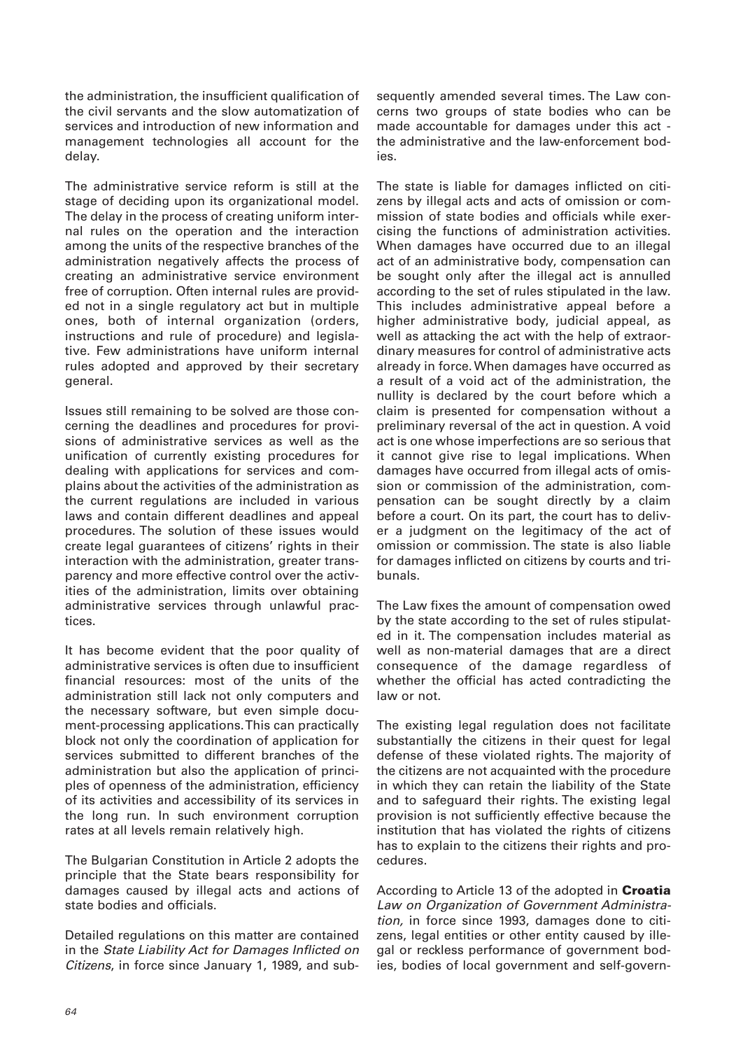the administration, the insufficient qualification of the civil servants and the slow automatization of services and introduction of new information and management technologies all account for the delay.

The administrative service reform is still at the stage of deciding upon its organizational model. The delay in the process of creating uniform internal rules on the operation and the interaction among the units of the respective branches of the administration negatively affects the process of creating an administrative service environment free of corruption. Often internal rules are provided not in a single regulatory act but in multiple ones, both of internal organization (orders, instructions and rule of procedure) and legislative. Few administrations have uniform internal rules adopted and approved by their secretary general.

Issues still remaining to be solved are those concerning the deadlines and procedures for provisions of administrative services as well as the unification of currently existing procedures for dealing with applications for services and complains about the activities of the administration as the current regulations are included in various laws and contain different deadlines and appeal procedures. The solution of these issues would create legal guarantees of citizens' rights in their interaction with the administration, greater transparency and more effective control over the activities of the administration, limits over obtaining administrative services through unlawful practices.

It has become evident that the poor quality of administrative services is often due to insufficient financial resources: most of the units of the administration still lack not only computers and the necessary software, but even simple document-processing applications. This can practically block not only the coordination of application for services submitted to different branches of the administration but also the application of principles of openness of the administration, efficiency of its activities and accessibility of its services in the long run. In such environment corruption rates at all levels remain relatively high.

The Bulgarian Constitution in Article 2 adopts the principle that the State bears responsibility for damages caused by illegal acts and actions of state bodies and officials.

Detailed regulations on this matter are contained in the *State Liability Act for Damages Inflicted on Citizens*, in force since January 1, 1989, and subsequently amended several times. The Law concerns two groups of state bodies who can be made accountable for damages under this act - the administrative and the law-enforcement bodies.

The state is liable for damages inflicted on citizens by illegal acts and acts of omission or commission of state bodies and officials while exercising the functions of administration activities. When damages have occurred due to an illegal act of an administrative body, compensation can be sought only after the illegal act is annulled according to the set of rules stipulated in the law. This includes administrative appeal before a higher administrative body, judicial appeal, as well as attacking the act with the help of extraordinary measures for control of administrative acts already in force. When damages have occurred as a result of a void act of the administration, the nullity is declared by the court before which a claim is presented for compensation without a preliminary reversal of the act in question. A void act is one whose imperfections are so serious that it cannot give rise to legal implications. When damages have occurred from illegal acts of omission or commission of the administration, compensation can be sought directly by a claim before a court. On its part, the court has to deliver a judgment on the legitimacy of the act of omission or commission. The state is also liable for damages inflicted on citizens by courts and tribunals.

The Law fixes the amount of compensation owed by the state according to the set of rules stipulated in it. The compensation includes material as well as non-material damages that are a direct consequence of the damage regardless of whether the official has acted contradicting the law or not.

The existing legal regulation does not facilitate substantially the citizens in their quest for legal defense of these violated rights. The majority of the citizens are not acquainted with the procedure in which they can retain the liability of the State and to safeguard their rights. The existing legal provision is not sufficiently effective because the institution that has violated the rights of citizens has to explain to the citizens their rights and procedures.

According to Article 13 of the adopted in **Croatia** *Law on Organization of Government Administration,* in force since 1993, damages done to citizens, legal entities or other entity caused by illegal or reckless performance of government bodies, bodies of local government and self-govern-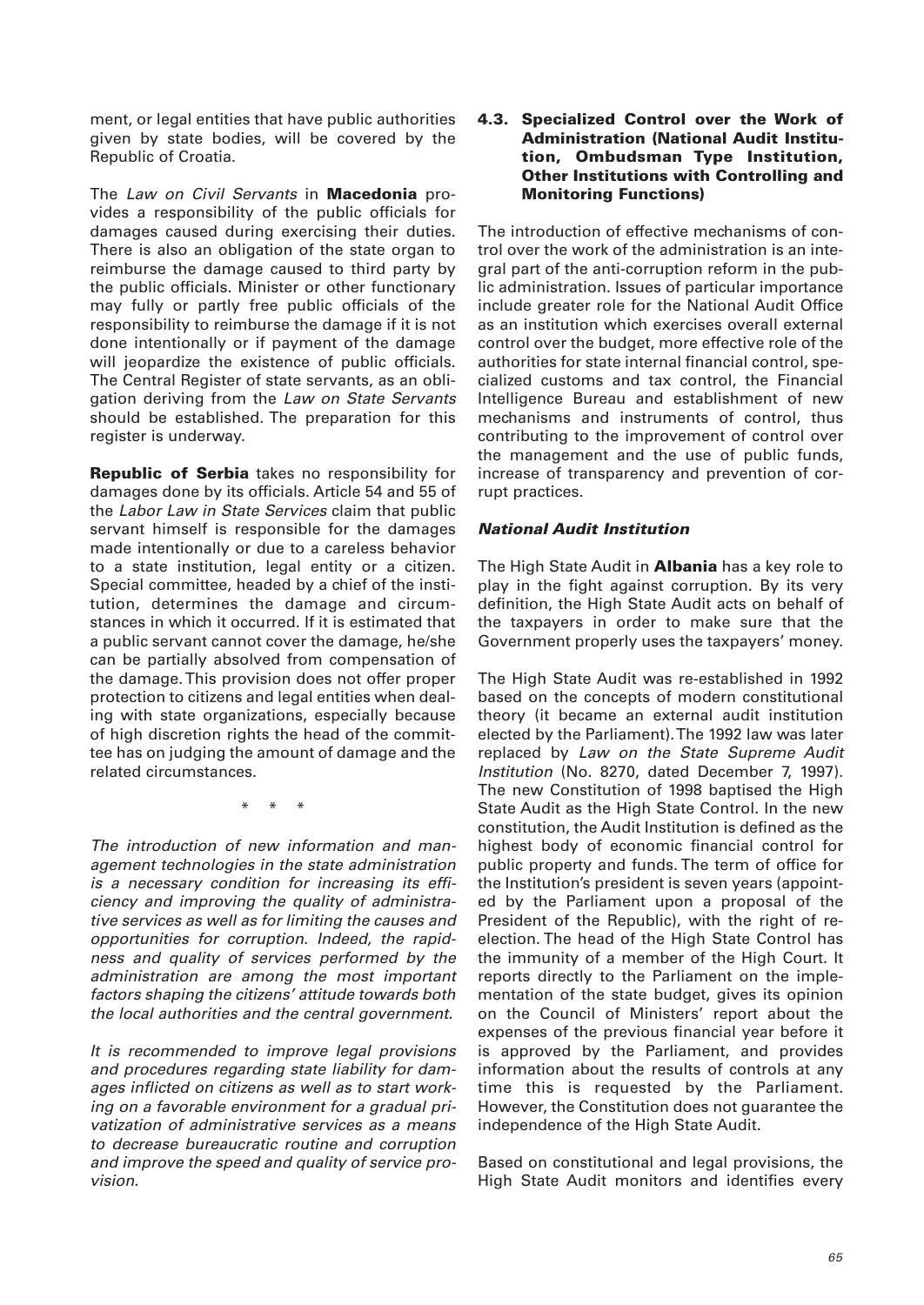ment, or legal entities that have public authorities given by state bodies, will be covered by the Republic of Croatia.

The *Law on Civil Servants* in **Macedonia** provides a responsibility of the public officials for damages caused during exercising their duties. There is also an obligation of the state organ to reimburse the damage caused to third party by the public officials. Minister or other functionary may fully or partly free public officials of the responsibility to reimburse the damage if it is not done intentionally or if payment of the damage will jeopardize the existence of public officials. The Central Register of state servants, as an obligation deriving from the *Law on State Servants* should be established. The preparation for this register is underway.

**Republic of Serbia** takes no responsibility for damages done by its officials. Article 54 and 55 of the *Labor Law in State Services* claim that public servant himself is responsible for the damages made intentionally or due to a careless behavior to a state institution, legal entity or a citizen. Special committee, headed by a chief of the institution, determines the damage and circumstances in which it occurred. If it is estimated that a public servant cannot cover the damage, he/she can be partially absolved from compensation of the damage. This provision does not offer proper protection to citizens and legal entities when dealing with state organizations, especially because of high discretion rights the head of the committee has on judging the amount of damage and the related circumstances.

\* \* \*

*The introduction of new information and management technologies in the state administration is a necessary condition for increasing its efficiency and improving the quality of administrative services as well as for limiting the causes and opportunities for corruption. Indeed, the rapidness and quality of services performed by the administration are among the most important factors shaping the citizens' attitude towards both the local authorities and the central government.*

*It is recommended to improve legal provisions and procedures regarding state liability for damages inflicted on citizens as well as to start working on a favorable environment for a gradual privatization of administrative services as a means to decrease bureaucratic routine and corruption and improve the speed and quality of service provision.*

### 4.3. Specialized Control over the Work of Administration (National Audit Institution, Ombudsman Type Institution, Other Institutions with Controlling and Monitoring Functions)

The introduction of effective mechanisms of control over the work of the administration is an integral part of the anti-corruption reform in the public administration. Issues of particular importance include greater role for the National Audit Office as an institution which exercises overall external control over the budget, more effective role of the authorities for state internal financial control, specialized customs and tax control, the Financial Intelligence Bureau and establishment of new mechanisms and instruments of control, thus contributing to the improvement of control over the management and the use of public funds, increase of transparency and prevention of corrupt practices.

#### *National Audit Institution*

The High State Audit in **Albania** has a key role to play in the fight against corruption. By its very definition, the High State Audit acts on behalf of the taxpayers in order to make sure that the Government properly uses the taxpayers' money.

The High State Audit was re-established in 1992 based on the concepts of modern constitutional theory (it became an external audit institution elected by the Parliament). The 1992 law was later replaced by *Law on the State Supreme Audit Institution* (No. 8270, dated December 7, 1997). The new Constitution of 1998 baptised the High State Audit as the High State Control. In the new constitution, the Audit Institution is defined as the highest body of economic financial control for public property and funds. The term of office for the Institution's president is seven years (appointed by the Parliament upon a proposal of the President of the Republic), with the right of re-election. The head of the High State Control has the immunity of a member of the High Court. It reports directly to the Parliament on the implementation of the state budget, gives its opinion on the Council of Ministers' report about the expenses of the previous financial year before it is approved by the Parliament, and provides information about the results of controls at any time this is requested by the Parliament. However, the Constitution does not guarantee the independence of the High State Audit.

Based on constitutional and legal provisions, the High State Audit monitors and identifies every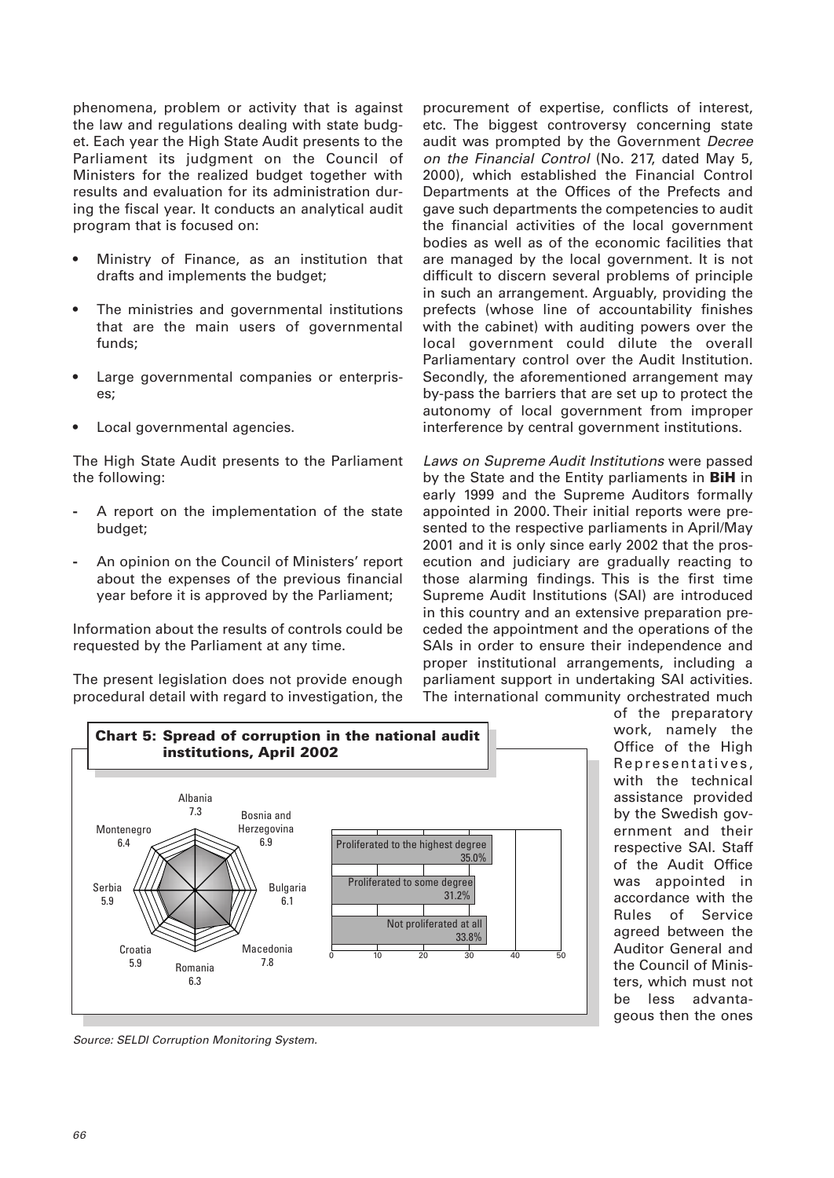phenomena, problem or activity that is against the law and regulations dealing with state budget. Each year the High State Audit presents to the Parliament its judgment on the Council of Ministers for the realized budget together with results and evaluation for its administration during the fiscal year. It conducts an analytical audit program that is focused on:

- Ministry of Finance, as an institution that drafts and implements the budget;
- The ministries and governmental institutions that are the main users of governmental funds;
- Large governmental companies or enterprises;
- Local governmental agencies.

The High State Audit presents to the Parliament the following:

- A report on the implementation of the state budget;
- An opinion on the Council of Ministers' report about the expenses of the previous financial year before it is approved by the Parliament;

Information about the results of controls could be requested by the Parliament at any time.

The present legislation does not provide enough procedural detail with regard to investigation, the procurement of expertise, conflicts of interest, etc. The biggest controversy concerning state audit was prompted by the Government *Decree on the Financial Control* (No. 217, dated May 5, 2000), which established the Financial Control Departments at the Offices of the Prefects and gave such departments the competencies to audit the financial activities of the local government bodies as well as of the economic facilities that are managed by the local government. It is not difficult to discern several problems of principle in such an arrangement. Arguably, providing the prefects (whose line of accountability finishes with the cabinet) with auditing powers over the local government could dilute the overall Parliamentary control over the Audit Institution. Secondly, the aforementioned arrangement may by-pass the barriers that are set up to protect the autonomy of local government from improper interference by central government institutions.

*Laws on Supreme Audit Institutions* were passed by the State and the Entity parliaments in **BiH** in early 1999 and the Supreme Auditors formally appointed in 2000. Their initial reports were presented to the respective parliaments in April/May 2001 and it is only since early 2002 that the prosecution and judiciary are gradually reacting to those alarming findings. This is the first time Supreme Audit Institutions (SAI) are introduced in this country and an extensive preparation preceded the appointment and the operations of the SAIs in order to ensure their independence and proper institutional arrangements, including a parliament support in undertaking SAI activities. The international community orchestrated much of the preparatory work, namely the Office of the High Representatives, with the technical assistance provided by the Swedish government and their respective SAI. Staff of the Audit Office was appointed in accordance with the Rules of Service agreed between the Auditor General and the Council of Ministers, which must not be less advantageous then the ones

**Chart 5: Spread of corruption in the national audit institutions, April 2002**

| Country | Score |
|---|---|
| Albania | 7.3 |
| Bosnia and Herzegovina | 6.9 |
| Bulgaria | 6.1 |
| Macedonia | 7.8 |
| Romania | 6.3 |
| Croatia | 5.9 |
| Serbia | 5.9 |
| Montenegro | 6.4 |

| | % |
|---|---|
| Proliferated to the highest degree | 35.0% |
| Proliferated to some degree | 31.2% |
| Not proliferated at all | 33.8% |

*Source: SELDI Corruption Monitoring System.*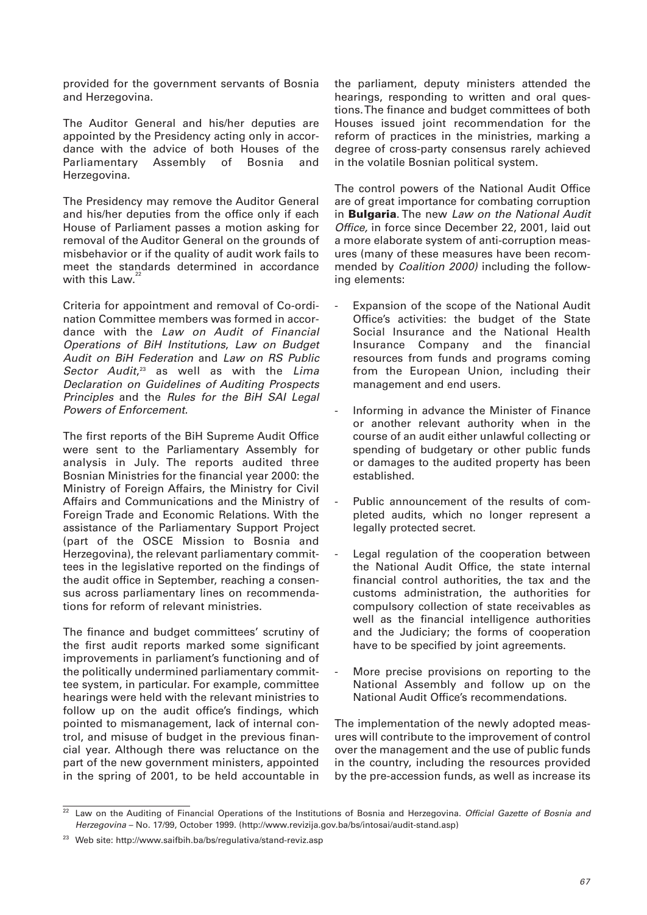provided for the government servants of Bosnia and Herzegovina.

The Auditor General and his/her deputies are appointed by the Presidency acting only in accordance with the advice of both Houses of the Parliamentary Assembly of Bosnia and Herzegovina.

The Presidency may remove the Auditor General and his/her deputies from the office only if each House of Parliament passes a motion asking for removal of the Auditor General on the grounds of misbehavior or if the quality of audit work fails to meet the standards determined in accordance with this Law.[22]

Criteria for appointment and removal of Co-ordination Committee members was formed in accordance with the *Law on Audit of Financial Operations of BiH Institutions*, *Law on Budget Audit on BiH Federation* and *Law on RS Public Sector Audit*,[23] as well as with the *Lima Declaration on Guidelines of Auditing Prospects Principles* and the *Rules for the BiH SAI Legal Powers of Enforcement.*

The first reports of the BiH Supreme Audit Office were sent to the Parliamentary Assembly for analysis in July. The reports audited three Bosnian Ministries for the financial year 2000: the Ministry of Foreign Affairs, the Ministry for Civil Affairs and Communications and the Ministry of Foreign Trade and Economic Relations. With the assistance of the Parliamentary Support Project (part of the OSCE Mission to Bosnia and Herzegovina), the relevant parliamentary committees in the legislative reported on the findings of the audit office in September, reaching a consensus across parliamentary lines on recommendations for reform of relevant ministries.

The finance and budget committees' scrutiny of the first audit reports marked some significant improvements in parliament's functioning and of the politically undermined parliamentary committee system, in particular. For example, committee hearings were held with the relevant ministries to follow up on the audit office's findings, which pointed to mismanagement, lack of internal control, and misuse of budget in the previous financial year. Although there was reluctance on the part of the new government ministers, appointed in the spring of 2001, to be held accountable in the parliament, deputy ministers attended the hearings, responding to written and oral questions. The finance and budget committees of both Houses issued joint recommendation for the reform of practices in the ministries, marking a degree of cross-party consensus rarely achieved in the volatile Bosnian political system.

The control powers of the National Audit Office are of great importance for combating corruption in **Bulgaria**. The new *Law on the National Audit Office,* in force since December 22, 2001, laid out a more elaborate system of anti-corruption measures (many of these measures have been recommended by *Coalition 2000)* including the following elements:

- Expansion of the scope of the National Audit Office's activities: the budget of the State Social Insurance and the National Health Insurance Company and the financial resources from funds and programs coming from the European Union, including their management and end users.
- Informing in advance the Minister of Finance or another relevant authority when in the course of an audit either unlawful collecting or spending of budgetary or other public funds or damages to the audited property has been established.
- Public announcement of the results of completed audits, which no longer represent a legally protected secret.
- Legal regulation of the cooperation between the National Audit Office, the state internal financial control authorities, the tax and the customs administration, the authorities for compulsory collection of state receivables as well as the financial intelligence authorities and the Judiciary; the forms of cooperation have to be specified by joint agreements.
- More precise provisions on reporting to the National Assembly and follow up on the National Audit Office's recommendations.

The implementation of the newly adopted measures will contribute to the improvement of control over the management and the use of public funds in the country, including the resources provided by the pre-accession funds, as well as increase its

---

[22] Law on the Auditing of Financial Operations of the Institutions of Bosnia and Herzegovina. *Official Gazette of Bosnia and Herzegovina* – No. 17/99, October 1999. (http://www.revizija.gov.ba/bs/intosai/audit-stand.asp)

[23] Web site: http://www.saifbih.ba/bs/regulativa/stand-reviz.asp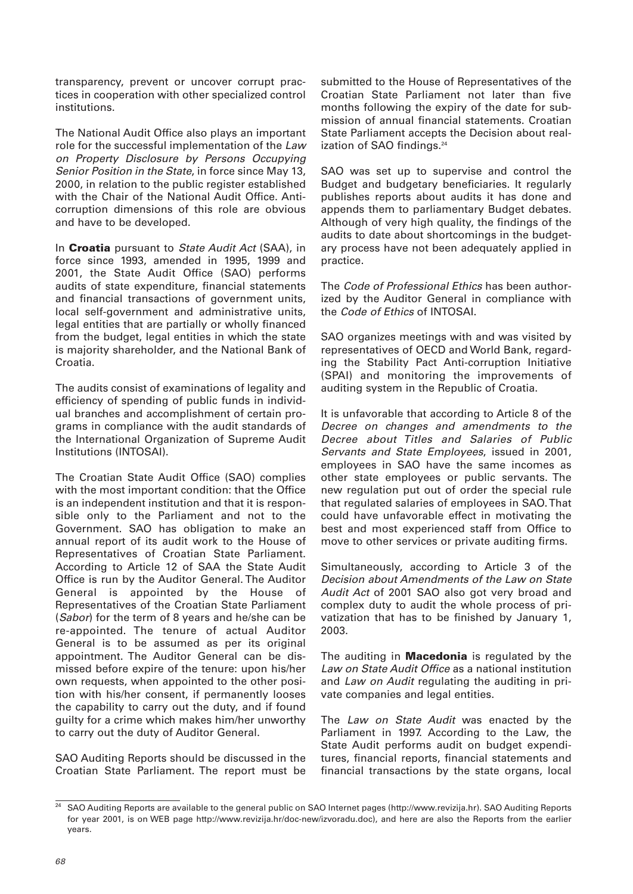transparency, prevent or uncover corrupt practices in cooperation with other specialized control institutions.

The National Audit Office also plays an important role for the successful implementation of the *Law on Property Disclosure by Persons Occupying Senior Position in the State*, in force since May 13, 2000, in relation to the public register established with the Chair of the National Audit Office. Anti-corruption dimensions of this role are obvious and have to be developed.

In **Croatia** pursuant to *State Audit Act* (SAA), in force since 1993, amended in 1995, 1999 and 2001, the State Audit Office (SAO) performs audits of state expenditure, financial statements and financial transactions of government units, local self-government and administrative units, legal entities that are partially or wholly financed from the budget, legal entities in which the state is majority shareholder, and the National Bank of Croatia.

The audits consist of examinations of legality and efficiency of spending of public funds in individual branches and accomplishment of certain programs in compliance with the audit standards of the International Organization of Supreme Audit Institutions (INTOSAI).

The Croatian State Audit Office (SAO) complies with the most important condition: that the Office is an independent institution and that it is responsible only to the Parliament and not to the Government. SAO has obligation to make an annual report of its audit work to the House of Representatives of Croatian State Parliament. According to Article 12 of SAA the State Audit Office is run by the Auditor General. The Auditor General is appointed by the House of Representatives of the Croatian State Parliament (*Sabor*) for the term of 8 years and he/she can be re-appointed. The tenure of actual Auditor General is to be assumed as per its original appointment. The Auditor General can be dismissed before expire of the tenure: upon his/her own requests, when appointed to the other position with his/her consent, if permanently looses the capability to carry out the duty, and if found guilty for a crime which makes him/her unworthy to carry out the duty of Auditor General.

SAO Auditing Reports should be discussed in the Croatian State Parliament. The report must be submitted to the House of Representatives of the Croatian State Parliament not later than five months following the expiry of the date for submission of annual financial statements. Croatian State Parliament accepts the Decision about realization of SAO findings.[24]

SAO was set up to supervise and control the Budget and budgetary beneficiaries. It regularly publishes reports about audits it has done and appends them to parliamentary Budget debates. Although of very high quality, the findings of the audits to date about shortcomings in the budgetary process have not been adequately applied in practice.

The *Code of Professional Ethics* has been authorized by the Auditor General in compliance with the *Code of Ethics* of INTOSAI.

SAO organizes meetings with and was visited by representatives of OECD and World Bank, regarding the Stability Pact Anti-corruption Initiative (SPAI) and monitoring the improvements of auditing system in the Republic of Croatia.

It is unfavorable that according to Article 8 of the *Decree on changes and amendments to the Decree about Titles and Salaries of Public Servants and State Employees*, issued in 2001, employees in SAO have the same incomes as other state employees or public servants. The new regulation put out of order the special rule that regulated salaries of employees in SAO. That could have unfavorable effect in motivating the best and most experienced staff from Office to move to other services or private auditing firms.

Simultaneously, according to Article 3 of the *Decision about Amendments of the Law on State Audit Act* of 2001 SAO also got very broad and complex duty to audit the whole process of privatization that has to be finished by January 1, 2003.

The auditing in **Macedonia** is regulated by the *Law on State Audit Office* as a national institution and *Law on Audit* regulating the auditing in private companies and legal entities.

The *Law on State Audit* was enacted by the Parliament in 1997. According to the Law, the State Audit performs audit on budget expenditures, financial reports, financial statements and financial transactions by the state organs, local

---

[24] SAO Auditing Reports are available to the general public on SAO Internet pages (http://www.revizija.hr). SAO Auditing Reports for year 2001, is on WEB page http://www.revizija.hr/doc-new/izvoradu.doc), and here are also the Reports from the earlier years.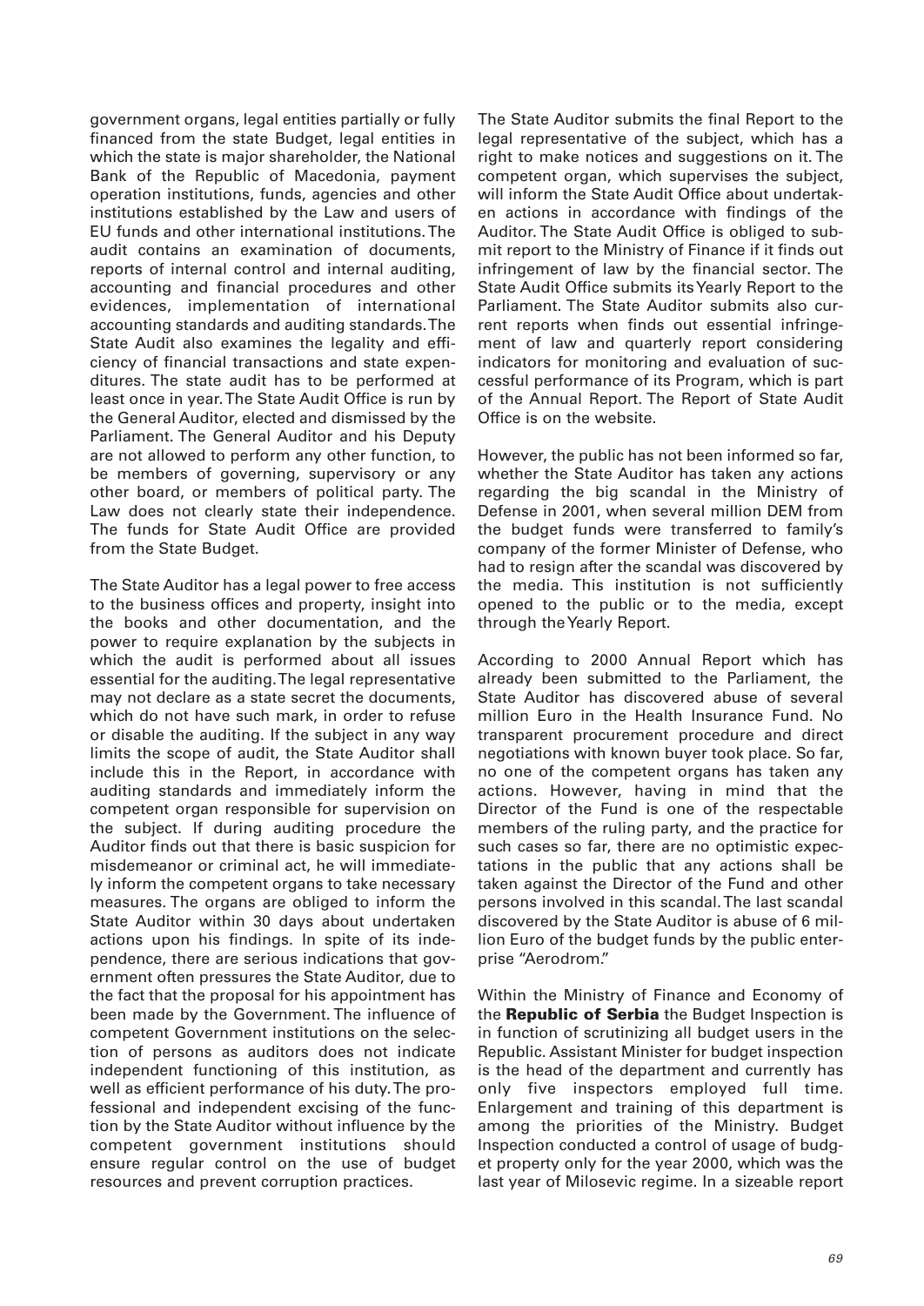government organs, legal entities partially or fully financed from the state Budget, legal entities in which the state is major shareholder, the National Bank of the Republic of Macedonia, payment operation institutions, funds, agencies and other institutions established by the Law and users of EU funds and other international institutions. The audit contains an examination of documents, reports of internal control and internal auditing, accounting and financial procedures and other evidences, implementation of international accounting standards and auditing standards. The State Audit also examines the legality and efficiency of financial transactions and state expenditures. The state audit has to be performed at least once in year. The State Audit Office is run by the General Auditor, elected and dismissed by the Parliament. The General Auditor and his Deputy are not allowed to perform any other function, to be members of governing, supervisory or any other board, or members of political party. The Law does not clearly state their independence. The funds for State Audit Office are provided from the State Budget.

The State Auditor has a legal power to free access to the business offices and property, insight into the books and other documentation, and the power to require explanation by the subjects in which the audit is performed about all issues essential for the auditing. The legal representative may not declare as a state secret the documents, which do not have such mark, in order to refuse or disable the auditing. If the subject in any way limits the scope of audit, the State Auditor shall include this in the Report, in accordance with auditing standards and immediately inform the competent organ responsible for supervision on the subject. If during auditing procedure the Auditor finds out that there is basic suspicion for misdemeanor or criminal act, he will immediately inform the competent organs to take necessary measures. The organs are obliged to inform the State Auditor within 30 days about undertaken actions upon his findings. In spite of its independence, there are serious indications that government often pressures the State Auditor, due to the fact that the proposal for his appointment has been made by the Government. The influence of competent Government institutions on the selection of persons as auditors does not indicate independent functioning of this institution, as well as efficient performance of his duty. The professional and independent excising of the function by the State Auditor without influence by the competent government institutions should ensure regular control on the use of budget resources and prevent corruption practices.

The State Auditor submits the final Report to the legal representative of the subject, which has a right to make notices and suggestions on it. The competent organ, which supervises the subject, will inform the State Audit Office about undertaken actions in accordance with findings of the Auditor. The State Audit Office is obliged to submit report to the Ministry of Finance if it finds out infringement of law by the financial sector. The State Audit Office submits its Yearly Report to the Parliament. The State Auditor submits also current reports when finds out essential infringement of law and quarterly report considering indicators for monitoring and evaluation of successful performance of its Program, which is part of the Annual Report. The Report of State Audit Office is on the website.

However, the public has not been informed so far, whether the State Auditor has taken any actions regarding the big scandal in the Ministry of Defense in 2001, when several million DEM from the budget funds were transferred to family's company of the former Minister of Defense, who had to resign after the scandal was discovered by the media. This institution is not sufficiently opened to the public or to the media, except through the Yearly Report.

According to 2000 Annual Report which has already been submitted to the Parliament, the State Auditor has discovered abuse of several million Euro in the Health Insurance Fund. No transparent procurement procedure and direct negotiations with known buyer took place. So far, no one of the competent organs has taken any actions. However, having in mind that the Director of the Fund is one of the respectable members of the ruling party, and the practice for such cases so far, there are no optimistic expectations in the public that any actions shall be taken against the Director of the Fund and other persons involved in this scandal. The last scandal discovered by the State Auditor is abuse of 6 million Euro of the budget funds by the public enterprise "Aerodrom."

Within the Ministry of Finance and Economy of the **Republic of Serbia** the Budget Inspection is in function of scrutinizing all budget users in the Republic. Assistant Minister for budget inspection is the head of the department and currently has only five inspectors employed full time. Enlargement and training of this department is among the priorities of the Ministry. Budget Inspection conducted a control of usage of budget property only for the year 2000, which was the last year of Milosevic regime. In a sizeable report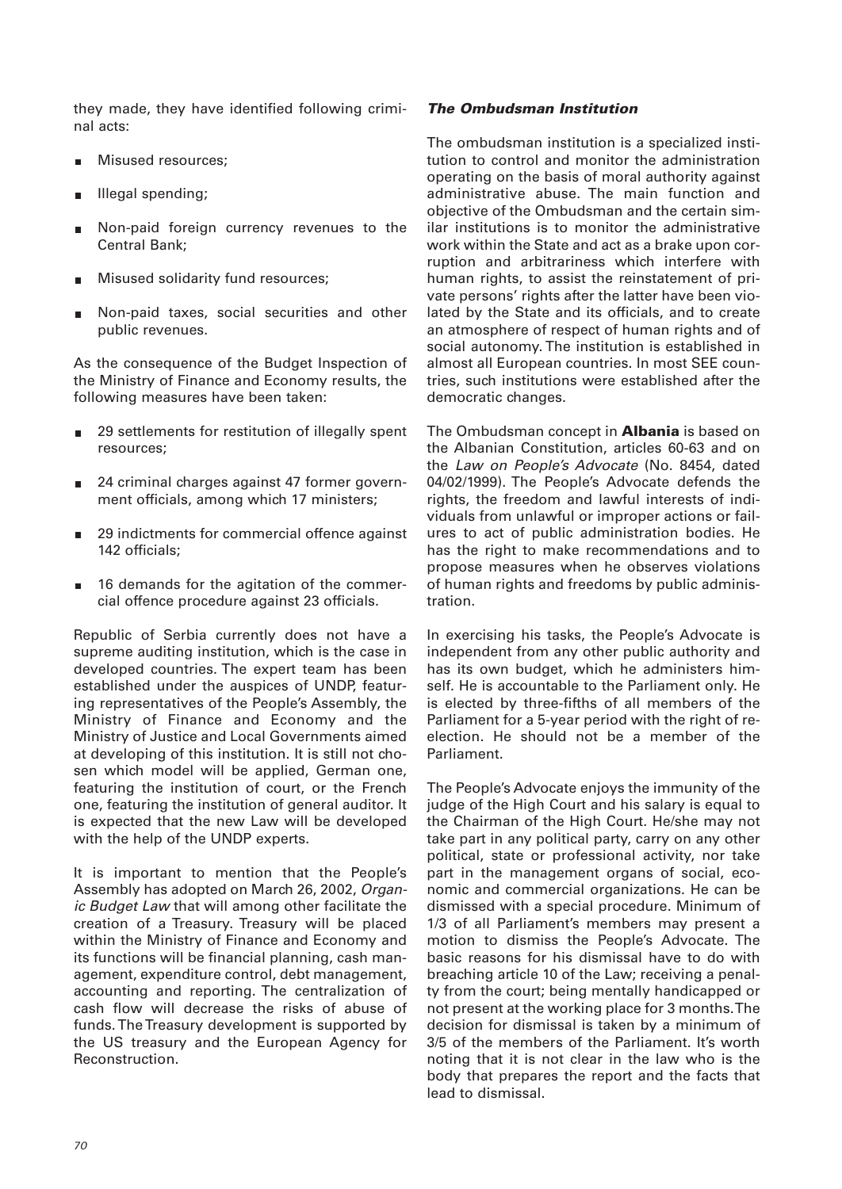they made, they have identified following criminal acts:

- Misused resources;
- Illegal spending;
- Non-paid foreign currency revenues to the Central Bank;
- Misused solidarity fund resources;
- Non-paid taxes, social securities and other public revenues.

As the consequence of the Budget Inspection of the Ministry of Finance and Economy results, the following measures have been taken:

- 29 settlements for restitution of illegally spent resources;
- 24 criminal charges against 47 former government officials, among which 17 ministers;
- 29 indictments for commercial offence against 142 officials;
- 16 demands for the agitation of the commercial offence procedure against 23 officials.

Republic of Serbia currently does not have a supreme auditing institution, which is the case in developed countries. The expert team has been established under the auspices of UNDP, featuring representatives of the People's Assembly, the Ministry of Finance and Economy and the Ministry of Justice and Local Governments aimed at developing of this institution. It is still not chosen which model will be applied, German one, featuring the institution of court, or the French one, featuring the institution of general auditor. It is expected that the new Law will be developed with the help of the UNDP experts.

It is important to mention that the People's Assembly has adopted on March 26, 2002, *Organic Budget Law* that will among other facilitate the creation of a Treasury. Treasury will be placed within the Ministry of Finance and Economy and its functions will be financial planning, cash management, expenditure control, debt management, accounting and reporting. The centralization of cash flow will decrease the risks of abuse of funds. The Treasury development is supported by the US treasury and the European Agency for Reconstruction.

### *The Ombudsman Institution*

The ombudsman institution is a specialized institution to control and monitor the administration operating on the basis of moral authority against administrative abuse. The main function and objective of the Ombudsman and the certain similar institutions is to monitor the administrative work within the State and act as a brake upon corruption and arbitrariness which interfere with human rights, to assist the reinstatement of private persons' rights after the latter have been violated by the State and its officials, and to create an atmosphere of respect of human rights and of social autonomy. The institution is established in almost all European countries. In most SEE countries, such institutions were established after the democratic changes.

The Ombudsman concept in **Albania** is based on the Albanian Constitution, articles 60-63 and on the *Law on People's Advocate* (No. 8454, dated 04/02/1999). The People's Advocate defends the rights, the freedom and lawful interests of individuals from unlawful or improper actions or failures to act of public administration bodies. He has the right to make recommendations and to propose measures when he observes violations of human rights and freedoms by public administration.

In exercising his tasks, the People's Advocate is independent from any other public authority and has its own budget, which he administers himself. He is accountable to the Parliament only. He is elected by three-fifths of all members of the Parliament for a 5-year period with the right of re-election. He should not be a member of the Parliament.

The People's Advocate enjoys the immunity of the judge of the High Court and his salary is equal to the Chairman of the High Court. He/she may not take part in any political party, carry on any other political, state or professional activity, nor take part in the management organs of social, economic and commercial organizations. He can be dismissed with a special procedure. Minimum of 1/3 of all Parliament's members may present a motion to dismiss the People's Advocate. The basic reasons for his dismissal have to do with breaching article 10 of the Law; receiving a penalty from the court; being mentally handicapped or not present at the working place for 3 months. The decision for dismissal is taken by a minimum of 3/5 of the members of the Parliament. It's worth noting that it is not clear in the law who is the body that prepares the report and the facts that lead to dismissal.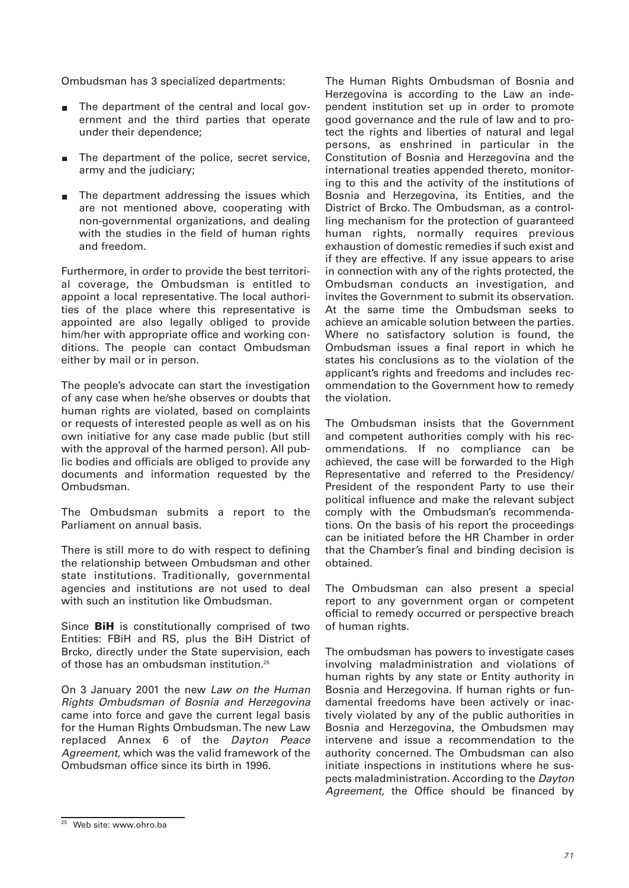Ombudsman has 3 specialized departments:

- The department of the central and local government and the third parties that operate under their dependence;
- The department of the police, secret service, army and the judiciary;
- The department addressing the issues which are not mentioned above, cooperating with non-governmental organizations, and dealing with the studies in the field of human rights and freedom.

Furthermore, in order to provide the best territorial coverage, the Ombudsman is entitled to appoint a local representative. The local authorities of the place where this representative is appointed are also legally obliged to provide him/her with appropriate office and working conditions. The people can contact Ombudsman either by mail or in person.

The people's advocate can start the investigation of any case when he/she observes or doubts that human rights are violated, based on complaints or requests of interested people as well as on his own initiative for any case made public (but still with the approval of the harmed person). All public bodies and officials are obliged to provide any documents and information requested by the Ombudsman.

The Ombudsman submits a report to the Parliament on annual basis.

There is still more to do with respect to defining the relationship between Ombudsman and other state institutions. Traditionally, governmental agencies and institutions are not used to deal with such an institution like Ombudsman.

Since **BiH** is constitutionally comprised of two Entities: FBiH and RS, plus the BiH District of Brcko, directly under the State supervision, each of those has an ombudsman institution.[25]

On 3 January 2001 the new *Law on the Human Rights Ombudsman of Bosnia and Herzegovina* came into force and gave the current legal basis for the Human Rights Ombudsman. The new Law replaced Annex 6 of the *Dayton Peace Agreement,* which was the valid framework of the Ombudsman office since its birth in 1996.

The Human Rights Ombudsman of Bosnia and Herzegovina is according to the Law an independent institution set up in order to promote good governance and the rule of law and to protect the rights and liberties of natural and legal persons, as enshrined in particular in the Constitution of Bosnia and Herzegovina and the international treaties appended thereto, monitoring to this and the activity of the institutions of Bosnia and Herzegovina, its Entities, and the District of Brcko. The Ombudsman, as a controlling mechanism for the protection of guaranteed human rights, normally requires previous exhaustion of domestic remedies if such exist and if they are effective. If any issue appears to arise in connection with any of the rights protected, the Ombudsman conducts an investigation, and invites the Government to submit its observation. At the same time the Ombudsman seeks to achieve an amicable solution between the parties. Where no satisfactory solution is found, the Ombudsman issues a final report in which he states his conclusions as to the violation of the applicant's rights and freedoms and includes recommendation to the Government how to remedy the violation.

The Ombudsman insists that the Government and competent authorities comply with his recommendations. If no compliance can be achieved, the case will be forwarded to the High Representative and referred to the Presidency/ President of the respondent Party to use their political influence and make the relevant subject comply with the Ombudsman's recommendations. On the basis of his report the proceedings can be initiated before the HR Chamber in order that the Chamber's final and binding decision is obtained.

The Ombudsman can also present a special report to any government organ or competent official to remedy occurred or perspective breach of human rights.

The ombudsman has powers to investigate cases involving maladministration and violations of human rights by any state or Entity authority in Bosnia and Herzegovina. If human rights or fundamental freedoms have been actively or inactively violated by any of the public authorities in Bosnia and Herzegovina, the Ombudsmen may intervene and issue a recommendation to the authority concerned. The Ombudsman can also initiate inspections in institutions where he suspects maladministration. According to the *Dayton Agreement*, the Office should be financed by

[25] Web site: www.ohro.ba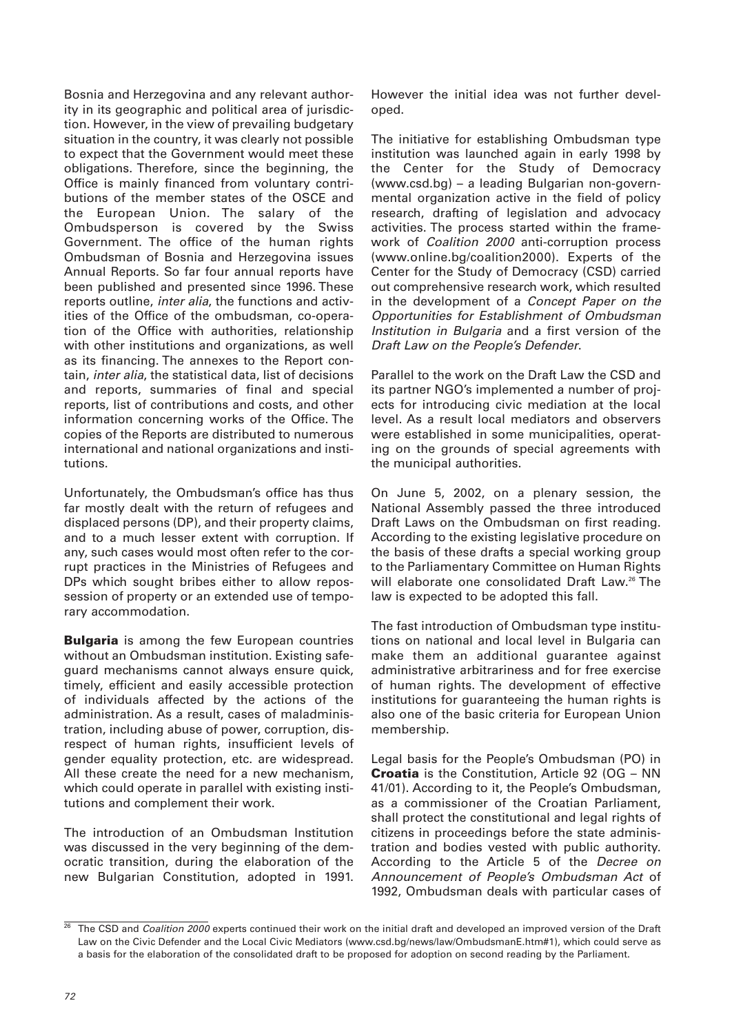Bosnia and Herzegovina and any relevant authority in its geographic and political area of jurisdiction. However, in the view of prevailing budgetary situation in the country, it was clearly not possible to expect that the Government would meet these obligations. Therefore, since the beginning, the Office is mainly financed from voluntary contributions of the member states of the OSCE and the European Union. The salary of the Ombudsperson is covered by the Swiss Government. The office of the human rights Ombudsman of Bosnia and Herzegovina issues Annual Reports. So far four annual reports have been published and presented since 1996. These reports outline, *inter alia*, the functions and activities of the Office of the ombudsman, co-operation of the Office with authorities, relationship with other institutions and organizations, as well as its financing. The annexes to the Report contain, *inter alia*, the statistical data, list of decisions and reports, summaries of final and special reports, list of contributions and costs, and other information concerning works of the Office. The copies of the Reports are distributed to numerous international and national organizations and institutions.

Unfortunately, the Ombudsman's office has thus far mostly dealt with the return of refugees and displaced persons (DP), and their property claims, and to a much lesser extent with corruption. If any, such cases would most often refer to the corrupt practices in the Ministries of Refugees and DPs which sought bribes either to allow repossession of property or an extended use of temporary accommodation.

**Bulgaria** is among the few European countries without an Ombudsman institution. Existing safeguard mechanisms cannot always ensure quick, timely, efficient and easily accessible protection of individuals affected by the actions of the administration. As a result, cases of maladministration, including abuse of power, corruption, disrespect of human rights, insufficient levels of gender equality protection, etc. are widespread. All these create the need for a new mechanism, which could operate in parallel with existing institutions and complement their work.

The introduction of an Ombudsman Institution was discussed in the very beginning of the democratic transition, during the elaboration of the new Bulgarian Constitution, adopted in 1991. However the initial idea was not further developed.

The initiative for establishing Ombudsman type institution was launched again in early 1998 by the Center for the Study of Democracy (www.csd.bg) – a leading Bulgarian non-governmental organization active in the field of policy research, drafting of legislation and advocacy activities. The process started within the framework of *Coalition 2000* anti-corruption process (www.online.bg/coalition2000). Experts of the Center for the Study of Democracy (CSD) carried out comprehensive research work, which resulted in the development of a *Concept Paper on the Opportunities for Establishment of Ombudsman Institution in Bulgaria* and a first version of the *Draft Law on the People's Defender*.

Parallel to the work on the Draft Law the CSD and its partner NGO's implemented a number of projects for introducing civic mediation at the local level. As a result local mediators and observers were established in some municipalities, operating on the grounds of special agreements with the municipal authorities.

On June 5, 2002, on a plenary session, the National Assembly passed the three introduced Draft Laws on the Ombudsman on first reading. According to the existing legislative procedure on the basis of these drafts a special working group to the Parliamentary Committee on Human Rights will elaborate one consolidated Draft Law.[26] The law is expected to be adopted this fall.

The fast introduction of Ombudsman type institutions on national and local level in Bulgaria can make them an additional guarantee against administrative arbitrariness and for free exercise of human rights. The development of effective institutions for guaranteeing the human rights is also one of the basic criteria for European Union membership.

Legal basis for the People's Ombudsman (PO) in **Croatia** is the Constitution, Article 92 (OG – NN 41/01). According to it, the People's Ombudsman, as a commissioner of the Croatian Parliament, shall protect the constitutional and legal rights of citizens in proceedings before the state administration and bodies vested with public authority. According to the Article 5 of the *Decree on Announcement of People's Ombudsman Act* of 1992, Ombudsman deals with particular cases of

[26] The CSD and *Coalition 2000* experts continued their work on the initial draft and developed an improved version of the Draft Law on the Civic Defender and the Local Civic Mediators (www.csd.bg/news/law/OmbudsmanE.htm#1), which could serve as a basis for the elaboration of the consolidated draft to be proposed for adoption on second reading by the Parliament.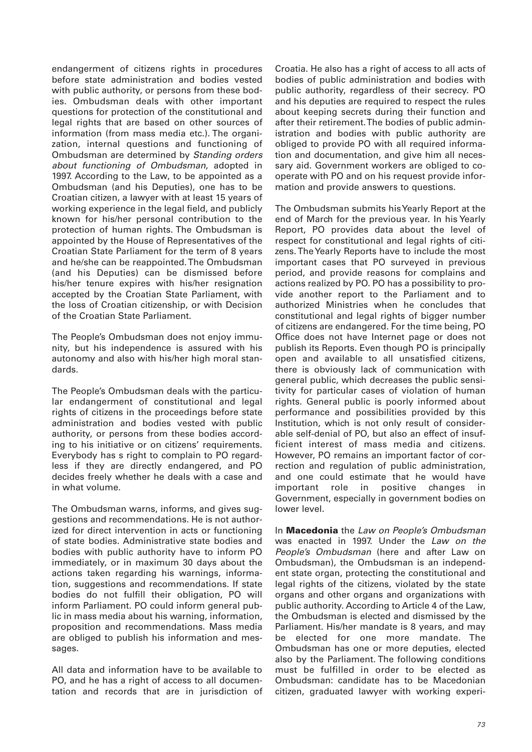endangerment of citizens rights in procedures before state administration and bodies vested with public authority, or persons from these bodies. Ombudsman deals with other important questions for protection of the constitutional and legal rights that are based on other sources of information (from mass media etc.). The organization, internal questions and functioning of Ombudsman are determined by *Standing orders about functioning of Ombudsman*, adopted in 1997. According to the Law, to be appointed as a Ombudsman (and his Deputies), one has to be Croatian citizen, a lawyer with at least 15 years of working experience in the legal field, and publicly known for his/her personal contribution to the protection of human rights. The Ombudsman is appointed by the House of Representatives of the Croatian State Parliament for the term of 8 years and he/she can be reappointed. The Ombudsman (and his Deputies) can be dismissed before his/her tenure expires with his/her resignation accepted by the Croatian State Parliament, with the loss of Croatian citizenship, or with Decision of the Croatian State Parliament.

The People's Ombudsman does not enjoy immunity, but his independence is assured with his autonomy and also with his/her high moral standards.

The People's Ombudsman deals with the particular endangerment of constitutional and legal rights of citizens in the proceedings before state administration and bodies vested with public authority, or persons from these bodies according to his initiative or on citizens' requirements. Everybody has s right to complain to PO regardless if they are directly endangered, and PO decides freely whether he deals with a case and in what volume.

The Ombudsman warns, informs, and gives suggestions and recommendations. He is not authorized for direct intervention in acts or functioning of state bodies. Administrative state bodies and bodies with public authority have to inform PO immediately, or in maximum 30 days about the actions taken regarding his warnings, information, suggestions and recommendations. If state bodies do not fulfill their obligation, PO will inform Parliament. PO could inform general public in mass media about his warning, information, proposition and recommendations. Mass media are obliged to publish his information and messages.

All data and information have to be available to PO, and he has a right of access to all documentation and records that are in jurisdiction of Croatia. He also has a right of access to all acts of bodies of public administration and bodies with public authority, regardless of their secrecy. PO and his deputies are required to respect the rules about keeping secrets during their function and after their retirement. The bodies of public administration and bodies with public authority are obliged to provide PO with all required information and documentation, and give him all necessary aid. Government workers are obliged to cooperate with PO and on his request provide information and provide answers to questions.

The Ombudsman submits his Yearly Report at the end of March for the previous year. In his Yearly Report, PO provides data about the level of respect for constitutional and legal rights of citizens. The Yearly Reports have to include the most important cases that PO surveyed in previous period, and provide reasons for complains and actions realized by PO. PO has a possibility to provide another report to the Parliament and to authorized Ministries when he concludes that constitutional and legal rights of bigger number of citizens are endangered. For the time being, PO Office does not have Internet page or does not publish its Reports. Even though PO is principally open and available to all unsatisfied citizens, there is obviously lack of communication with general public, which decreases the public sensitivity for particular cases of violation of human rights. General public is poorly informed about performance and possibilities provided by this Institution, which is not only result of considerable self-denial of PO, but also an effect of insufficient interest of mass media and citizens. However, PO remains an important factor of correction and regulation of public administration, and one could estimate that he would have important role in positive changes in Government, especially in government bodies on lower level.

In **Macedonia** the *Law on People's Ombudsman* was enacted in 1997. Under the *Law on the People's Ombudsman* (here and after Law on Ombudsman), the Ombudsman is an independent state organ, protecting the constitutional and legal rights of the citizens, violated by the state organs and other organs and organizations with public authority. According to Article 4 of the Law, the Ombudsman is elected and dismissed by the Parliament. His/her mandate is 8 years, and may be elected for one more mandate. The Ombudsman has one or more deputies, elected also by the Parliament. The following conditions must be fulfilled in order to be elected as Ombudsman: candidate has to be Macedonian citizen, graduated lawyer with working experi-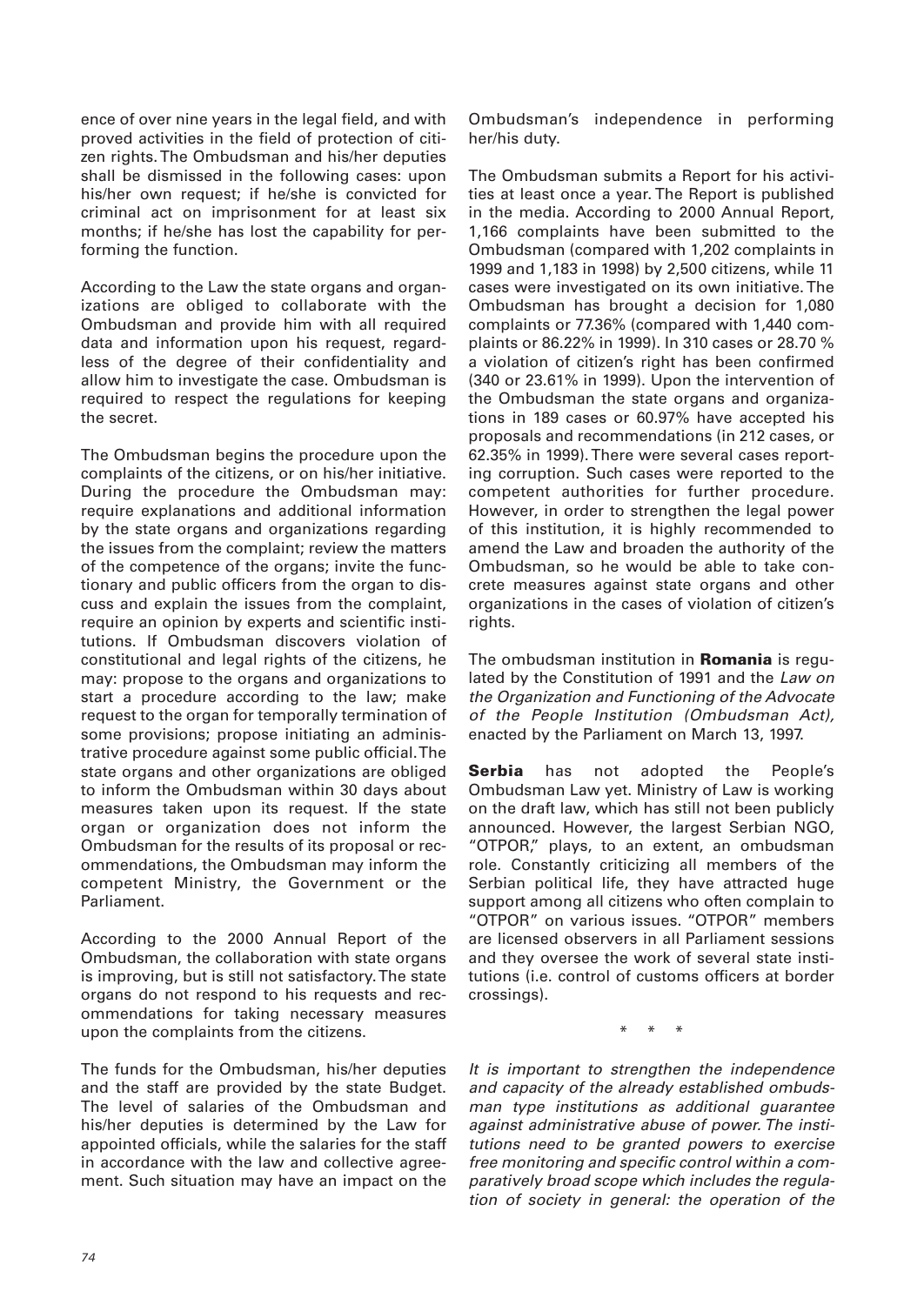ence of over nine years in the legal field, and with proved activities in the field of protection of citizen rights. The Ombudsman and his/her deputies shall be dismissed in the following cases: upon his/her own request; if he/she is convicted for criminal act on imprisonment for at least six months; if he/she has lost the capability for performing the function.

According to the Law the state organs and organizations are obliged to collaborate with the Ombudsman and provide him with all required data and information upon his request, regardless of the degree of their confidentiality and allow him to investigate the case. Ombudsman is required to respect the regulations for keeping the secret.

The Ombudsman begins the procedure upon the complaints of the citizens, or on his/her initiative. During the procedure the Ombudsman may: require explanations and additional information by the state organs and organizations regarding the issues from the complaint; review the matters of the competence of the organs; invite the functionary and public officers from the organ to discuss and explain the issues from the complaint, require an opinion by experts and scientific institutions. If Ombudsman discovers violation of constitutional and legal rights of the citizens, he may: propose to the organs and organizations to start a procedure according to the law; make request to the organ for temporally termination of some provisions; propose initiating an administrative procedure against some public official. The state organs and other organizations are obliged to inform the Ombudsman within 30 days about measures taken upon its request. If the state organ or organization does not inform the Ombudsman for the results of its proposal or recommendations, the Ombudsman may inform the competent Ministry, the Government or the Parliament.

According to the 2000 Annual Report of the Ombudsman, the collaboration with state organs is improving, but is still not satisfactory. The state organs do not respond to his requests and recommendations for taking necessary measures upon the complaints from the citizens.

The funds for the Ombudsman, his/her deputies and the staff are provided by the state Budget. The level of salaries of the Ombudsman and his/her deputies is determined by the Law for appointed officials, while the salaries for the staff in accordance with the law and collective agreement. Such situation may have an impact on the Ombudsman's independence in performing her/his duty.

The Ombudsman submits a Report for his activities at least once a year. The Report is published in the media. According to 2000 Annual Report, 1,166 complaints have been submitted to the Ombudsman (compared with 1,202 complaints in 1999 and 1,183 in 1998) by 2,500 citizens, while 11 cases were investigated on its own initiative. The Ombudsman has brought a decision for 1,080 complaints or 77.36% (compared with 1,440 complaints or 86.22% in 1999). In 310 cases or 28.70 % a violation of citizen's right has been confirmed (340 or 23.61% in 1999). Upon the intervention of the Ombudsman the state organs and organizations in 189 cases or 60.97% have accepted his proposals and recommendations (in 212 cases, or 62.35% in 1999). There were several cases reporting corruption. Such cases were reported to the competent authorities for further procedure. However, in order to strengthen the legal power of this institution, it is highly recommended to amend the Law and broaden the authority of the Ombudsman, so he would be able to take concrete measures against state organs and other organizations in the cases of violation of citizen's rights.

The ombudsman institution in **Romania** is regulated by the Constitution of 1991 and the *Law on the Organization and Functioning of the Advocate of the People Institution (Ombudsman Act),* enacted by the Parliament on March 13, 1997.

**Serbia** has not adopted the People's Ombudsman Law yet. Ministry of Law is working on the draft law, which has still not been publicly announced. However, the largest Serbian NGO, "OTPOR," plays, to an extent, an ombudsman role. Constantly criticizing all members of the Serbian political life, they have attracted huge support among all citizens who often complain to "OTPOR" on various issues. "OTPOR" members are licensed observers in all Parliament sessions and they oversee the work of several state institutions (i.e. control of customs officers at border crossings).

\* \* \*

*It is important to strengthen the independence and capacity of the already established ombudsman type institutions as additional guarantee against administrative abuse of power. The institutions need to be granted powers to exercise free monitoring and specific control within a comparatively broad scope which includes the regulation of society in general: the operation of the*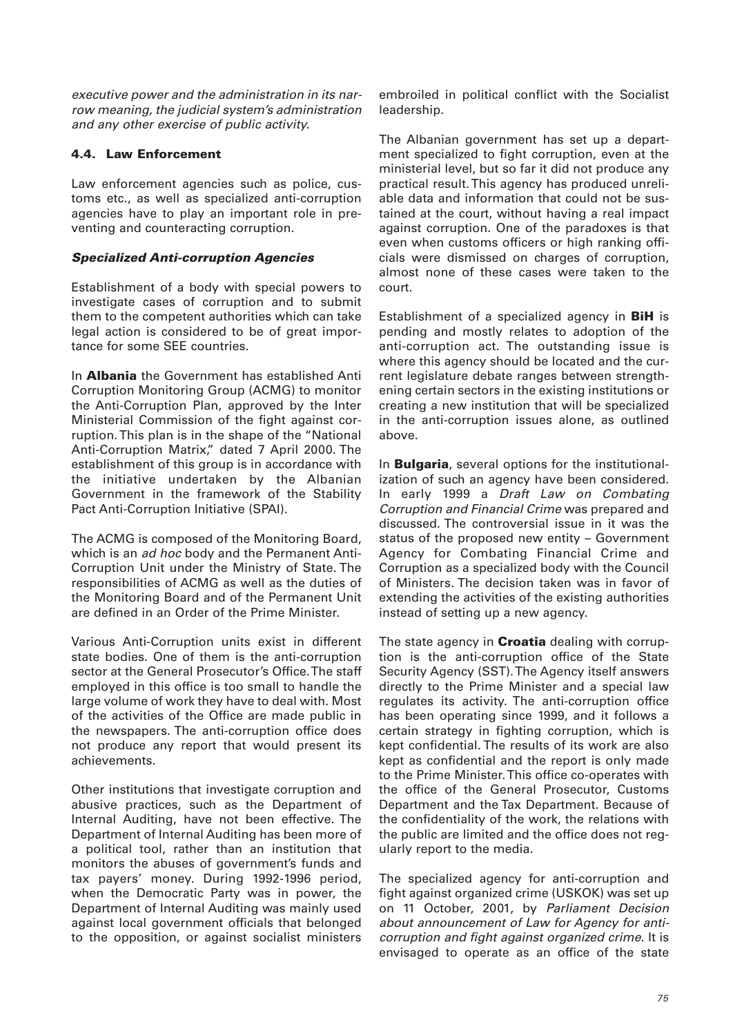*executive power and the administration in its narrow meaning, the judicial system's administration and any other exercise of public activity.*

### 4.4. Law Enforcement

Law enforcement agencies such as police, customs etc., as well as specialized anti-corruption agencies have to play an important role in preventing and counteracting corruption.

#### *Specialized Anti-corruption Agencies*

Establishment of a body with special powers to investigate cases of corruption and to submit them to the competent authorities which can take legal action is considered to be of great importance for some SEE countries.

In **Albania** the Government has established Anti Corruption Monitoring Group (ACMG) to monitor the Anti-Corruption Plan, approved by the Inter Ministerial Commission of the fight against corruption. This plan is in the shape of the "National Anti-Corruption Matrix," dated 7 April 2000. The establishment of this group is in accordance with the initiative undertaken by the Albanian Government in the framework of the Stability Pact Anti-Corruption Initiative (SPAI).

The ACMG is composed of the Monitoring Board, which is an *ad hoc* body and the Permanent Anti-Corruption Unit under the Ministry of State. The responsibilities of ACMG as well as the duties of the Monitoring Board and of the Permanent Unit are defined in an Order of the Prime Minister.

Various Anti-Corruption units exist in different state bodies. One of them is the anti-corruption sector at the General Prosecutor's Office. The staff employed in this office is too small to handle the large volume of work they have to deal with. Most of the activities of the Office are made public in the newspapers. The anti-corruption office does not produce any report that would present its achievements.

Other institutions that investigate corruption and abusive practices, such as the Department of Internal Auditing, have not been effective. The Department of Internal Auditing has been more of a political tool, rather than an institution that monitors the abuses of government's funds and tax payers' money. During 1992-1996 period, when the Democratic Party was in power, the Department of Internal Auditing was mainly used against local government officials that belonged to the opposition, or against socialist ministers embroiled in political conflict with the Socialist leadership.

The Albanian government has set up a department specialized to fight corruption, even at the ministerial level, but so far it did not produce any practical result. This agency has produced unreliable data and information that could not be sustained at the court, without having a real impact against corruption. One of the paradoxes is that even when customs officers or high ranking officials were dismissed on charges of corruption, almost none of these cases were taken to the court.

Establishment of a specialized agency in **BiH** is pending and mostly relates to adoption of the anti-corruption act. The outstanding issue is where this agency should be located and the current legislature debate ranges between strengthening certain sectors in the existing institutions or creating a new institution that will be specialized in the anti-corruption issues alone, as outlined above.

In **Bulgaria**, several options for the institutionalization of such an agency have been considered. In early 1999 a *Draft Law on Combating Corruption and Financial Crime* was prepared and discussed. The controversial issue in it was the status of the proposed new entity – Government Agency for Combating Financial Crime and Corruption as a specialized body with the Council of Ministers. The decision taken was in favor of extending the activities of the existing authorities instead of setting up a new agency.

The state agency in **Croatia** dealing with corruption is the anti-corruption office of the State Security Agency (SST). The Agency itself answers directly to the Prime Minister and a special law regulates its activity. The anti-corruption office has been operating since 1999, and it follows a certain strategy in fighting corruption, which is kept confidential. The results of its work are also kept as confidential and the report is only made to the Prime Minister. This office co-operates with the office of the General Prosecutor, Customs Department and the Tax Department. Because of the confidentiality of the work, the relations with the public are limited and the office does not regularly report to the media.

The specialized agency for anti-corruption and fight against organized crime (USKOK) was set up on 11 October, 2001, by *Parliament Decision about announcement of Law for Agency for anti-corruption and fight against organized crime*. It is envisaged to operate as an office of the state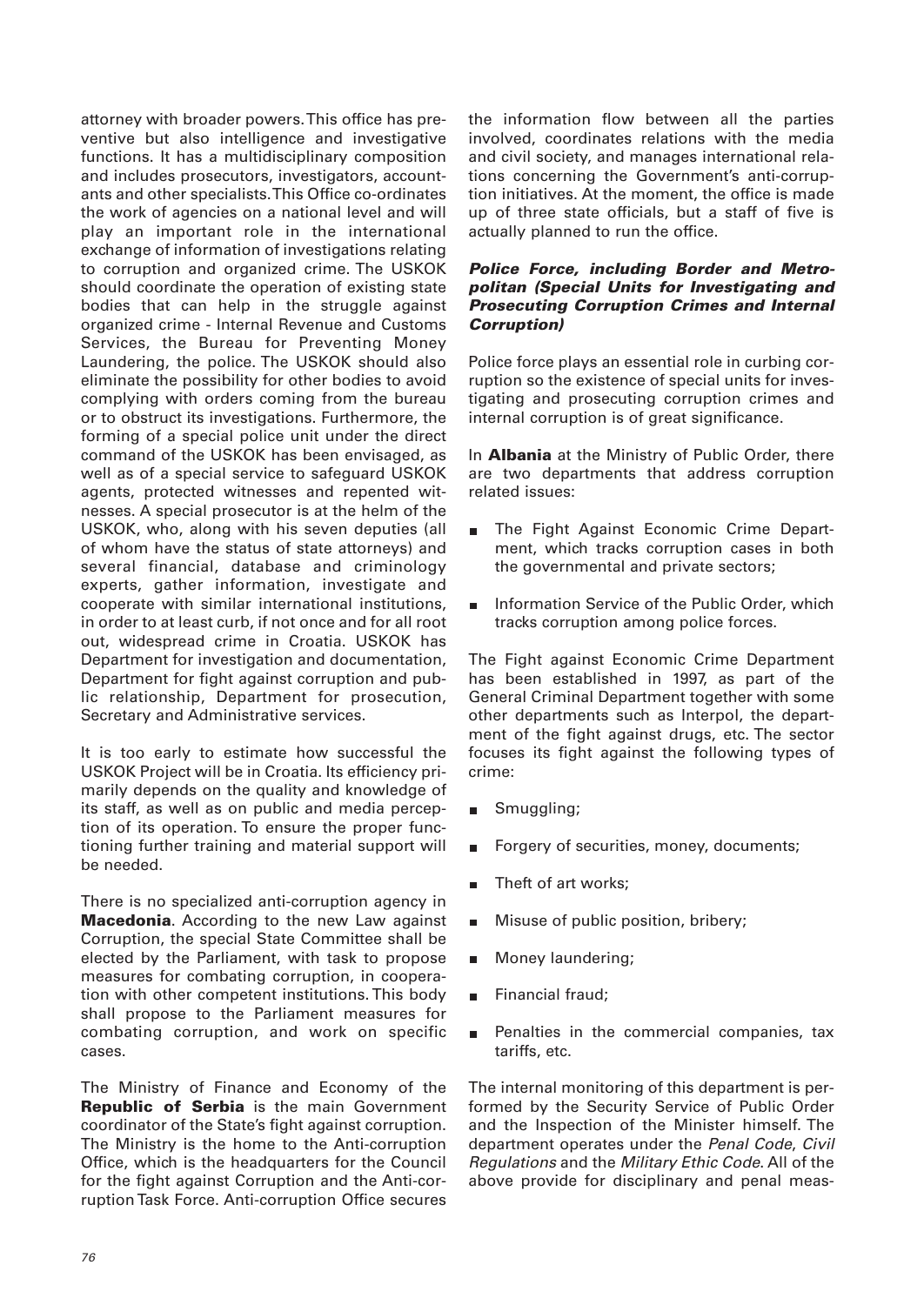attorney with broader powers. This office has preventive but also intelligence and investigative functions. It has a multidisciplinary composition and includes prosecutors, investigators, accountants and other specialists. This Office co-ordinates the work of agencies on a national level and will play an important role in the international exchange of information of investigations relating to corruption and organized crime. The USKOK should coordinate the operation of existing state bodies that can help in the struggle against organized crime - Internal Revenue and Customs Services, the Bureau for Preventing Money Laundering, the police. The USKOK should also eliminate the possibility for other bodies to avoid complying with orders coming from the bureau or to obstruct its investigations. Furthermore, the forming of a special police unit under the direct command of the USKOK has been envisaged, as well as of a special service to safeguard USKOK agents, protected witnesses and repented witnesses. A special prosecutor is at the helm of the USKOK, who, along with his seven deputies (all of whom have the status of state attorneys) and several financial, database and criminology experts, gather information, investigate and cooperate with similar international institutions, in order to at least curb, if not once and for all root out, widespread crime in Croatia. USKOK has Department for investigation and documentation, Department for fight against corruption and public relationship, Department for prosecution, Secretary and Administrative services.

It is too early to estimate how successful the USKOK Project will be in Croatia. Its efficiency primarily depends on the quality and knowledge of its staff, as well as on public and media perception of its operation. To ensure the proper functioning further training and material support will be needed.

There is no specialized anti-corruption agency in **Macedonia**. According to the new Law against Corruption, the special State Committee shall be elected by the Parliament, with task to propose measures for combating corruption, in cooperation with other competent institutions. This body shall propose to the Parliament measures for combating corruption, and work on specific cases.

The Ministry of Finance and Economy of the **Republic of Serbia** is the main Government coordinator of the State's fight against corruption. The Ministry is the home to the Anti-corruption Office, which is the headquarters for the Council for the fight against Corruption and the Anti-corruption Task Force. Anti-corruption Office secures the information flow between all the parties involved, coordinates relations with the media and civil society, and manages international relations concerning the Government's anti-corruption initiatives. At the moment, the office is made up of three state officials, but a staff of five is actually planned to run the office.

#### *Police Force, including Border and Metropolitan (Special Units for Investigating and Prosecuting Corruption Crimes and Internal Corruption)*

Police force plays an essential role in curbing corruption so the existence of special units for investigating and prosecuting corruption crimes and internal corruption is of great significance.

In **Albania** at the Ministry of Public Order, there are two departments that address corruption related issues:

- The Fight Against Economic Crime Department, which tracks corruption cases in both the governmental and private sectors;
- Information Service of the Public Order, which tracks corruption among police forces.

The Fight against Economic Crime Department has been established in 1997, as part of the General Criminal Department together with some other departments such as Interpol, the department of the fight against drugs, etc. The sector focuses its fight against the following types of crime:

- Smuggling;
- Forgery of securities, money, documents;
- Theft of art works;
- Misuse of public position, bribery;
- Money laundering;
- Financial fraud;
- Penalties in the commercial companies, tax tariffs, etc.

The internal monitoring of this department is performed by the Security Service of Public Order and the Inspection of the Minister himself. The department operates under the *Penal Code*, *Civil Regulations* and the *Military Ethic Code*. All of the above provide for disciplinary and penal meas-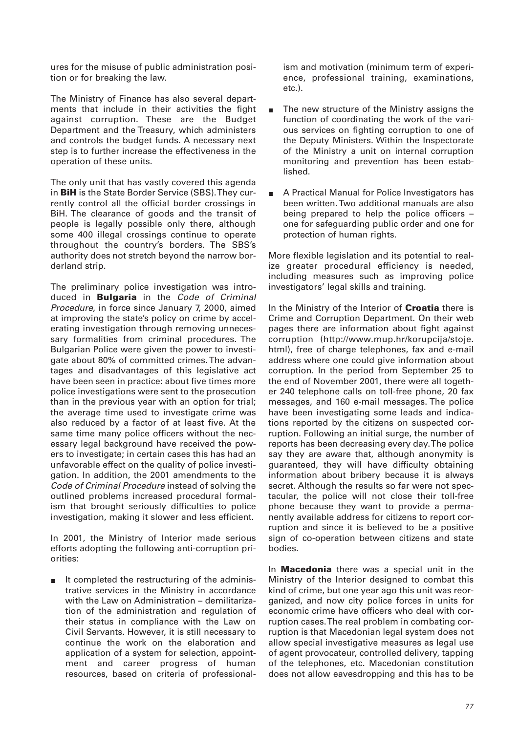ures for the misuse of public administration position or for breaking the law.

The Ministry of Finance has also several departments that include in their activities the fight against corruption. These are the Budget Department and the Treasury, which administers and controls the budget funds. A necessary next step is to further increase the effectiveness in the operation of these units.

The only unit that has vastly covered this agenda in **BiH** is the State Border Service (SBS). They currently control all the official border crossings in BiH. The clearance of goods and the transit of people is legally possible only there, although some 400 illegal crossings continue to operate throughout the country's borders. The SBS's authority does not stretch beyond the narrow borderland strip.

The preliminary police investigation was introduced in **Bulgaria** in the *Code of Criminal Procedure*, in force since January 7, 2000, aimed at improving the state's policy on crime by accelerating investigation through removing unnecessary formalities from criminal procedures. The Bulgarian Police were given the power to investigate about 80% of committed crimes. The advantages and disadvantages of this legislative act have been seen in practice: about five times more police investigations were sent to the prosecution than in the previous year with an option for trial; the average time used to investigate crime was also reduced by a factor of at least five. At the same time many police officers without the necessary legal background have received the powers to investigate; in certain cases this has had an unfavorable effect on the quality of police investigation. In addition, the 2001 amendments to the *Code of Criminal Procedure* instead of solving the outlined problems increased procedural formalism that brought seriously difficulties to police investigation, making it slower and less efficient.

In 2001, the Ministry of Interior made serious efforts adopting the following anti-corruption priorities:

- It completed the restructuring of the administrative services in the Ministry in accordance with the Law on Administration – demilitarization of the administration and regulation of their status in compliance with the Law on Civil Servants. However, it is still necessary to continue the work on the elaboration and application of a system for selection, appointment and career progress of human resources, based on criteria of professionalism and motivation (minimum term of experience, professional training, examinations, etc.).
- The new structure of the Ministry assigns the function of coordinating the work of the various services on fighting corruption to one of the Deputy Ministers. Within the Inspectorate of the Ministry a unit on internal corruption monitoring and prevention has been established.
- A Practical Manual for Police Investigators has been written. Two additional manuals are also being prepared to help the police officers – one for safeguarding public order and one for protection of human rights.

More flexible legislation and its potential to realize greater procedural efficiency is needed, including measures such as improving police investigators' legal skills and training.

In the Ministry of the Interior of **Croatia** there is Crime and Corruption Department. On their web pages there are information about fight against corruption (http://www.mup.hr/korupcija/stoje.html), free of charge telephones, fax and e-mail address where one could give information about corruption. In the period from September 25 to the end of November 2001, there were all together 240 telephone calls on toll-free phone, 20 fax messages, and 160 e-mail messages. The police have been investigating some leads and indications reported by the citizens on suspected corruption. Following an initial surge, the number of reports has been decreasing every day. The police say they are aware that, although anonymity is guaranteed, they will have difficulty obtaining information about bribery because it is always secret. Although the results so far were not spectacular, the police will not close their toll-free phone because they want to provide a permanently available address for citizens to report corruption and since it is believed to be a positive sign of co-operation between citizens and state bodies.

In **Macedonia** there was a special unit in the Ministry of the Interior designed to combat this kind of crime, but one year ago this unit was reorganized, and now city police forces in units for economic crime have officers who deal with corruption cases. The real problem in combating corruption is that Macedonian legal system does not allow special investigative measures as legal use of agent provocateur, controlled delivery, tapping of the telephones, etc. Macedonian constitution does not allow eavesdropping and this has to be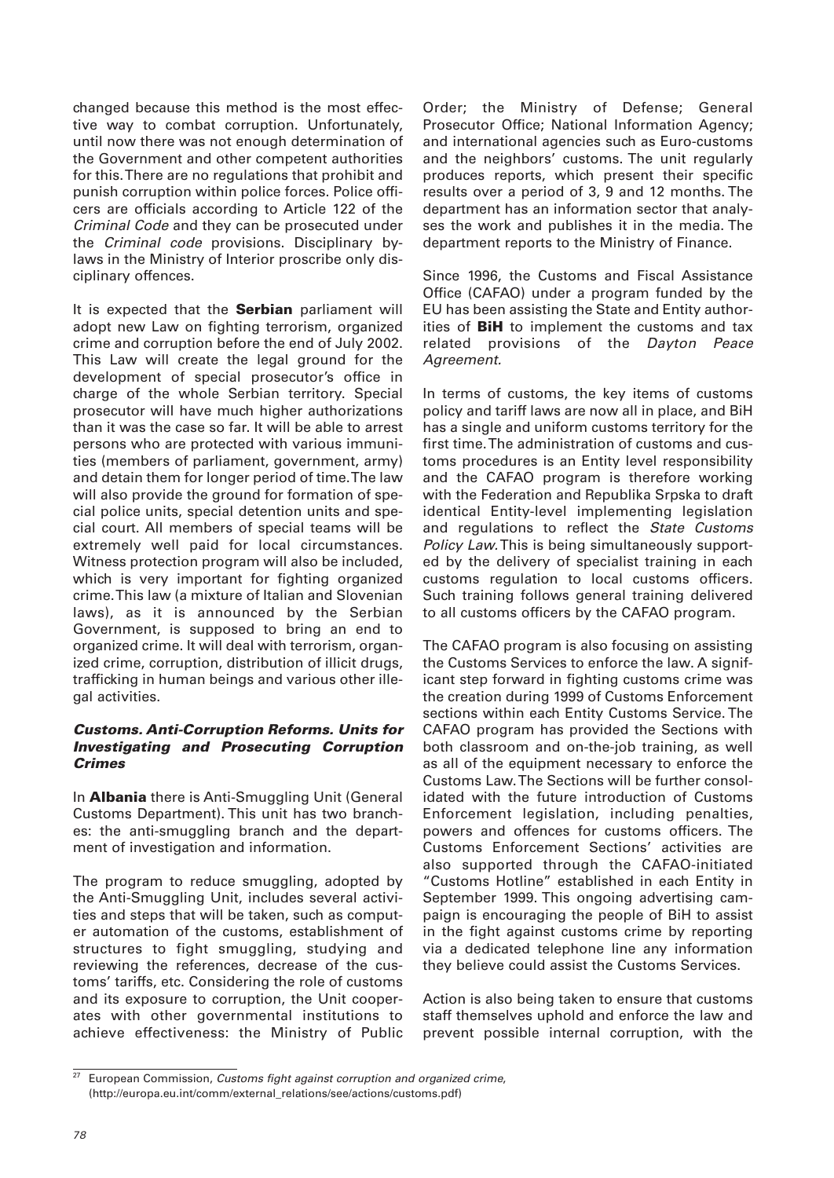changed because this method is the most effective way to combat corruption. Unfortunately, until now there was not enough determination of the Government and other competent authorities for this. There are no regulations that prohibit and punish corruption within police forces. Police officers are officials according to Article 122 of the *Criminal Code* and they can be prosecuted under the *Criminal code* provisions. Disciplinary by-laws in the Ministry of Interior proscribe only disciplinary offences.

It is expected that the **Serbian** parliament will adopt new Law on fighting terrorism, organized crime and corruption before the end of July 2002. This Law will create the legal ground for the development of special prosecutor's office in charge of the whole Serbian territory. Special prosecutor will have much higher authorizations than it was the case so far. It will be able to arrest persons who are protected with various immunities (members of parliament, government, army) and detain them for longer period of time. The law will also provide the ground for formation of special police units, special detention units and special court. All members of special teams will be extremely well paid for local circumstances. Witness protection program will also be included, which is very important for fighting organized crime. This law (a mixture of Italian and Slovenian laws), as it is announced by the Serbian Government, is supposed to bring an end to organized crime. It will deal with terrorism, organized crime, corruption, distribution of illicit drugs, trafficking in human beings and various other illegal activities.

### *Customs. Anti-Corruption Reforms. Units for Investigating and Prosecuting Corruption Crimes*

In **Albania** there is Anti-Smuggling Unit (General Customs Department). This unit has two branches: the anti-smuggling branch and the department of investigation and information.

The program to reduce smuggling, adopted by the Anti-Smuggling Unit, includes several activities and steps that will be taken, such as computer automation of the customs, establishment of structures to fight smuggling, studying and reviewing the references, decrease of the customs' tariffs, etc. Considering the role of customs and its exposure to corruption, the Unit cooperates with other governmental institutions to achieve effectiveness: the Ministry of Public Order; the Ministry of Defense; General Prosecutor Office; National Information Agency; and international agencies such as Euro-customs and the neighbors' customs. The unit regularly produces reports, which present their specific results over a period of 3, 9 and 12 months. The department has an information sector that analyses the work and publishes it in the media. The department reports to the Ministry of Finance.

Since 1996, the Customs and Fiscal Assistance Office (CAFAO) under a program funded by the EU has been assisting the State and Entity authorities of **BiH** to implement the customs and tax related provisions of the *Dayton Peace Agreement.*

In terms of customs, the key items of customs policy and tariff laws are now all in place, and BiH has a single and uniform customs territory for the first time. The administration of customs and customs procedures is an Entity level responsibility and the CAFAO program is therefore working with the Federation and Republika Srpska to draft identical Entity-level implementing legislation and regulations to reflect the *State Customs Policy Law.* This is being simultaneously supported by the delivery of specialist training in each customs regulation to local customs officers. Such training follows general training delivered to all customs officers by the CAFAO program.

The CAFAO program is also focusing on assisting the Customs Services to enforce the law. A significant step forward in fighting customs crime was the creation during 1999 of Customs Enforcement sections within each Entity Customs Service. The CAFAO program has provided the Sections with both classroom and on-the-job training, as well as all of the equipment necessary to enforce the Customs Law. The Sections will be further consolidated with the future introduction of Customs Enforcement legislation, including penalties, powers and offences for customs officers. The Customs Enforcement Sections' activities are also supported through the CAFAO-initiated "Customs Hotline" established in each Entity in September 1999. This ongoing advertising campaign is encouraging the people of BiH to assist in the fight against customs crime by reporting via a dedicated telephone line any information they believe could assist the Customs Services.

Action is also being taken to ensure that customs staff themselves uphold and enforce the law and prevent possible internal corruption, with the

[27] European Commission, *Customs fight against corruption and organized crime*, (http://europa.eu.int/comm/external_relations/see/actions/customs.pdf)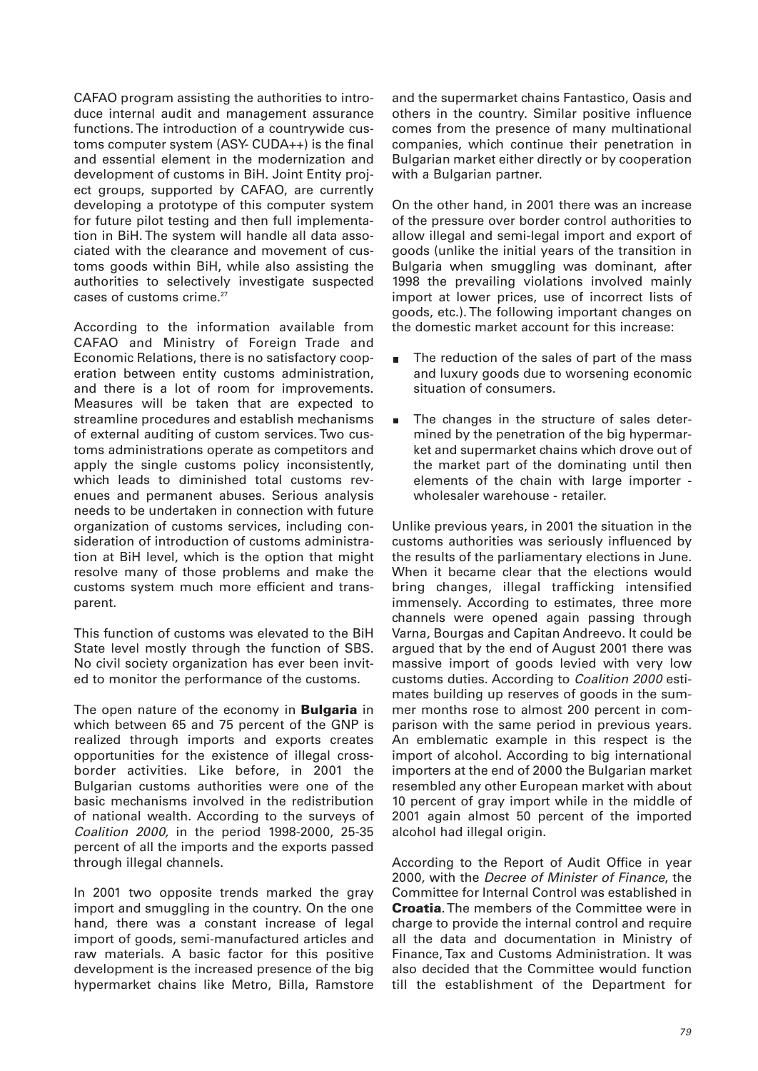CAFAO program assisting the authorities to introduce internal audit and management assurance functions. The introduction of a countrywide customs computer system (ASY- CUDA++) is the final and essential element in the modernization and development of customs in BiH. Joint Entity project groups, supported by CAFAO, are currently developing a prototype of this computer system for future pilot testing and then full implementation in BiH. The system will handle all data associated with the clearance and movement of customs goods within BiH, while also assisting the authorities to selectively investigate suspected cases of customs crime.[27]

According to the information available from CAFAO and Ministry of Foreign Trade and Economic Relations, there is no satisfactory cooperation between entity customs administration, and there is a lot of room for improvements. Measures will be taken that are expected to streamline procedures and establish mechanisms of external auditing of custom services. Two customs administrations operate as competitors and apply the single customs policy inconsistently, which leads to diminished total customs revenues and permanent abuses. Serious analysis needs to be undertaken in connection with future organization of customs services, including consideration of introduction of customs administration at BiH level, which is the option that might resolve many of those problems and make the customs system much more efficient and transparent.

This function of customs was elevated to the BiH State level mostly through the function of SBS. No civil society organization has ever been invited to monitor the performance of the customs.

The open nature of the economy in **Bulgaria** in which between 65 and 75 percent of the GNP is realized through imports and exports creates opportunities for the existence of illegal cross-border activities. Like before, in 2001 the Bulgarian customs authorities were one of the basic mechanisms involved in the redistribution of national wealth. According to the surveys of *Coalition 2000,* in the period 1998-2000, 25-35 percent of all the imports and the exports passed through illegal channels.

In 2001 two opposite trends marked the gray import and smuggling in the country. On the one hand, there was a constant increase of legal import of goods, semi-manufactured articles and raw materials. A basic factor for this positive development is the increased presence of the big hypermarket chains like Metro, Billa, Ramstore and the supermarket chains Fantastico, Oasis and others in the country. Similar positive influence comes from the presence of many multinational companies, which continue their penetration in Bulgarian market either directly or by cooperation with a Bulgarian partner.

On the other hand, in 2001 there was an increase of the pressure over border control authorities to allow illegal and semi-legal import and export of goods (unlike the initial years of the transition in Bulgaria when smuggling was dominant, after 1998 the prevailing violations involved mainly import at lower prices, use of incorrect lists of goods, etc.). The following important changes on the domestic market account for this increase:

- The reduction of the sales of part of the mass and luxury goods due to worsening economic situation of consumers.
- The changes in the structure of sales determined by the penetration of the big hypermarket and supermarket chains which drove out of the market part of the dominating until then elements of the chain with large importer - wholesaler warehouse - retailer.

Unlike previous years, in 2001 the situation in the customs authorities was seriously influenced by the results of the parliamentary elections in June. When it became clear that the elections would bring changes, illegal trafficking intensified immensely. According to estimates, three more channels were opened again passing through Varna, Bourgas and Capitan Andreevo. It could be argued that by the end of August 2001 there was massive import of goods levied with very low customs duties. According to *Coalition 2000* estimates building up reserves of goods in the summer months rose to almost 200 percent in comparison with the same period in previous years. An emblematic example in this respect is the import of alcohol. According to big international importers at the end of 2000 the Bulgarian market resembled any other European market with about 10 percent of gray import while in the middle of 2001 again almost 50 percent of the imported alcohol had illegal origin.

According to the Report of Audit Office in year 2000, with the *Decree of Minister of Finance*, the Committee for Internal Control was established in **Croatia**. The members of the Committee were in charge to provide the internal control and require all the data and documentation in Ministry of Finance, Tax and Customs Administration. It was also decided that the Committee would function till the establishment of the Department for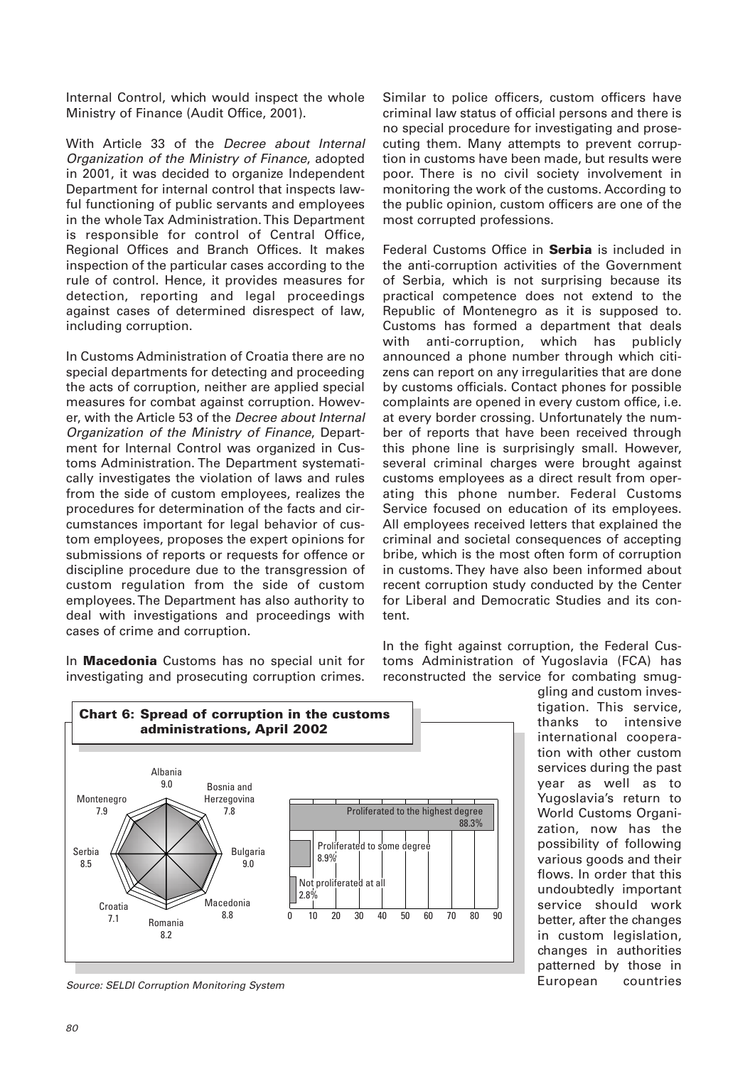Internal Control, which would inspect the whole Ministry of Finance (Audit Office, 2001).

With Article 33 of the *Decree about Internal Organization of the Ministry of Finance*, adopted in 2001, it was decided to organize Independent Department for internal control that inspects lawful functioning of public servants and employees in the whole Tax Administration. This Department is responsible for control of Central Office, Regional Offices and Branch Offices. It makes inspection of the particular cases according to the rule of control. Hence, it provides measures for detection, reporting and legal proceedings against cases of determined disrespect of law, including corruption.

In Customs Administration of Croatia there are no special departments for detecting and proceeding the acts of corruption, neither are applied special measures for combat against corruption. However, with the Article 53 of the *Decree about Internal Organization of the Ministry of Finance*, Department for Internal Control was organized in Customs Administration. The Department systematically investigates the violation of laws and rules from the side of custom employees, realizes the procedures for determination of the facts and circumstances important for legal behavior of custom employees, proposes the expert opinions for submissions of reports or requests for offence or discipline procedure due to the transgression of custom regulation from the side of custom employees. The Department has also authority to deal with investigations and proceedings with cases of crime and corruption.

In **Macedonia** Customs has no special unit for investigating and prosecuting corruption crimes. Similar to police officers, custom officers have criminal law status of official persons and there is no special procedure for investigating and prosecuting them. Many attempts to prevent corruption in customs have been made, but results were poor. There is no civil society involvement in monitoring the work of the customs. According to the public opinion, custom officers are one of the most corrupted professions.

Federal Customs Office in **Serbia** is included in the anti-corruption activities of the Government of Serbia, which is not surprising because its practical competence does not extend to the Republic of Montenegro as it is supposed to. Customs has formed a department that deals with anti-corruption, which has publicly announced a phone number through which citizens can report on any irregularities that are done by customs officials. Contact phones for possible complaints are opened in every custom office, i.e. at every border crossing. Unfortunately the number of reports that have been received through this phone line is surprisingly small. However, several criminal charges were brought against customs employees as a direct result from operating this phone number. Federal Customs Service focused on education of its employees. All employees received letters that explained the criminal and societal consequences of accepting bribe, which is the most often form of corruption in customs. They have also been informed about recent corruption study conducted by the Center for Liberal and Democratic Studies and its content.

In the fight against corruption, the Federal Customs Administration of Yugoslavia (FCA) has reconstructed the service for combating smuggling and custom investigation. This service, thanks to intensive international cooperation with other custom services during the past year as well as to Yugoslavia's return to World Customs Organization, now has the possibility of following various goods and their flows. In order that this undoubtedly important service should work better, after the changes in custom legislation, changes in authorities patterned by those in European countries

**Chart 6: Spread of corruption in the customs administrations, April 2002**

| Country | Score |
|---|---|
| Albania | 9.0 |
| Bosnia and Herzegovina | 7.8 |
| Bulgaria | 9.0 |
| Macedonia | 8.8 |
| Romania | 8.2 |
| Croatia | 7.1 |
| Serbia | 8.5 |
| Montenegro | 7.9 |

| Response | % |
|---|---|
| Proliferated to the highest degree | 88.3% |
| Proliferated to some degree | 8.9% |
| Not proliferated at all | 2.8% |

*Source: SELDI Corruption Monitoring System*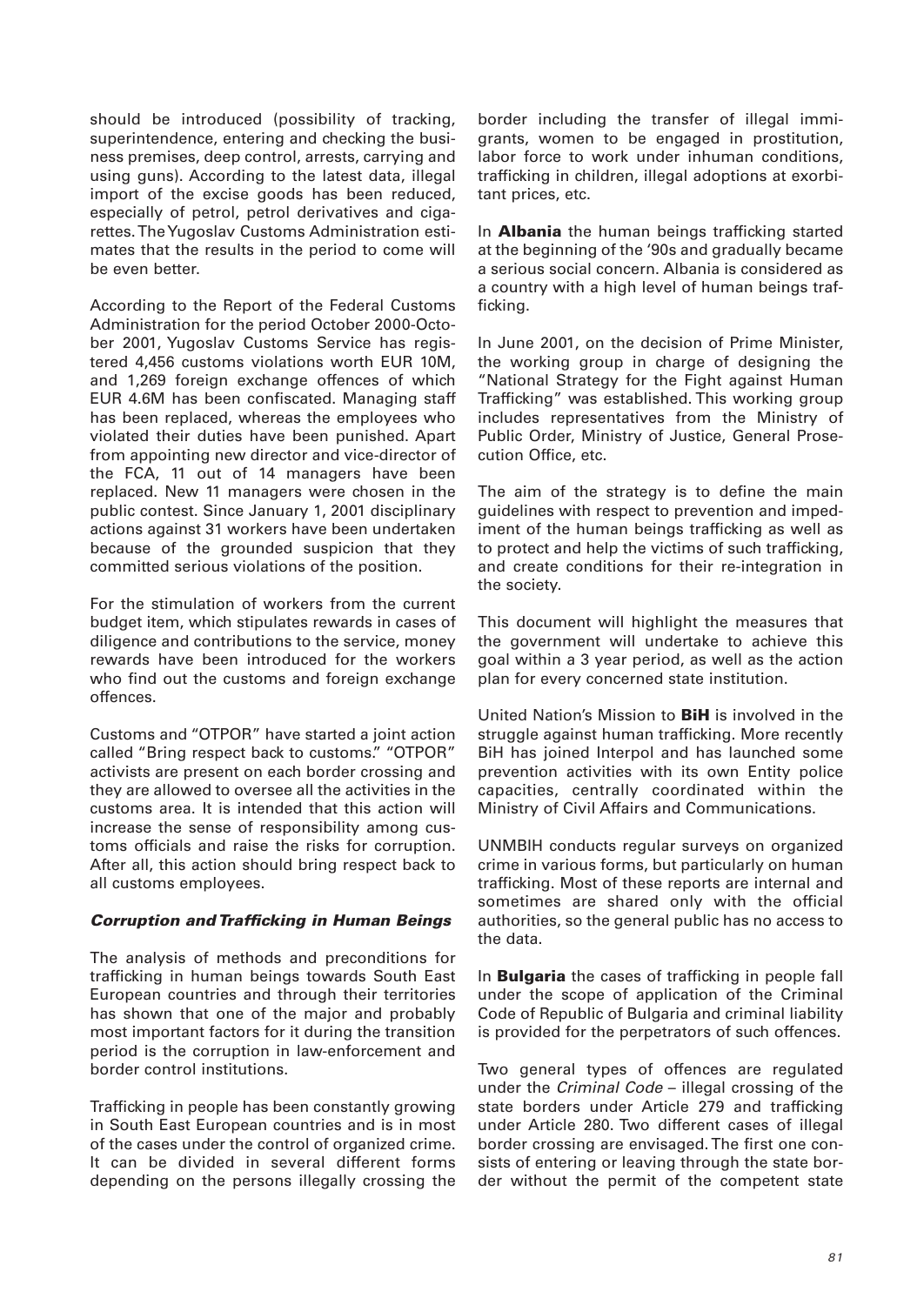should be introduced (possibility of tracking, superintendence, entering and checking the business premises, deep control, arrests, carrying and using guns). According to the latest data, illegal import of the excise goods has been reduced, especially of petrol, petrol derivatives and cigarettes. The Yugoslav Customs Administration estimates that the results in the period to come will be even better.

According to the Report of the Federal Customs Administration for the period October 2000-October 2001, Yugoslav Customs Service has registered 4,456 customs violations worth EUR 10M, and 1,269 foreign exchange offences of which EUR 4.6M has been confiscated. Managing staff has been replaced, whereas the employees who violated their duties have been punished. Apart from appointing new director and vice-director of the FCA, 11 out of 14 managers have been replaced. New 11 managers were chosen in the public contest. Since January 1, 2001 disciplinary actions against 31 workers have been undertaken because of the grounded suspicion that they committed serious violations of the position.

For the stimulation of workers from the current budget item, which stipulates rewards in cases of diligence and contributions to the service, money rewards have been introduced for the workers who find out the customs and foreign exchange offences.

Customs and "OTPOR" have started a joint action called "Bring respect back to customs." "OTPOR" activists are present on each border crossing and they are allowed to oversee all the activities in the customs area. It is intended that this action will increase the sense of responsibility among customs officials and raise the risks for corruption. After all, this action should bring respect back to all customs employees.

### *Corruption and Trafficking in Human Beings*

The analysis of methods and preconditions for trafficking in human beings towards South East European countries and through their territories has shown that one of the major and probably most important factors for it during the transition period is the corruption in law-enforcement and border control institutions.

Trafficking in people has been constantly growing in South East European countries and is in most of the cases under the control of organized crime. It can be divided in several different forms depending on the persons illegally crossing the border including the transfer of illegal immigrants, women to be engaged in prostitution, labor force to work under inhuman conditions, trafficking in children, illegal adoptions at exorbitant prices, etc.

In **Albania** the human beings trafficking started at the beginning of the '90s and gradually became a serious social concern. Albania is considered as a country with a high level of human beings trafficking.

In June 2001, on the decision of Prime Minister, the working group in charge of designing the "National Strategy for the Fight against Human Trafficking" was established. This working group includes representatives from the Ministry of Public Order, Ministry of Justice, General Prosecution Office, etc.

The aim of the strategy is to define the main guidelines with respect to prevention and impediment of the human beings trafficking as well as to protect and help the victims of such trafficking, and create conditions for their re-integration in the society.

This document will highlight the measures that the government will undertake to achieve this goal within a 3 year period, as well as the action plan for every concerned state institution.

United Nation's Mission to **BiH** is involved in the struggle against human trafficking. More recently BiH has joined Interpol and has launched some prevention activities with its own Entity police capacities, centrally coordinated within the Ministry of Civil Affairs and Communications.

UNMBIH conducts regular surveys on organized crime in various forms, but particularly on human trafficking. Most of these reports are internal and sometimes are shared only with the official authorities, so the general public has no access to the data.

In **Bulgaria** the cases of trafficking in people fall under the scope of application of the Criminal Code of Republic of Bulgaria and criminal liability is provided for the perpetrators of such offences.

Two general types of offences are regulated under the *Criminal Code* – illegal crossing of the state borders under Article 279 and trafficking under Article 280. Two different cases of illegal border crossing are envisaged. The first one consists of entering or leaving through the state border without the permit of the competent state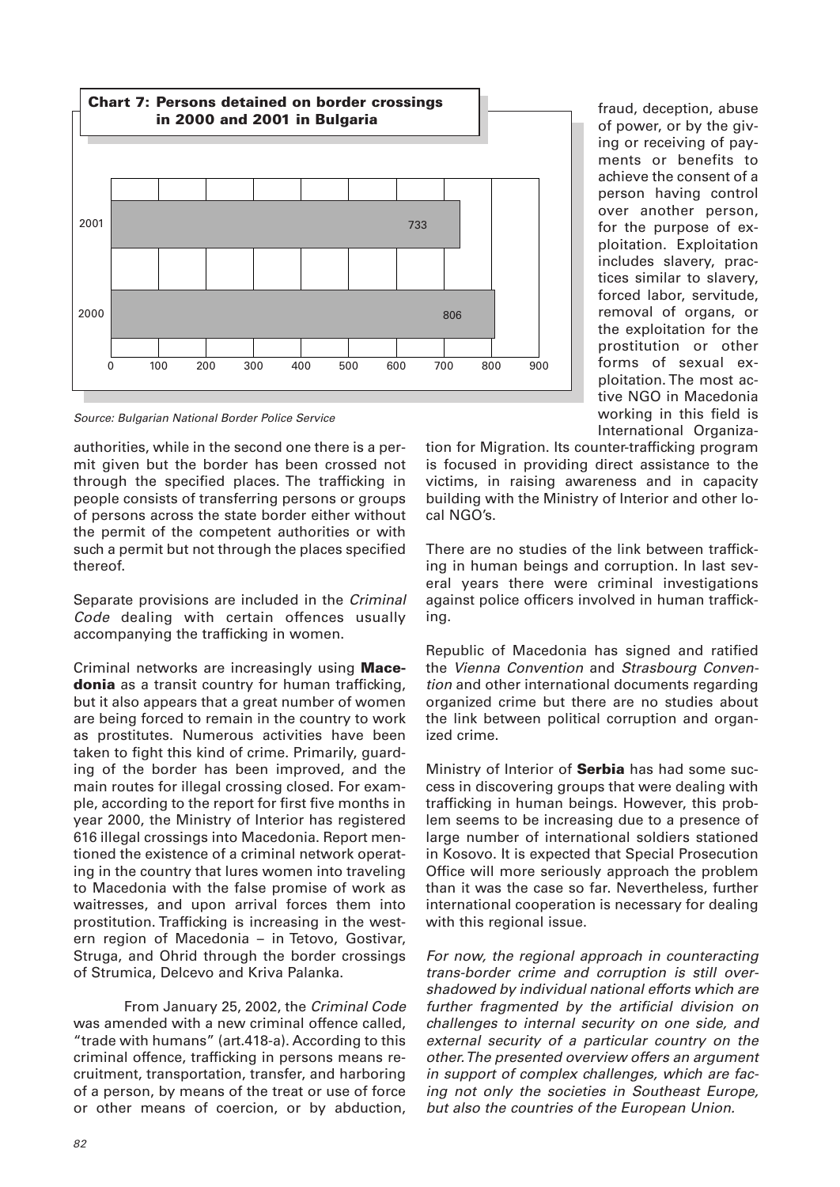**Chart 7: Persons detained on border crossings in 2000 and 2001 in Bulgaria**

| Year | Persons detained |
|---|---|
| 2001 | 733 |
| 2000 | 806 |

*Source: Bulgarian National Border Police Service*

authorities, while in the second one there is a permit given but the border has been crossed not through the specified places. The trafficking in people consists of transferring persons or groups of persons across the state border either without the permit of the competent authorities or with such a permit but not through the places specified thereof.

Separate provisions are included in the *Criminal Code* dealing with certain offences usually accompanying the trafficking in women.

Criminal networks are increasingly using **Macedonia** as a transit country for human trafficking, but it also appears that a great number of women are being forced to remain in the country to work as prostitutes. Numerous activities have been taken to fight this kind of crime. Primarily, guarding of the border has been improved, and the main routes for illegal crossing closed. For example, according to the report for first five months in year 2000, the Ministry of Interior has registered 616 illegal crossings into Macedonia. Report mentioned the existence of a criminal network operating in the country that lures women into traveling to Macedonia with the false promise of work as waitresses, and upon arrival forces them into prostitution. Trafficking is increasing in the western region of Macedonia – in Tetovo, Gostivar, Struga, and Ohrid through the border crossings of Strumica, Delcevo and Kriva Palanka.

From January 25, 2002, the *Criminal Code* was amended with a new criminal offence called, "trade with humans" (art.418-a). According to this criminal offence, trafficking in persons means recruitment, transportation, transfer, and harboring of a person, by means of the treat or use of force or other means of coercion, or by abduction, fraud, deception, abuse of power, or by the giving or receiving of payments or benefits to achieve the consent of a person having control over another person, for the purpose of exploitation. Exploitation includes slavery, practices similar to slavery, forced labor, servitude, removal of organs, or the exploitation for the prostitution or other forms of sexual exploitation. The most active NGO in Macedonia working in this field is International Organization for Migration. Its counter-trafficking program is focused in providing direct assistance to the victims, in raising awareness and in capacity building with the Ministry of Interior and other local NGO's.

There are no studies of the link between trafficking in human beings and corruption. In last several years there were criminal investigations against police officers involved in human trafficking.

Republic of Macedonia has signed and ratified the *Vienna Convention* and *Strasbourg Convention* and other international documents regarding organized crime but there are no studies about the link between political corruption and organized crime.

Ministry of Interior of **Serbia** has had some success in discovering groups that were dealing with trafficking in human beings. However, this problem seems to be increasing due to a presence of large number of international soldiers stationed in Kosovo. It is expected that Special Prosecution Office will more seriously approach the problem than it was the case so far. Nevertheless, further international cooperation is necessary for dealing with this regional issue.

*For now, the regional approach in counteracting trans-border crime and corruption is still overshadowed by individual national efforts which are further fragmented by the artificial division on challenges to internal security on one side, and external security of a particular country on the other. The presented overview offers an argument in support of complex challenges, which are facing not only the societies in Southeast Europe, but also the countries of the European Union.*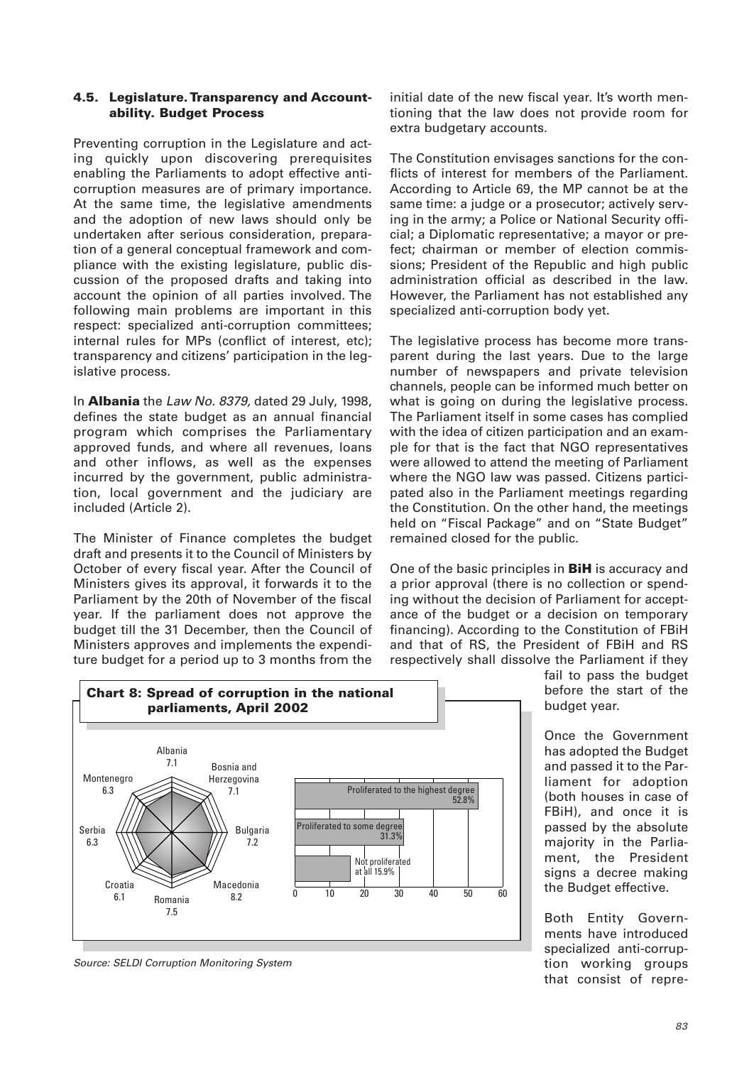### 4.5. Legislature. Transparency and Accountability. Budget Process

Preventing corruption in the Legislature and acting quickly upon discovering prerequisites enabling the Parliaments to adopt effective anti-corruption measures are of primary importance. At the same time, the legislative amendments and the adoption of new laws should only be undertaken after serious consideration, preparation of a general conceptual framework and compliance with the existing legislature, public discussion of the proposed drafts and taking into account the opinion of all parties involved. The following main problems are important in this respect: specialized anti-corruption committees; internal rules for MPs (conflict of interest, etc); transparency and citizens' participation in the legislative process.

In **Albania** the *Law No. 8379,* dated 29 July, 1998, defines the state budget as an annual financial program which comprises the Parliamentary approved funds, and where all revenues, loans and other inflows, as well as the expenses incurred by the government, public administration, local government and the judiciary are included (Article 2).

The Minister of Finance completes the budget draft and presents it to the Council of Ministers by October of every fiscal year. After the Council of Ministers gives its approval, it forwards it to the Parliament by the 20th of November of the fiscal year. If the parliament does not approve the budget till the 31 December, then the Council of Ministers approves and implements the expenditure budget for a period up to 3 months from the initial date of the new fiscal year. It's worth mentioning that the law does not provide room for extra budgetary accounts.

The Constitution envisages sanctions for the conflicts of interest for members of the Parliament. According to Article 69, the MP cannot be at the same time: a judge or a prosecutor; actively serving in the army; a Police or National Security official; a Diplomatic representative; a mayor or prefect; chairman or member of election commissions; President of the Republic and high public administration official as described in the law. However, the Parliament has not established any specialized anti-corruption body yet.

The legislative process has become more transparent during the last years. Due to the large number of newspapers and private television channels, people can be informed much better on what is going on during the legislative process. The Parliament itself in some cases has complied with the idea of citizen participation and an example for that is the fact that NGO representatives were allowed to attend the meeting of Parliament where the NGO law was passed. Citizens participated also in the Parliament meetings regarding the Constitution. On the other hand, the meetings held on "Fiscal Package" and on "State Budget" remained closed for the public.

One of the basic principles in **BiH** is accuracy and a prior approval (there is no collection or spending without the decision of Parliament for acceptance of the budget or a decision on temporary financing). According to the Constitution of FBiH and that of RS, the President of FBiH and RS respectively shall dissolve the Parliament if they fail to pass the budget before the start of the budget year.

**Chart 8: Spread of corruption in the national parliaments, April 2002**

| Country | Score |
|---|---|
| Albania | 7.1 |
| Bosnia and Herzegovina | 7.1 |
| Bulgaria | 7.2 |
| Macedonia | 8.2 |
| Romania | 7.5 |
| Croatia | 6.1 |
| Serbia | 6.3 |
| Montenegro | 6.3 |

| Response | % |
|---|---|
| Proliferated to the highest degree | 52.8% |
| Proliferated to some degree | 31.3% |
| Not proliferated at all | 15.9% |

*Source: SELDI Corruption Monitoring System*

Once the Government has adopted the Budget and passed it to the Parliament for adoption (both houses in case of FBiH), and once it is passed by the absolute majority in the Parliament, the President signs a decree making the Budget effective.

Both Entity Governments have introduced specialized anti-corruption working groups that consist of repre-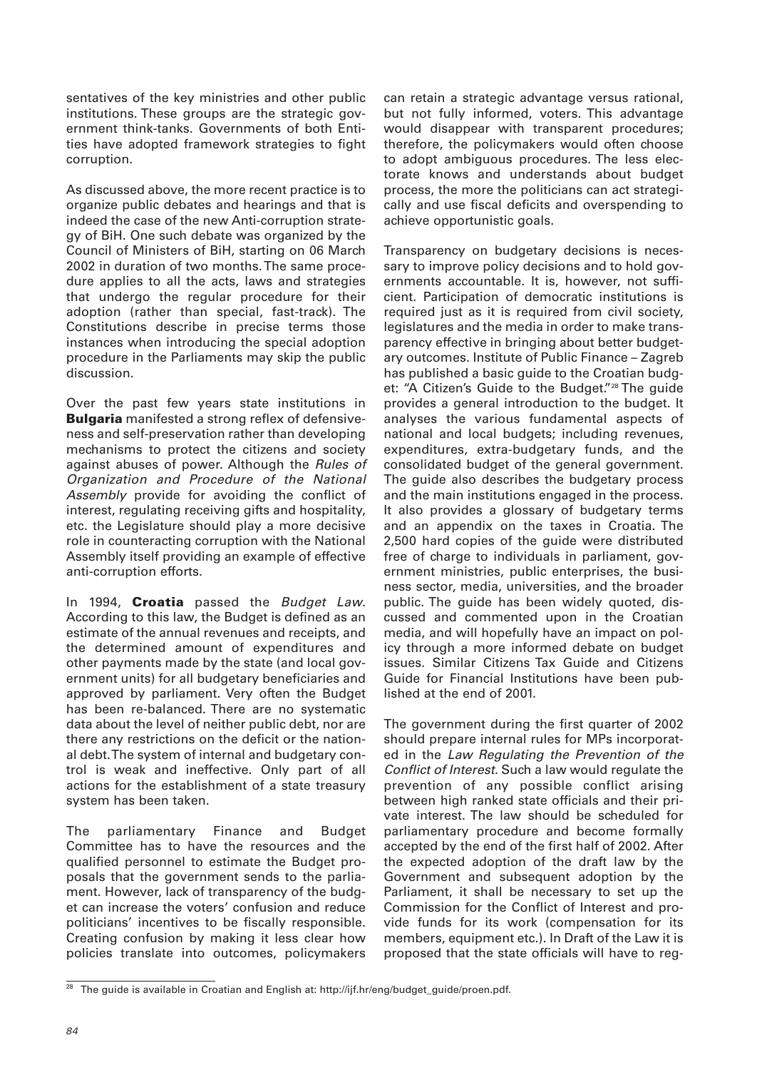sentatives of the key ministries and other public institutions. These groups are the strategic government think-tanks. Governments of both Entities have adopted framework strategies to fight corruption.

As discussed above, the more recent practice is to organize public debates and hearings and that is indeed the case of the new Anti-corruption strategy of BiH. One such debate was organized by the Council of Ministers of BiH, starting on 06 March 2002 in duration of two months. The same procedure applies to all the acts, laws and strategies that undergo the regular procedure for their adoption (rather than special, fast-track). The Constitutions describe in precise terms those instances when introducing the special adoption procedure in the Parliaments may skip the public discussion.

Over the past few years state institutions in **Bulgaria** manifested a strong reflex of defensiveness and self-preservation rather than developing mechanisms to protect the citizens and society against abuses of power. Although the *Rules of Organization and Procedure of the National Assembly* provide for avoiding the conflict of interest, regulating receiving gifts and hospitality, etc. the Legislature should play a more decisive role in counteracting corruption with the National Assembly itself providing an example of effective anti-corruption efforts.

In 1994, **Croatia** passed the *Budget Law*. According to this law, the Budget is defined as an estimate of the annual revenues and receipts, and the determined amount of expenditures and other payments made by the state (and local government units) for all budgetary beneficiaries and approved by parliament. Very often the Budget has been re-balanced. There are no systematic data about the level of neither public debt, nor are there any restrictions on the deficit or the national debt. The system of internal and budgetary control is weak and ineffective. Only part of all actions for the establishment of a state treasury system has been taken.

The parliamentary Finance and Budget Committee has to have the resources and the qualified personnel to estimate the Budget proposals that the government sends to the parliament. However, lack of transparency of the budget can increase the voters' confusion and reduce politicians' incentives to be fiscally responsible. Creating confusion by making it less clear how policies translate into outcomes, policymakers can retain a strategic advantage versus rational, but not fully informed, voters. This advantage would disappear with transparent procedures; therefore, the policymakers would often choose to adopt ambiguous procedures. The less electorate knows and understands about budget process, the more the politicians can act strategically and use fiscal deficits and overspending to achieve opportunistic goals.

Transparency on budgetary decisions is necessary to improve policy decisions and to hold governments accountable. It is, however, not sufficient. Participation of democratic institutions is required just as it is required from civil society, legislatures and the media in order to make transparency effective in bringing about better budgetary outcomes. Institute of Public Finance – Zagreb has published a basic guide to the Croatian budget: "A Citizen's Guide to the Budget."[28] The guide provides a general introduction to the budget. It analyses the various fundamental aspects of national and local budgets; including revenues, expenditures, extra-budgetary funds, and the consolidated budget of the general government. The guide also describes the budgetary process and the main institutions engaged in the process. It also provides a glossary of budgetary terms and an appendix on the taxes in Croatia. The 2,500 hard copies of the guide were distributed free of charge to individuals in parliament, government ministries, public enterprises, the business sector, media, universities, and the broader public. The guide has been widely quoted, discussed and commented upon in the Croatian media, and will hopefully have an impact on policy through a more informed debate on budget issues. Similar Citizens Tax Guide and Citizens Guide for Financial Institutions have been published at the end of 2001.

The government during the first quarter of 2002 should prepare internal rules for MPs incorporated in the *Law Regulating the Prevention of the Conflict of Interest.* Such a law would regulate the prevention of any possible conflict arising between high ranked state officials and their private interest. The law should be scheduled for parliamentary procedure and become formally accepted by the end of the first half of 2002. After the expected adoption of the draft law by the Government and subsequent adoption by the Parliament, it shall be necessary to set up the Commission for the Conflict of Interest and provide funds for its work (compensation for its members, equipment etc.). In Draft of the Law it is proposed that the state officials will have to reg-

[28] The guide is available in Croatian and English at: http://ijf.hr/eng/budget_guide/proen.pdf.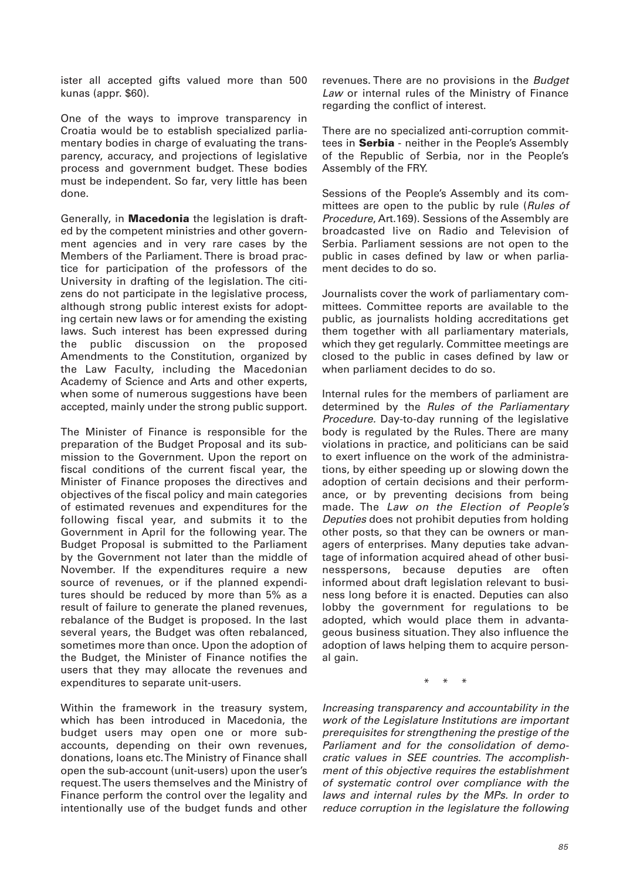ister all accepted gifts valued more than 500 kunas (appr. $60).

One of the ways to improve transparency in Croatia would be to establish specialized parliamentary bodies in charge of evaluating the transparency, accuracy, and projections of legislative process and government budget. These bodies must be independent. So far, very little has been done.

Generally, in **Macedonia** the legislation is drafted by the competent ministries and other government agencies and in very rare cases by the Members of the Parliament. There is broad practice for participation of the professors of the University in drafting of the legislation. The citizens do not participate in the legislative process, although strong public interest exists for adopting certain new laws or for amending the existing laws. Such interest has been expressed during the public discussion on the proposed Amendments to the Constitution, organized by the Law Faculty, including the Macedonian Academy of Science and Arts and other experts, when some of numerous suggestions have been accepted, mainly under the strong public support.

The Minister of Finance is responsible for the preparation of the Budget Proposal and its submission to the Government. Upon the report on fiscal conditions of the current fiscal year, the Minister of Finance proposes the directives and objectives of the fiscal policy and main categories of estimated revenues and expenditures for the following fiscal year, and submits it to the Government in April for the following year. The Budget Proposal is submitted to the Parliament by the Government not later than the middle of November. If the expenditures require a new source of revenues, or if the planned expenditures should be reduced by more than 5% as a result of failure to generate the planed revenues, rebalance of the Budget is proposed. In the last several years, the Budget was often rebalanced, sometimes more than once. Upon the adoption of the Budget, the Minister of Finance notifies the users that they may allocate the revenues and expenditures to separate unit-users.

Within the framework in the treasury system, which has been introduced in Macedonia, the budget users may open one or more sub-accounts, depending on their own revenues, donations, loans etc. The Ministry of Finance shall open the sub-account (unit-users) upon the user's request. The users themselves and the Ministry of Finance perform the control over the legality and intentionally use of the budget funds and other revenues. There are no provisions in the *Budget Law* or internal rules of the Ministry of Finance regarding the conflict of interest.

There are no specialized anti-corruption committees in **Serbia** - neither in the People's Assembly of the Republic of Serbia, nor in the People's Assembly of the FRY.

Sessions of the People's Assembly and its committees are open to the public by rule (*Rules of Procedure*, Art.169). Sessions of the Assembly are broadcasted live on Radio and Television of Serbia. Parliament sessions are not open to the public in cases defined by law or when parliament decides to do so.

Journalists cover the work of parliamentary committees. Committee reports are available to the public, as journalists holding accreditations get them together with all parliamentary materials, which they get regularly. Committee meetings are closed to the public in cases defined by law or when parliament decides to do so.

Internal rules for the members of parliament are determined by the *Rules of the Parliamentary Procedure.* Day-to-day running of the legislative body is regulated by the Rules. There are many violations in practice, and politicians can be said to exert influence on the work of the administrations, by either speeding up or slowing down the adoption of certain decisions and their performance, or by preventing decisions from being made. The *Law on the Election of People's Deputies* does not prohibit deputies from holding other posts, so that they can be owners or managers of enterprises. Many deputies take advantage of information acquired ahead of other businesspersons, because deputies are often informed about draft legislation relevant to business long before it is enacted. Deputies can also lobby the government for regulations to be adopted, which would place them in advantageous business situation. They also influence the adoption of laws helping them to acquire personal gain.

\* \* \*

*Increasing transparency and accountability in the work of the Legislature Institutions are important prerequisites for strengthening the prestige of the Parliament and for the consolidation of democratic values in SEE countries. The accomplishment of this objective requires the establishment of systematic control over compliance with the laws and internal rules by the MPs. In order to reduce corruption in the legislature the following*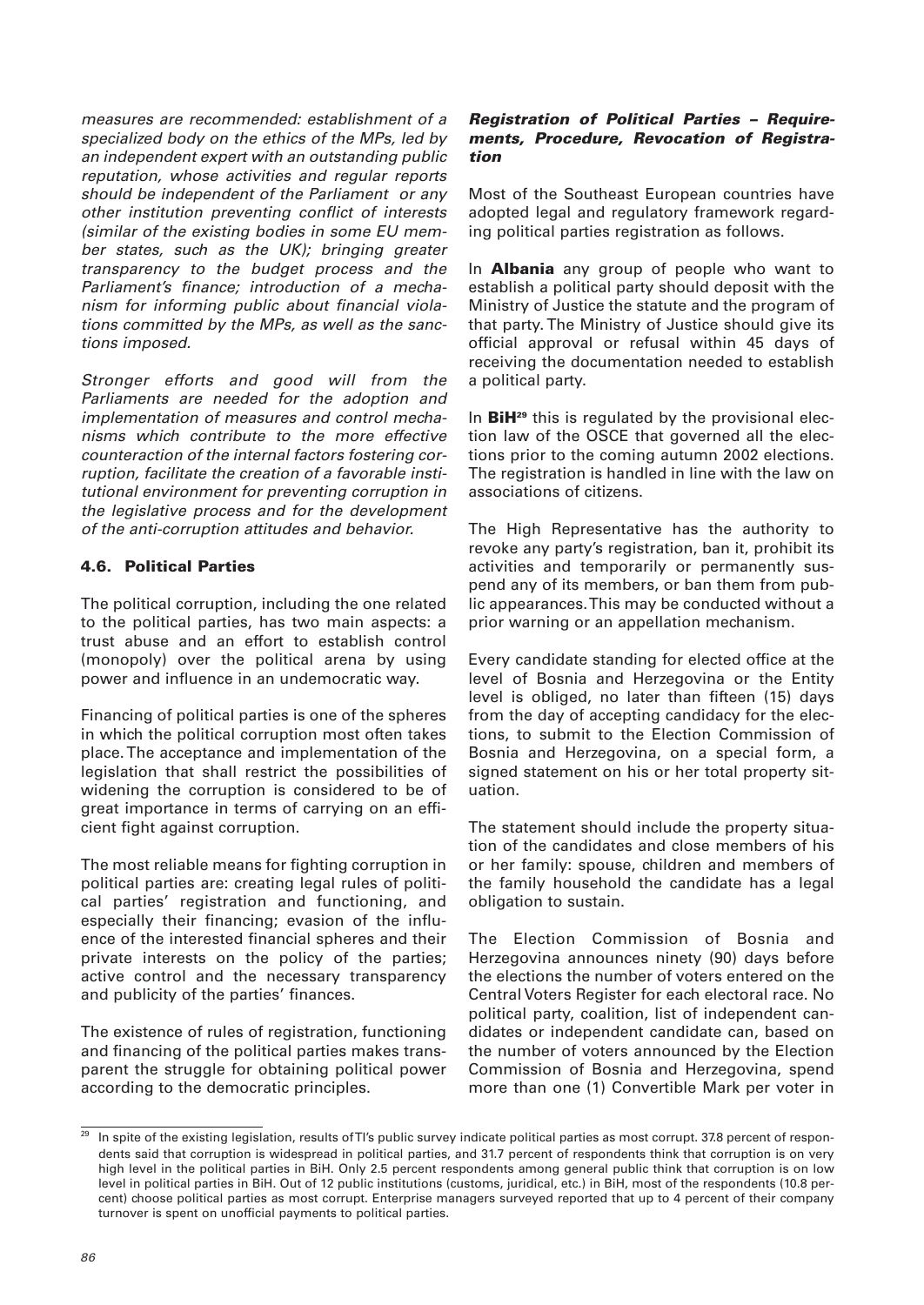*measures are recommended: establishment of a specialized body on the ethics of the MPs, led by an independent expert with an outstanding public reputation, whose activities and regular reports should be independent of the Parliament or any other institution preventing conflict of interests (similar of the existing bodies in some EU member states, such as the UK); bringing greater transparency to the budget process and the Parliament's finance; introduction of a mechanism for informing public about financial violations committed by the MPs, as well as the sanctions imposed.*

*Stronger efforts and good will from the Parliaments are needed for the adoption and implementation of measures and control mechanisms which contribute to the more effective counteraction of the internal factors fostering corruption, facilitate the creation of a favorable institutional environment for preventing corruption in the legislative process and for the development of the anti-corruption attitudes and behavior.*

### 4.6. Political Parties

The political corruption, including the one related to the political parties, has two main aspects: a trust abuse and an effort to establish control (monopoly) over the political arena by using power and influence in an undemocratic way.

Financing of political parties is one of the spheres in which the political corruption most often takes place. The acceptance and implementation of the legislation that shall restrict the possibilities of widening the corruption is considered to be of great importance in terms of carrying on an efficient fight against corruption.

The most reliable means for fighting corruption in political parties are: creating legal rules of political parties' registration and functioning, and especially their financing; evasion of the influence of the interested financial spheres and their private interests on the policy of the parties; active control and the necessary transparency and publicity of the parties' finances.

The existence of rules of registration, functioning and financing of the political parties makes transparent the struggle for obtaining political power according to the democratic principles.

#### *Registration of Political Parties – Requirements, Procedure, Revocation of Registration*

Most of the Southeast European countries have adopted legal and regulatory framework regarding political parties registration as follows.

In **Albania** any group of people who want to establish a political party should deposit with the Ministry of Justice the statute and the program of that party. The Ministry of Justice should give its official approval or refusal within 45 days of receiving the documentation needed to establish a political party.

In **BiH**[29] this is regulated by the provisional election law of the OSCE that governed all the elections prior to the coming autumn 2002 elections. The registration is handled in line with the law on associations of citizens.

The High Representative has the authority to revoke any party's registration, ban it, prohibit its activities and temporarily or permanently suspend any of its members, or ban them from public appearances. This may be conducted without a prior warning or an appellation mechanism.

Every candidate standing for elected office at the level of Bosnia and Herzegovina or the Entity level is obliged, no later than fifteen (15) days from the day of accepting candidacy for the elections, to submit to the Election Commission of Bosnia and Herzegovina, on a special form, a signed statement on his or her total property situation.

The statement should include the property situation of the candidates and close members of his or her family: spouse, children and members of the family household the candidate has a legal obligation to sustain.

The Election Commission of Bosnia and Herzegovina announces ninety (90) days before the elections the number of voters entered on the Central Voters Register for each electoral race. No political party, coalition, list of independent candidates or independent candidate can, based on the number of voters announced by the Election Commission of Bosnia and Herzegovina, spend more than one (1) Convertible Mark per voter in

---

[29] In spite of the existing legislation, results of TI's public survey indicate political parties as most corrupt. 37.8 percent of respondents said that corruption is widespread in political parties, and 31.7 percent of respondents think that corruption is on very high level in the political parties in BiH. Only 2.5 percent respondents among general public think that corruption is on low level in political parties in BiH. Out of 12 public institutions (customs, juridical, etc.) in BiH, most of the respondents (10.8 percent) choose political parties as most corrupt. Enterprise managers surveyed reported that up to 4 percent of their company turnover is spent on unofficial payments to political parties.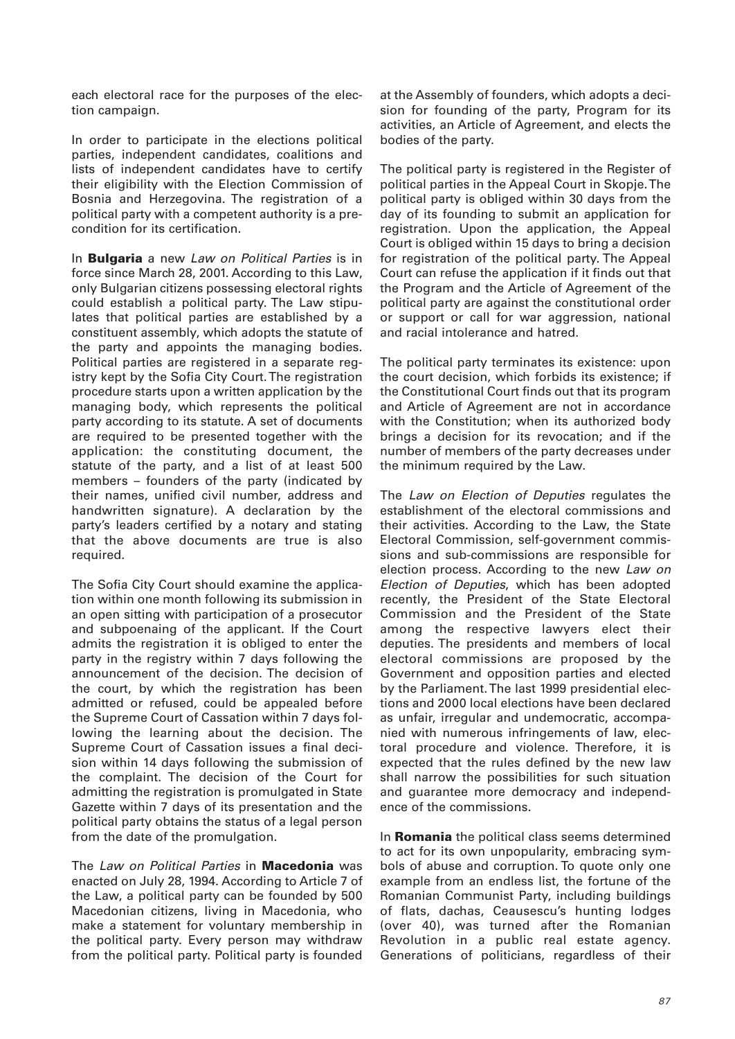each electoral race for the purposes of the election campaign.

In order to participate in the elections political parties, independent candidates, coalitions and lists of independent candidates have to certify their eligibility with the Election Commission of Bosnia and Herzegovina. The registration of a political party with a competent authority is a precondition for its certification.

In **Bulgaria** a new *Law on Political Parties* is in force since March 28, 2001. According to this Law, only Bulgarian citizens possessing electoral rights could establish a political party. The Law stipulates that political parties are established by a constituent assembly, which adopts the statute of the party and appoints the managing bodies. Political parties are registered in a separate registry kept by the Sofia City Court. The registration procedure starts upon a written application by the managing body, which represents the political party according to its statute. A set of documents are required to be presented together with the application: the constituting document, the statute of the party, and a list of at least 500 members – founders of the party (indicated by their names, unified civil number, address and handwritten signature). A declaration by the party's leaders certified by a notary and stating that the above documents are true is also required.

The Sofia City Court should examine the application within one month following its submission in an open sitting with participation of a prosecutor and subpoenaing of the applicant. If the Court admits the registration it is obliged to enter the party in the registry within 7 days following the announcement of the decision. The decision of the court, by which the registration has been admitted or refused, could be appealed before the Supreme Court of Cassation within 7 days following the learning about the decision. The Supreme Court of Cassation issues a final decision within 14 days following the submission of the complaint. The decision of the Court for admitting the registration is promulgated in State Gazette within 7 days of its presentation and the political party obtains the status of a legal person from the date of the promulgation.

The *Law on Political Parties* in **Macedonia** was enacted on July 28, 1994. According to Article 7 of the Law, a political party can be founded by 500 Macedonian citizens, living in Macedonia, who make a statement for voluntary membership in the political party. Every person may withdraw from the political party. Political party is founded at the Assembly of founders, which adopts a decision for founding of the party, Program for its activities, an Article of Agreement, and elects the bodies of the party.

The political party is registered in the Register of political parties in the Appeal Court in Skopje. The political party is obliged within 30 days from the day of its founding to submit an application for registration. Upon the application, the Appeal Court is obliged within 15 days to bring a decision for registration of the political party. The Appeal Court can refuse the application if it finds out that the Program and the Article of Agreement of the political party are against the constitutional order or support or call for war aggression, national and racial intolerance and hatred.

The political party terminates its existence: upon the court decision, which forbids its existence; if the Constitutional Court finds out that its program and Article of Agreement are not in accordance with the Constitution; when its authorized body brings a decision for its revocation; and if the number of members of the party decreases under the minimum required by the Law.

The *Law on Election of Deputies* regulates the establishment of the electoral commissions and their activities. According to the Law, the State Electoral Commission, self-government commissions and sub-commissions are responsible for election process. According to the new *Law on Election of Deputies*, which has been adopted recently, the President of the State Electoral Commission and the President of the State among the respective lawyers elect their deputies. The presidents and members of local electoral commissions are proposed by the Government and opposition parties and elected by the Parliament. The last 1999 presidential elections and 2000 local elections have been declared as unfair, irregular and undemocratic, accompanied with numerous infringements of law, electoral procedure and violence. Therefore, it is expected that the rules defined by the new law shall narrow the possibilities for such situation and guarantee more democracy and independence of the commissions.

In **Romania** the political class seems determined to act for its own unpopularity, embracing symbols of abuse and corruption. To quote only one example from an endless list, the fortune of the Romanian Communist Party, including buildings of flats, dachas, Ceausescu's hunting lodges (over 40), was turned after the Romanian Revolution in a public real estate agency. Generations of politicians, regardless of their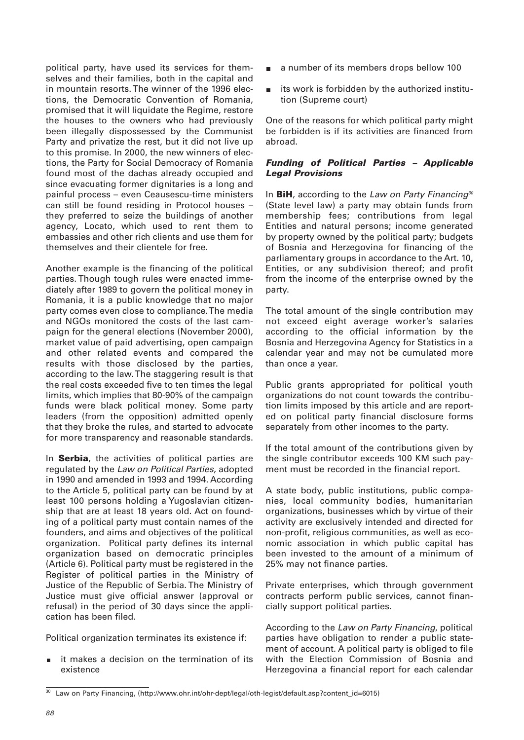political party, have used its services for themselves and their families, both in the capital and in mountain resorts. The winner of the 1996 elections, the Democratic Convention of Romania, promised that it will liquidate the Regime, restore the houses to the owners who had previously been illegally dispossessed by the Communist Party and privatize the rest, but it did not live up to this promise. In 2000, the new winners of elections, the Party for Social Democracy of Romania found most of the dachas already occupied and since evacuating former dignitaries is a long and painful process – even Ceausescu-time ministers can still be found residing in Protocol houses – they preferred to seize the buildings of another agency, Locato, which used to rent them to embassies and other rich clients and use them for themselves and their clientele for free.

Another example is the financing of the political parties. Though tough rules were enacted immediately after 1989 to govern the political money in Romania, it is a public knowledge that no major party comes even close to compliance. The media and NGOs monitored the costs of the last campaign for the general elections (November 2000), market value of paid advertising, open campaign and other related events and compared the results with those disclosed by the parties, according to the law. The staggering result is that the real costs exceeded five to ten times the legal limits, which implies that 80-90% of the campaign funds were black political money. Some party leaders (from the opposition) admitted openly that they broke the rules, and started to advocate for more transparency and reasonable standards.

In **Serbia**, the activities of political parties are regulated by the *Law on Political Parties*, adopted in 1990 and amended in 1993 and 1994. According to the Article 5, political party can be found by at least 100 persons holding a Yugoslavian citizenship that are at least 18 years old. Act on founding of a political party must contain names of the founders, and aims and objectives of the political organization. Political party defines its internal organization based on democratic principles (Article 6). Political party must be registered in the Register of political parties in the Ministry of Justice of the Republic of Serbia. The Ministry of Justice must give official answer (approval or refusal) in the period of 30 days since the application has been filed.

Political organization terminates its existence if:

- it makes a decision on the termination of its existence
- a number of its members drops bellow 100
- its work is forbidden by the authorized institution (Supreme court)

One of the reasons for which political party might be forbidden is if its activities are financed from abroad.

### *Funding of Political Parties – Applicable Legal Provisions*

In **BiH**, according to the *Law on Party Financing*[30] (State level law) a party may obtain funds from membership fees; contributions from legal Entities and natural persons; income generated by property owned by the political party; budgets of Bosnia and Herzegovina for financing of the parliamentary groups in accordance to the Art. 10, Entities, or any subdivision thereof; and profit from the income of the enterprise owned by the party.

The total amount of the single contribution may not exceed eight average worker's salaries according to the official information by the Bosnia and Herzegovina Agency for Statistics in a calendar year and may not be cumulated more than once a year.

Public grants appropriated for political youth organizations do not count towards the contribution limits imposed by this article and are reported on political party financial disclosure forms separately from other incomes to the party.

If the total amount of the contributions given by the single contributor exceeds 100 KM such payment must be recorded in the financial report.

A state body, public institutions, public companies, local community bodies, humanitarian organizations, businesses which by virtue of their activity are exclusively intended and directed for non-profit, religious communities, as well as economic association in which public capital has been invested to the amount of a minimum of 25% may not finance parties.

Private enterprises, which through government contracts perform public services, cannot financially support political parties.

According to the *Law on Party Financing*, political parties have obligation to render a public statement of account. A political party is obliged to file with the Election Commission of Bosnia and Herzegovina a financial report for each calendar

[30] Law on Party Financing, (http://www.ohr.int/ohr-dept/legal/oth-legist/default.asp?content_id=6015)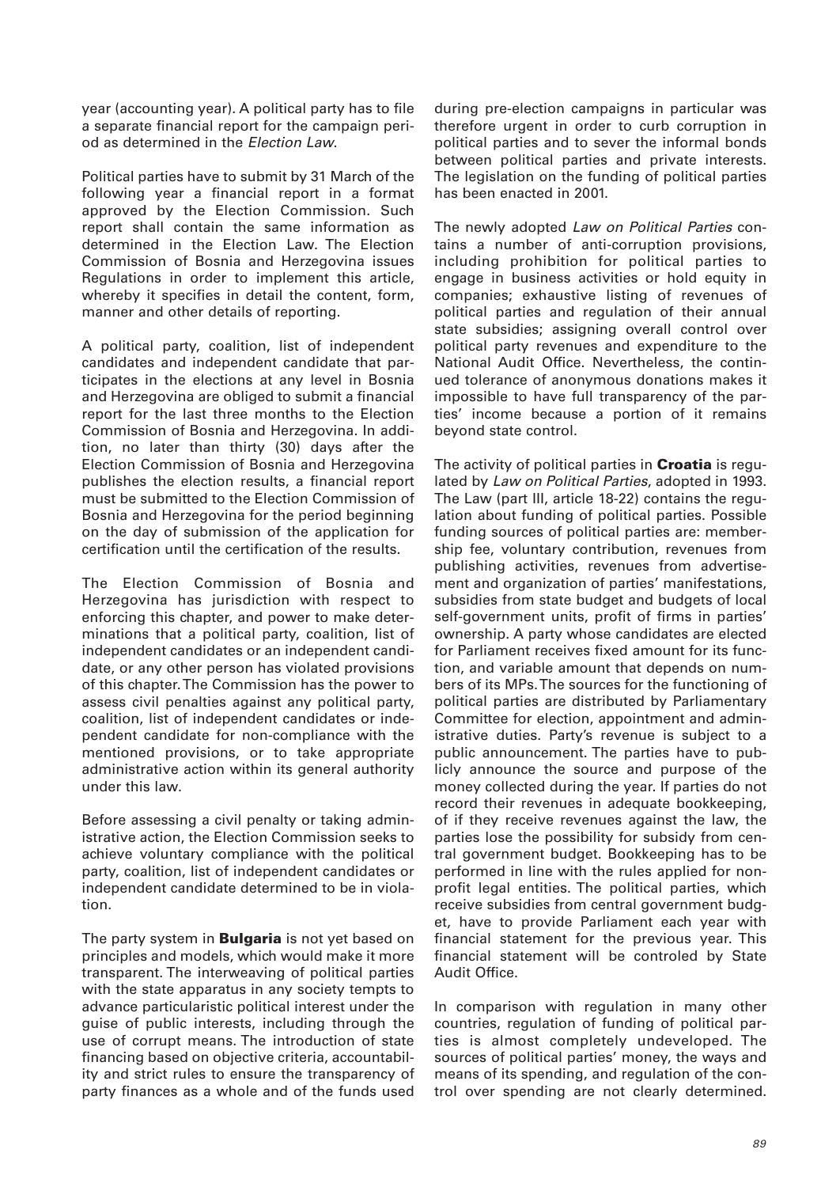year (accounting year). A political party has to file a separate financial report for the campaign period as determined in the *Election Law*.

Political parties have to submit by 31 March of the following year a financial report in a format approved by the Election Commission. Such report shall contain the same information as determined in the Election Law. The Election Commission of Bosnia and Herzegovina issues Regulations in order to implement this article, whereby it specifies in detail the content, form, manner and other details of reporting.

A political party, coalition, list of independent candidates and independent candidate that participates in the elections at any level in Bosnia and Herzegovina are obliged to submit a financial report for the last three months to the Election Commission of Bosnia and Herzegovina. In addition, no later than thirty (30) days after the Election Commission of Bosnia and Herzegovina publishes the election results, a financial report must be submitted to the Election Commission of Bosnia and Herzegovina for the period beginning on the day of submission of the application for certification until the certification of the results.

The Election Commission of Bosnia and Herzegovina has jurisdiction with respect to enforcing this chapter, and power to make determinations that a political party, coalition, list of independent candidates or an independent candidate, or any other person has violated provisions of this chapter. The Commission has the power to assess civil penalties against any political party, coalition, list of independent candidates or independent candidate for non-compliance with the mentioned provisions, or to take appropriate administrative action within its general authority under this law.

Before assessing a civil penalty or taking administrative action, the Election Commission seeks to achieve voluntary compliance with the political party, coalition, list of independent candidates or independent candidate determined to be in violation.

The party system in **Bulgaria** is not yet based on principles and models, which would make it more transparent. The interweaving of political parties with the state apparatus in any society tempts to advance particularistic political interest under the guise of public interests, including through the use of corrupt means. The introduction of state financing based on objective criteria, accountability and strict rules to ensure the transparency of party finances as a whole and of the funds used during pre-election campaigns in particular was therefore urgent in order to curb corruption in political parties and to sever the informal bonds between political parties and private interests. The legislation on the funding of political parties has been enacted in 2001.

The newly adopted *Law on Political Parties* contains a number of anti-corruption provisions, including prohibition for political parties to engage in business activities or hold equity in companies; exhaustive listing of revenues of political parties and regulation of their annual state subsidies; assigning overall control over political party revenues and expenditure to the National Audit Office. Nevertheless, the continued tolerance of anonymous donations makes it impossible to have full transparency of the parties' income because a portion of it remains beyond state control.

The activity of political parties in **Croatia** is regulated by *Law on Political Parties*, adopted in 1993. The Law (part III, article 18-22) contains the regulation about funding of political parties. Possible funding sources of political parties are: membership fee, voluntary contribution, revenues from publishing activities, revenues from advertisement and organization of parties' manifestations, subsidies from state budget and budgets of local self-government units, profit of firms in parties' ownership. A party whose candidates are elected for Parliament receives fixed amount for its function, and variable amount that depends on numbers of its MPs. The sources for the functioning of political parties are distributed by Parliamentary Committee for election, appointment and administrative duties. Party's revenue is subject to a public announcement. The parties have to publicly announce the source and purpose of the money collected during the year. If parties do not record their revenues in adequate bookkeeping, of if they receive revenues against the law, the parties lose the possibility for subsidy from central government budget. Bookkeeping has to be performed in line with the rules applied for nonprofit legal entities. The political parties, which receive subsidies from central government budget, have to provide Parliament each year with financial statement for the previous year. This financial statement will be controled by State Audit Office.

In comparison with regulation in many other countries, regulation of funding of political parties is almost completely undeveloped. The sources of political parties' money, the ways and means of its spending, and regulation of the control over spending are not clearly determined.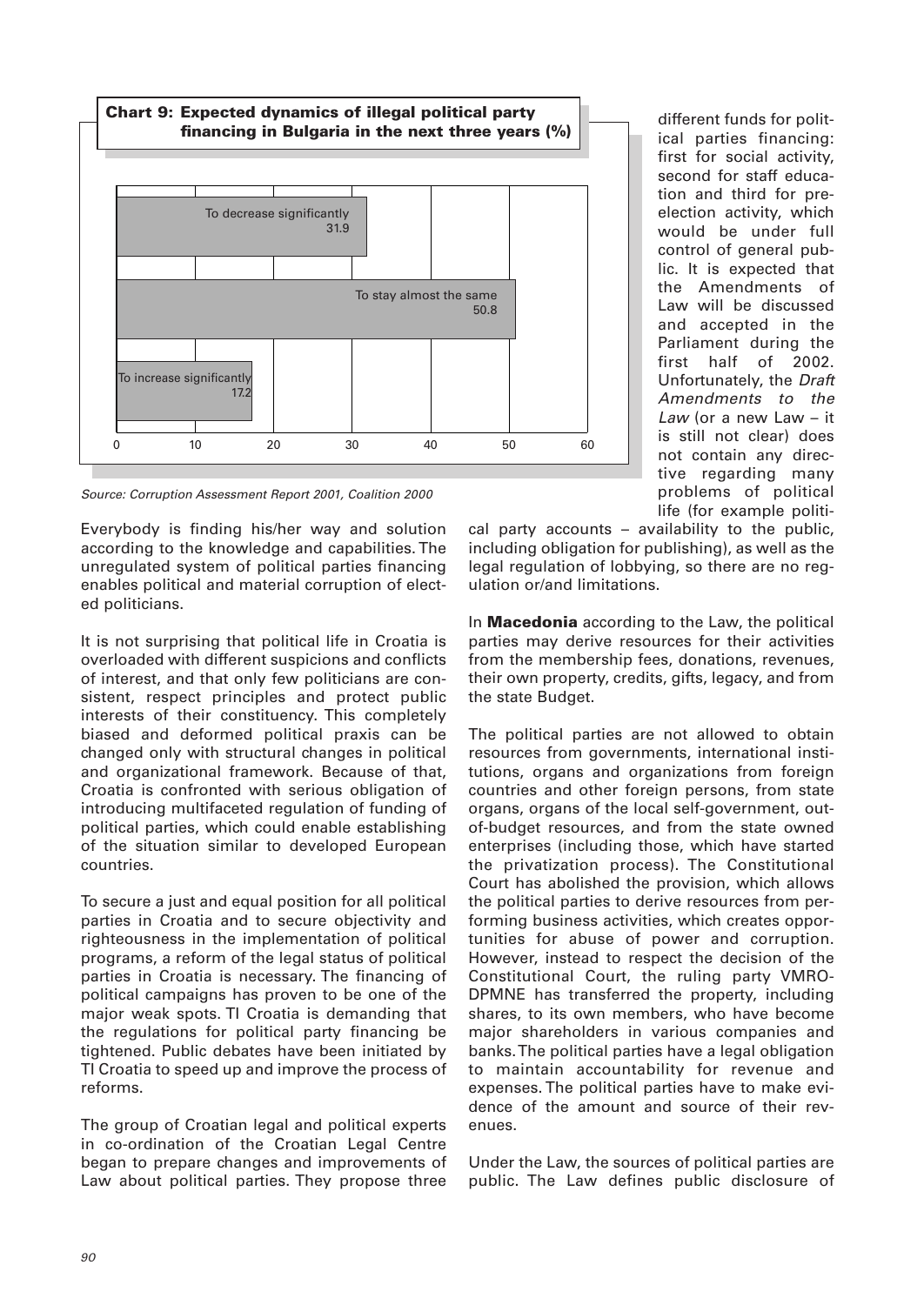**Chart 9: Expected dynamics of illegal political party financing in Bulgaria in the next three years (%)**

| | % |
|---|---|
| To decrease significantly | 31.9 |
| To stay almost the same | 50.8 |
| To increase significantly | 17.2 |

*Source: Corruption Assessment Report 2001, Coalition 2000*

Everybody is finding his/her way and solution according to the knowledge and capabilities. The unregulated system of political parties financing enables political and material corruption of elected politicians.

It is not surprising that political life in Croatia is overloaded with different suspicions and conflicts of interest, and that only few politicians are consistent, respect principles and protect public interests of their constituency. This completely biased and deformed political praxis can be changed only with structural changes in political and organizational framework. Because of that, Croatia is confronted with serious obligation of introducing multifaceted regulation of funding of political parties, which could enable establishing of the situation similar to developed European countries.

To secure a just and equal position for all political parties in Croatia and to secure objectivity and righteousness in the implementation of political programs, a reform of the legal status of political parties in Croatia is necessary. The financing of political campaigns has proven to be one of the major weak spots. TI Croatia is demanding that the regulations for political party financing be tightened. Public debates have been initiated by TI Croatia to speed up and improve the process of reforms.

The group of Croatian legal and political experts in co-ordination of the Croatian Legal Centre began to prepare changes and improvements of Law about political parties. They propose three different funds for political parties financing: first for social activity, second for staff education and third for pre-election activity, which would be under full control of general public. It is expected that the Amendments of Law will be discussed and accepted in the Parliament during the first half of 2002. Unfortunately, the *Draft Amendments to the Law* (or a new Law – it is still not clear) does not contain any directive regarding many problems of political life (for example political party accounts – availability to the public, including obligation for publishing), as well as the legal regulation of lobbying, so there are no regulation or/and limitations.

In **Macedonia** according to the Law, the political parties may derive resources for their activities from the membership fees, donations, revenues, their own property, credits, gifts, legacy, and from the state Budget.

The political parties are not allowed to obtain resources from governments, international institutions, organs and organizations from foreign countries and other foreign persons, from state organs, organs of the local self-government, out-of-budget resources, and from the state owned enterprises (including those, which have started the privatization process). The Constitutional Court has abolished the provision, which allows the political parties to derive resources from performing business activities, which creates opportunities for abuse of power and corruption. However, instead to respect the decision of the Constitutional Court, the ruling party VMRO-DPMNE has transferred the property, including shares, to its own members, who have become major shareholders in various companies and banks. The political parties have a legal obligation to maintain accountability for revenue and expenses. The political parties have to make evidence of the amount and source of their revenues.

Under the Law, the sources of political parties are public. The Law defines public disclosure of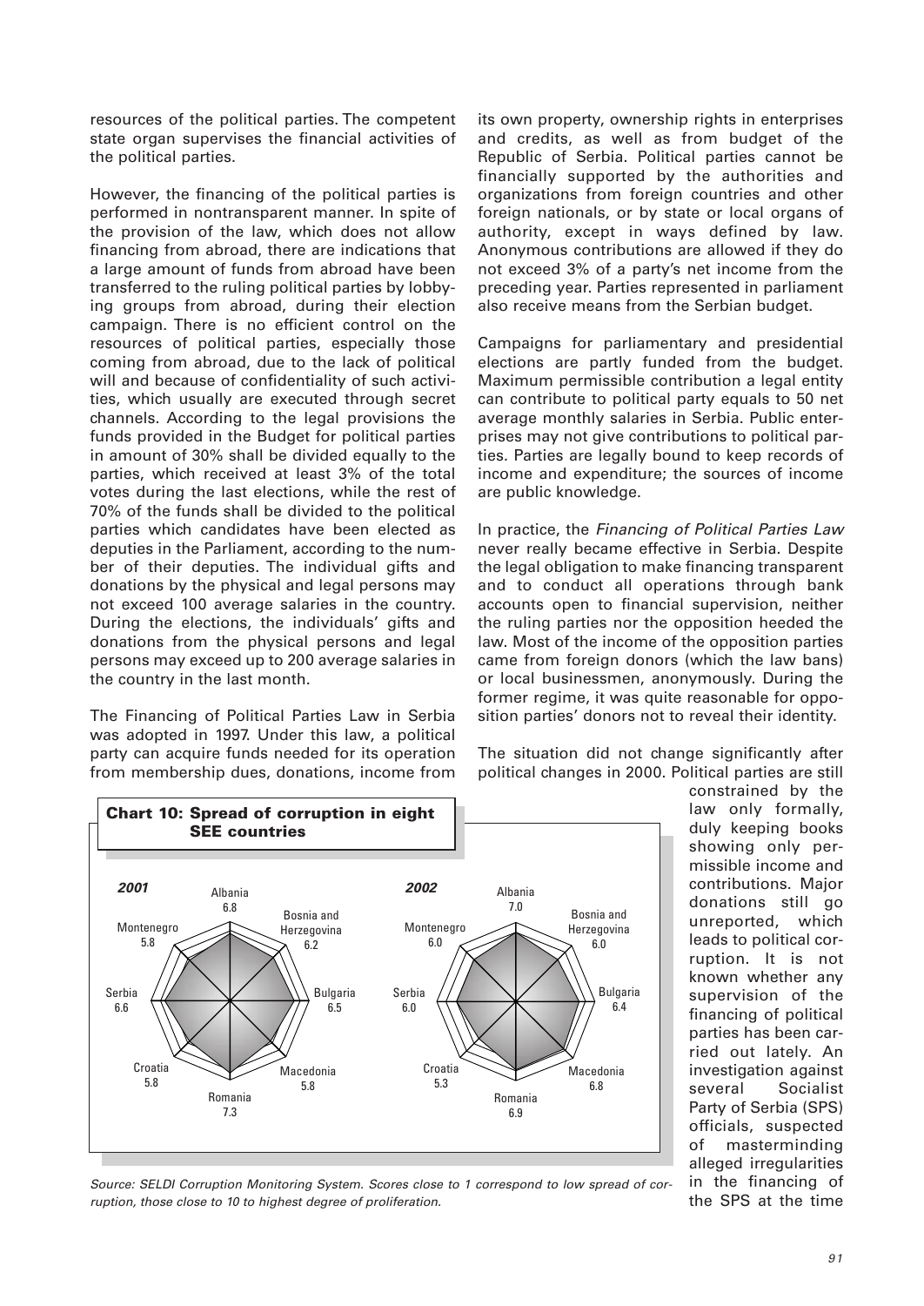resources of the political parties. The competent state organ supervises the financial activities of the political parties.

However, the financing of the political parties is performed in nontransparent manner. In spite of the provision of the law, which does not allow financing from abroad, there are indications that a large amount of funds from abroad have been transferred to the ruling political parties by lobbying groups from abroad, during their election campaign. There is no efficient control on the resources of political parties, especially those coming from abroad, due to the lack of political will and because of confidentiality of such activities, which usually are executed through secret channels. According to the legal provisions the funds provided in the Budget for political parties in amount of 30% shall be divided equally to the parties, which received at least 3% of the total votes during the last elections, while the rest of 70% of the funds shall be divided to the political parties which candidates have been elected as deputies in the Parliament, according to the number of their deputies. The individual gifts and donations by the physical and legal persons may not exceed 100 average salaries in the country. During the elections, the individuals' gifts and donations from the physical persons and legal persons may exceed up to 200 average salaries in the country in the last month.

The Financing of Political Parties Law in Serbia was adopted in 1997. Under this law, a political party can acquire funds needed for its operation from membership dues, donations, income from its own property, ownership rights in enterprises and credits, as well as from budget of the Republic of Serbia. Political parties cannot be financially supported by the authorities and organizations from foreign countries and other foreign nationals, or by state or local organs of authority, except in ways defined by law. Anonymous contributions are allowed if they do not exceed 3% of a party's net income from the preceding year. Parties represented in parliament also receive means from the Serbian budget.

Campaigns for parliamentary and presidential elections are partly funded from the budget. Maximum permissible contribution a legal entity can contribute to political party equals to 50 net average monthly salaries in Serbia. Public enterprises may not give contributions to political parties. Parties are legally bound to keep records of income and expenditure; the sources of income are public knowledge.

In practice, the *Financing of Political Parties Law* never really became effective in Serbia. Despite the legal obligation to make financing transparent and to conduct all operations through bank accounts open to financial supervision, neither the ruling parties nor the opposition heeded the law. Most of the income of the opposition parties came from foreign donors (which the law bans) or local businessmen, anonymously. During the former regime, it was quite reasonable for opposition parties' donors not to reveal their identity.

The situation did not change significantly after political changes in 2000. Political parties are still constrained by the law only formally, duly keeping books showing only permissible income and contributions. Major donations still go unreported, which leads to political corruption. It is not known whether any supervision of the financing of political parties has been carried out lately. An investigation against several Socialist Party of Serbia (SPS) officials, suspected of masterminding alleged irregularities in the financing of the SPS at the time

**Chart 10: Spread of corruption in eight SEE countries**

| Country | 2001 | 2002 |
|---|---|---|
| Albania | 6.8 | 7.0 |
| Bosnia and Herzegovina | 6.2 | 6.0 |
| Bulgaria | 6.5 | 6.4 |
| Macedonia | 5.8 | 6.8 |
| Romania | 7.3 | 6.9 |
| Croatia | 5.8 | 5.3 |
| Serbia | 6.6 | 6.0 |
| Montenegro | 5.8 | 6.0 |

*Source: SELDI Corruption Monitoring System. Scores close to 1 correspond to low spread of corruption, those close to 10 to highest degree of proliferation.*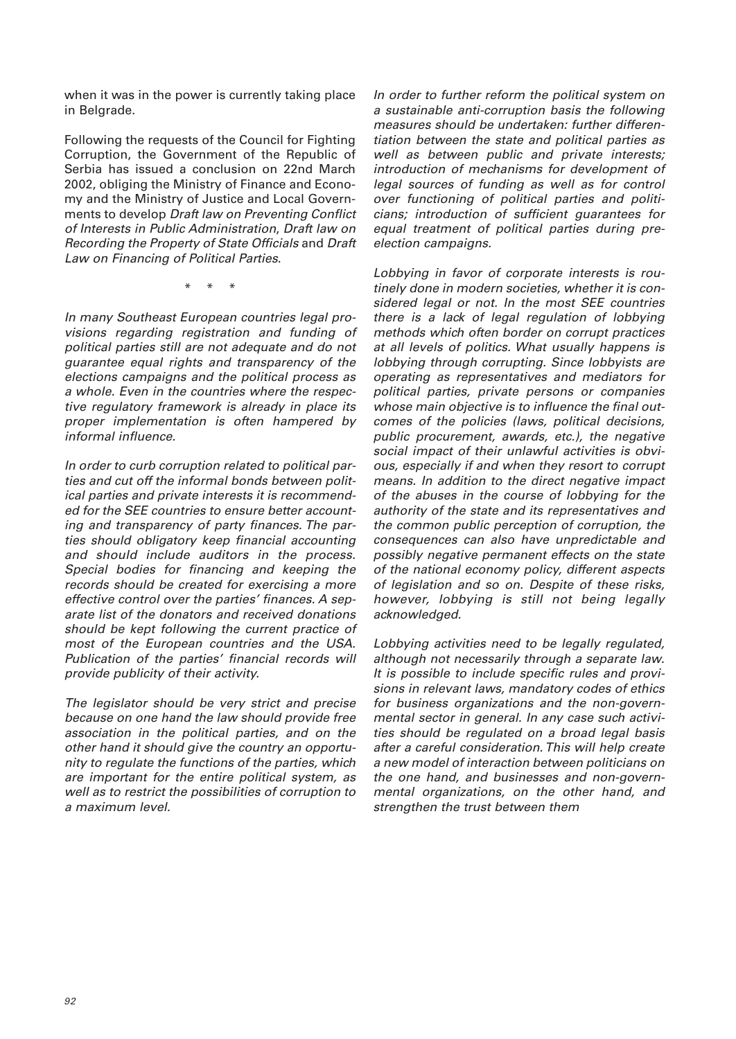when it was in the power is currently taking place in Belgrade.

Following the requests of the Council for Fighting Corruption, the Government of the Republic of Serbia has issued a conclusion on 22nd March 2002, obliging the Ministry of Finance and Economy and the Ministry of Justice and Local Governments to develop *Draft law on Preventing Conflict of Interests in Public Administration*, *Draft law on Recording the Property of State Officials* and *Draft Law on Financing of Political Parties*.

\* \* \*

*In many Southeast European countries legal provisions regarding registration and funding of political parties still are not adequate and do not guarantee equal rights and transparency of the elections campaigns and the political process as a whole. Even in the countries where the respective regulatory framework is already in place its proper implementation is often hampered by informal influence.*

*In order to curb corruption related to political parties and cut off the informal bonds between political parties and private interests it is recommended for the SEE countries to ensure better accounting and transparency of party finances. The parties should obligatory keep financial accounting and should include auditors in the process. Special bodies for financing and keeping the records should be created for exercising a more effective control over the parties' finances. A separate list of the donators and received donations should be kept following the current practice of most of the European countries and the USA. Publication of the parties' financial records will provide publicity of their activity.*

*The legislator should be very strict and precise because on one hand the law should provide free association in the political parties, and on the other hand it should give the country an opportunity to regulate the functions of the parties, which are important for the entire political system, as well as to restrict the possibilities of corruption to a maximum level.*

*In order to further reform the political system on a sustainable anti-corruption basis the following measures should be undertaken: further differentiation between the state and political parties as well as between public and private interests; introduction of mechanisms for development of legal sources of funding as well as for control over functioning of political parties and politicians; introduction of sufficient guarantees for equal treatment of political parties during pre-election campaigns.*

*Lobbying in favor of corporate interests is routinely done in modern societies, whether it is considered legal or not. In the most SEE countries there is a lack of legal regulation of lobbying methods which often border on corrupt practices at all levels of politics. What usually happens is lobbying through corrupting. Since lobbyists are operating as representatives and mediators for political parties, private persons or companies whose main objective is to influence the final outcomes of the policies (laws, political decisions, public procurement, awards, etc.), the negative social impact of their unlawful activities is obvious, especially if and when they resort to corrupt means. In addition to the direct negative impact of the abuses in the course of lobbying for the authority of the state and its representatives and the common public perception of corruption, the consequences can also have unpredictable and possibly negative permanent effects on the state of the national economy policy, different aspects of legislation and so on. Despite of these risks, however, lobbying is still not being legally acknowledged.*

*Lobbying activities need to be legally regulated, although not necessarily through a separate law. It is possible to include specific rules and provisions in relevant laws, mandatory codes of ethics for business organizations and the non-governmental sector in general. In any case such activities should be regulated on a broad legal basis after a careful consideration. This will help create a new model of interaction between politicians on the one hand, and businesses and non-governmental organizations, on the other hand, and strengthen the trust between them*